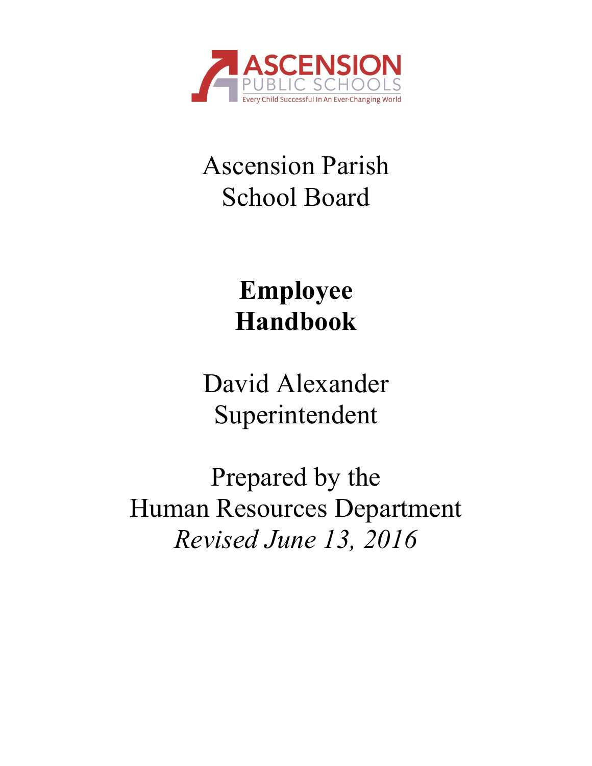ASCENSION
PUBLIC SCHOOLS
Every Child Successful In An Ever-Changing World

# Ascension Parish School Board

# **Employee Handbook**

David Alexander
Superintendent

Prepared by the
Human Resources Department
*Revised June 13, 2016*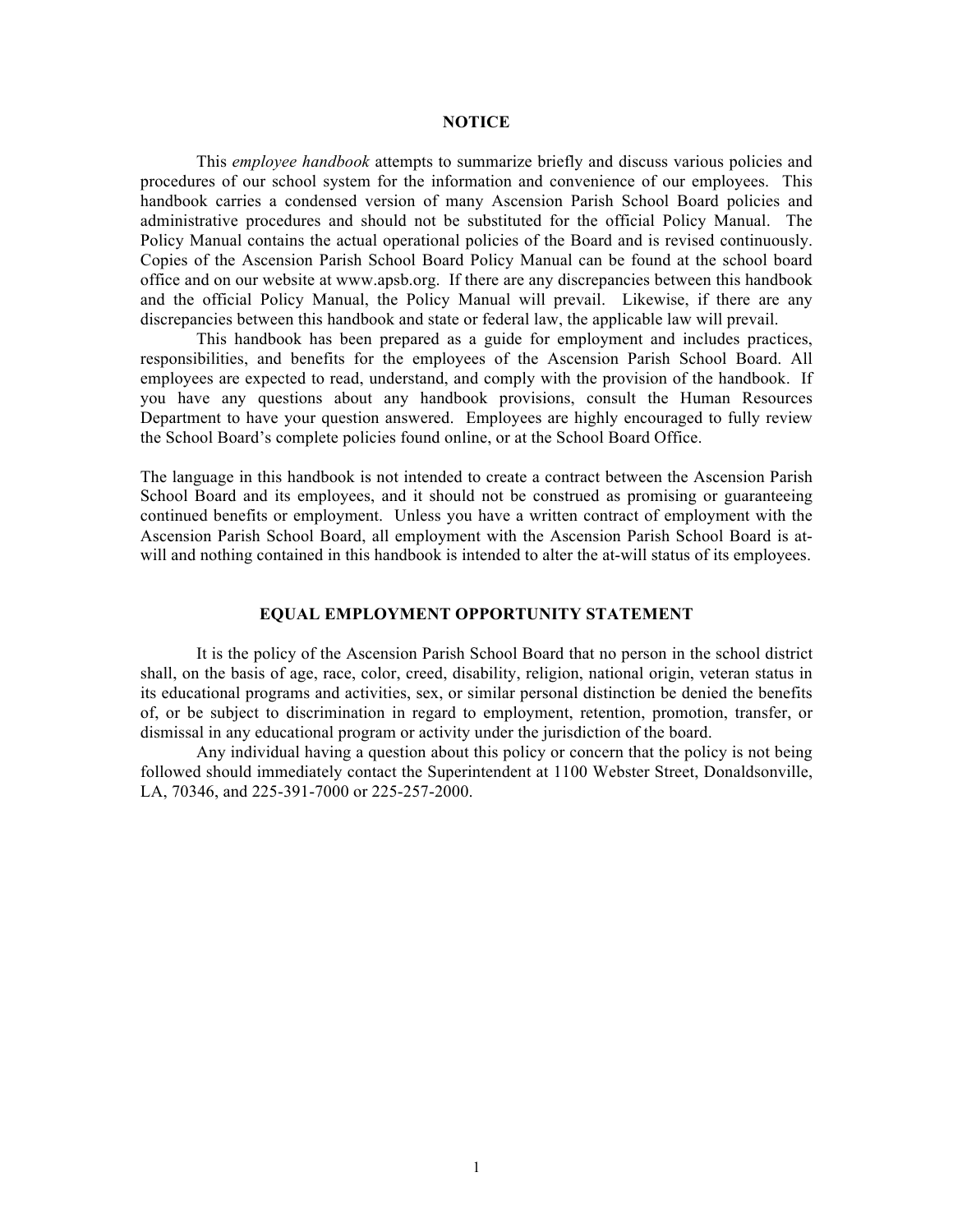## NOTICE

This *employee handbook* attempts to summarize briefly and discuss various policies and procedures of our school system for the information and convenience of our employees. This handbook carries a condensed version of many Ascension Parish School Board policies and administrative procedures and should not be substituted for the official Policy Manual. The Policy Manual contains the actual operational policies of the Board and is revised continuously. Copies of the Ascension Parish School Board Policy Manual can be found at the school board office and on our website at www.apsb.org. If there are any discrepancies between this handbook and the official Policy Manual, the Policy Manual will prevail. Likewise, if there are any discrepancies between this handbook and state or federal law, the applicable law will prevail.

This handbook has been prepared as a guide for employment and includes practices, responsibilities, and benefits for the employees of the Ascension Parish School Board. All employees are expected to read, understand, and comply with the provision of the handbook. If you have any questions about any handbook provisions, consult the Human Resources Department to have your question answered. Employees are highly encouraged to fully review the School Board's complete policies found online, or at the School Board Office.

The language in this handbook is not intended to create a contract between the Ascension Parish School Board and its employees, and it should not be construed as promising or guaranteeing continued benefits or employment. Unless you have a written contract of employment with the Ascension Parish School Board, all employment with the Ascension Parish School Board is at-will and nothing contained in this handbook is intended to alter the at-will status of its employees.

## EQUAL EMPLOYMENT OPPORTUNITY STATEMENT

It is the policy of the Ascension Parish School Board that no person in the school district shall, on the basis of age, race, color, creed, disability, religion, national origin, veteran status in its educational programs and activities, sex, or similar personal distinction be denied the benefits of, or be subject to discrimination in regard to employment, retention, promotion, transfer, or dismissal in any educational program or activity under the jurisdiction of the board.

Any individual having a question about this policy or concern that the policy is not being followed should immediately contact the Superintendent at 1100 Webster Street, Donaldsonville, LA, 70346, and 225-391-7000 or 225-257-2000.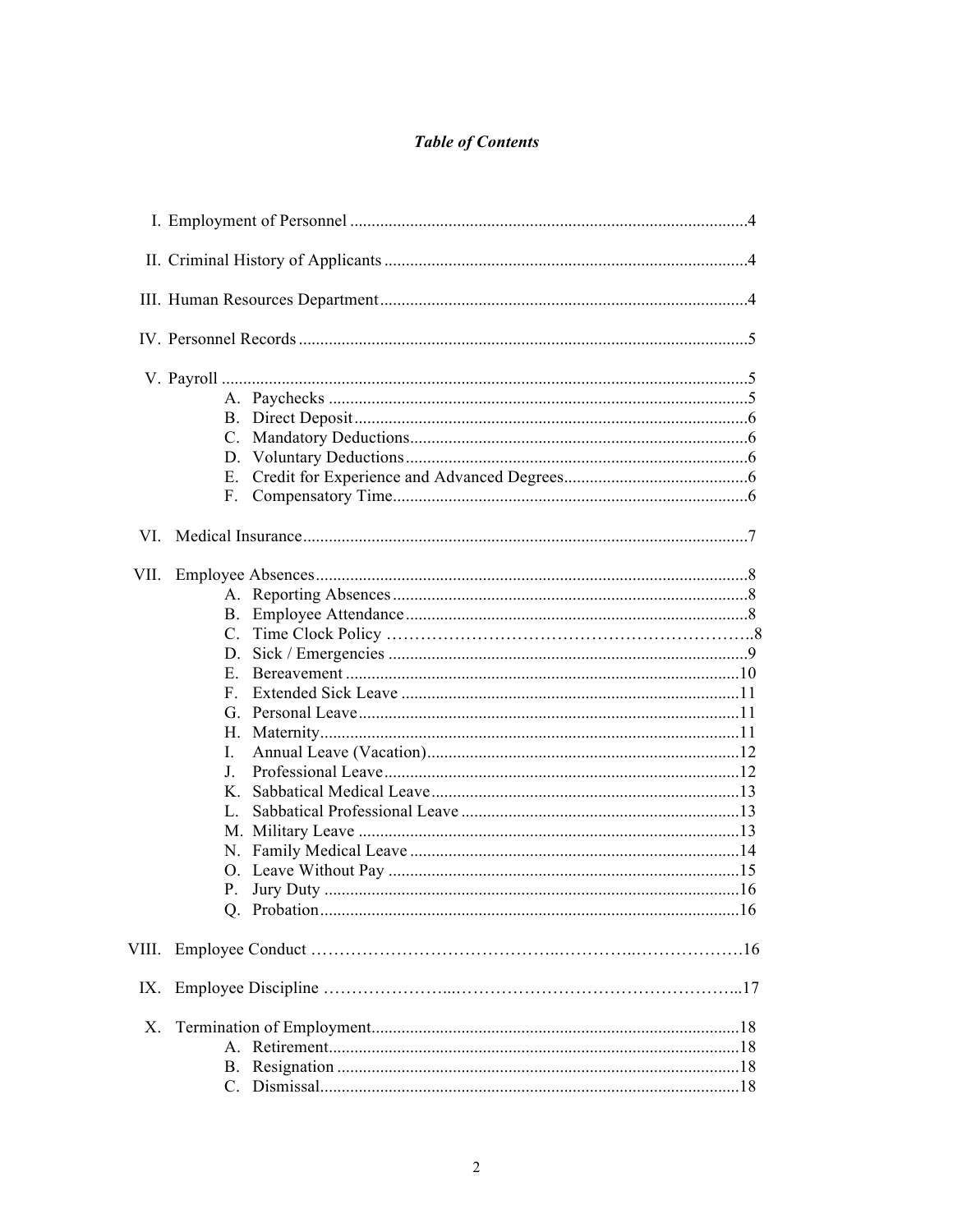# *Table of Contents*

I. Employment of Personnel ....................................................................................4

II. Criminal History of Applicants ...........................................................................4

III. Human Resources Department ...........................................................................4

IV. Personnel Records .............................................................................................5

V. Payroll ...............................................................................................................5
   - A. Paychecks ....................................................................................................5
   - B. Direct Deposit ..............................................................................................6
   - C. Mandatory Deductions .................................................................................6
   - D. Voluntary Deductions ..................................................................................6
   - E. Credit for Experience and Advanced Degrees ..............................................6
   - F. Compensatory Time .....................................................................................6

VI. Medical Insurance ..............................................................................................7

VII. Employee Absences ...........................................................................................8
   - A. Reporting Absences .....................................................................................8
   - B. Employee Attendance ..................................................................................8
   - C. Time Clock Policy ……………………………………………………..8
   - D. Sick / Emergencies ......................................................................................9
   - E. Bereavement ..............................................................................................10
   - F. Extended Sick Leave .................................................................................11
   - G. Personal Leave ...........................................................................................11
   - H. Maternity ....................................................................................................11
   - I. Annual Leave (Vacation) ............................................................................12
   - J. Professional Leave .....................................................................................12
   - K. Sabbatical Medical Leave ..........................................................................13
   - L. Sabbatical Professional Leave ...................................................................13
   - M. Military Leave ...........................................................................................13
   - N. Family Medical Leave ...............................................................................14
   - O. Leave Without Pay ....................................................................................15
   - P. Jury Duty ...................................................................................................16
   - Q. Probation ....................................................................................................16

VIII. Employee Conduct ……………………………………..………….……………….16

IX. Employee Discipline …………………...…………………………………………..17

X. Termination of Employment ...............................................................................18
   - A. Retirement ..................................................................................................18
   - B. Resignation ................................................................................................18
   - C. Dismissal ....................................................................................................18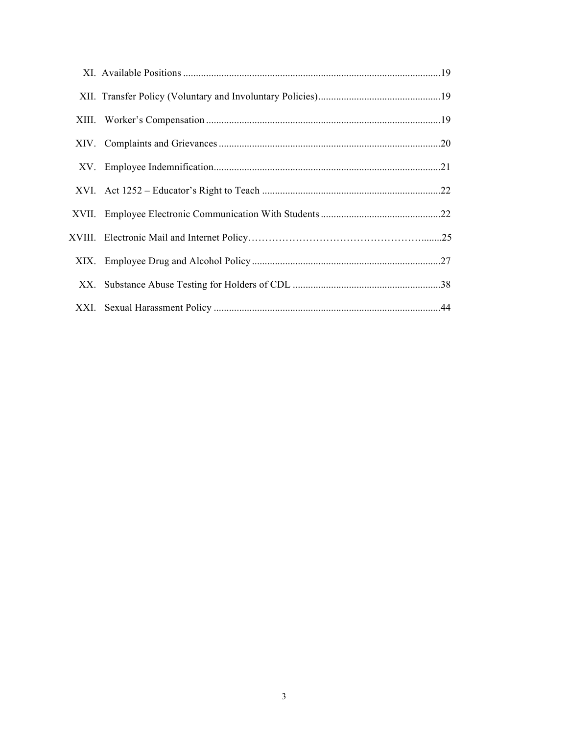XI. Available Positions ....................................................................................................19

XII. Transfer Policy (Voluntary and Involuntary Policies)................................................19

XIII. Worker's Compensation ...........................................................................................19

XIV. Complaints and Grievances ......................................................................................20

XV. Employee Indemnification........................................................................................21

XVI. Act 1252 – Educator's Right to Teach .....................................................................22

XVII. Employee Electronic Communication With Students ...............................................22

XVIII. Electronic Mail and Internet Policy……………………………………………….......25

XIX. Employee Drug and Alcohol Policy ..........................................................................27

XX. Substance Abuse Testing for Holders of CDL ..........................................................38

XXI. Sexual Harassment Policy ........................................................................................44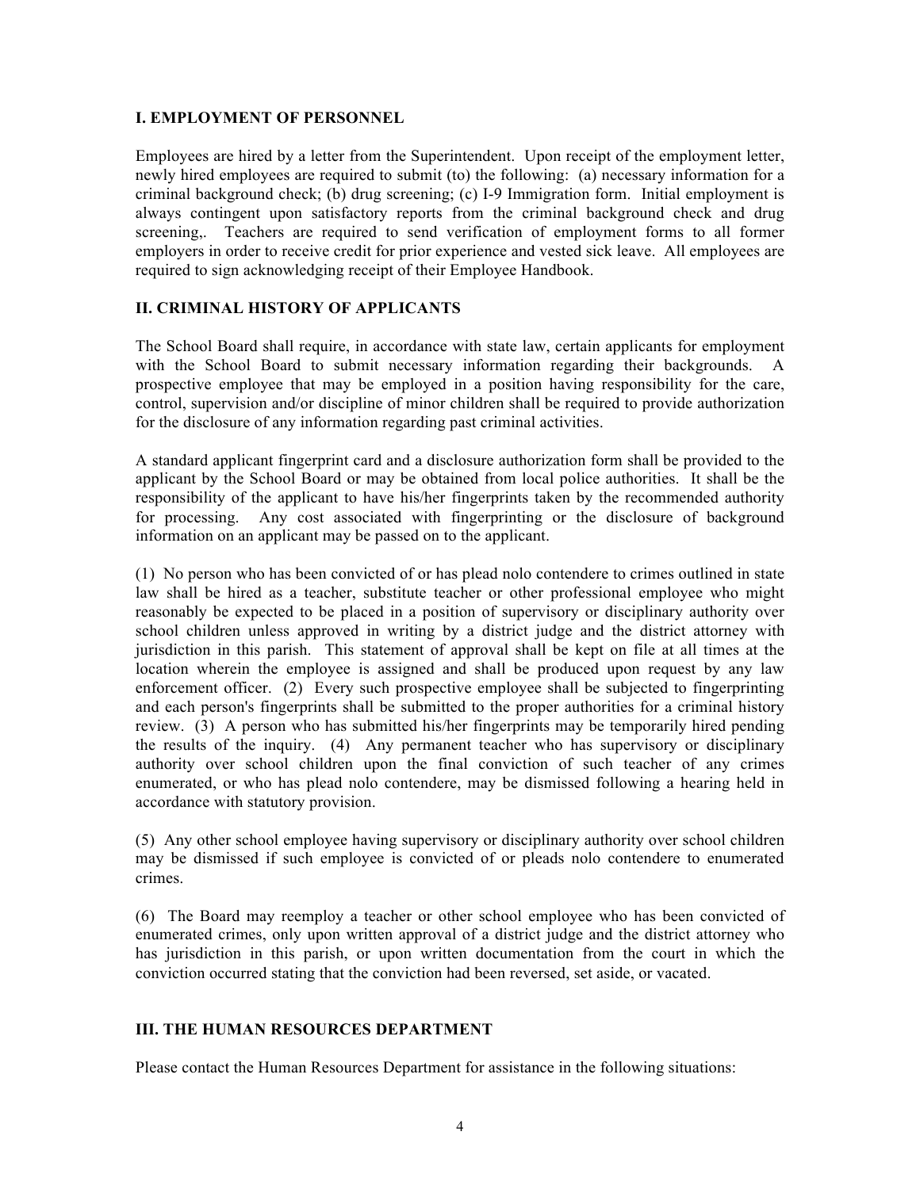## I. EMPLOYMENT OF PERSONNEL

Employees are hired by a letter from the Superintendent. Upon receipt of the employment letter, newly hired employees are required to submit (to) the following: (a) necessary information for a criminal background check; (b) drug screening; (c) I-9 Immigration form. Initial employment is always contingent upon satisfactory reports from the criminal background check and drug screening,. Teachers are required to send verification of employment forms to all former employers in order to receive credit for prior experience and vested sick leave. All employees are required to sign acknowledging receipt of their Employee Handbook.

## II. CRIMINAL HISTORY OF APPLICANTS

The School Board shall require, in accordance with state law, certain applicants for employment with the School Board to submit necessary information regarding their backgrounds. A prospective employee that may be employed in a position having responsibility for the care, control, supervision and/or discipline of minor children shall be required to provide authorization for the disclosure of any information regarding past criminal activities.

A standard applicant fingerprint card and a disclosure authorization form shall be provided to the applicant by the School Board or may be obtained from local police authorities. It shall be the responsibility of the applicant to have his/her fingerprints taken by the recommended authority for processing. Any cost associated with fingerprinting or the disclosure of background information on an applicant may be passed on to the applicant.

(1) No person who has been convicted of or has plead nolo contendere to crimes outlined in state law shall be hired as a teacher, substitute teacher or other professional employee who might reasonably be expected to be placed in a position of supervisory or disciplinary authority over school children unless approved in writing by a district judge and the district attorney with jurisdiction in this parish. This statement of approval shall be kept on file at all times at the location wherein the employee is assigned and shall be produced upon request by any law enforcement officer. (2) Every such prospective employee shall be subjected to fingerprinting and each person's fingerprints shall be submitted to the proper authorities for a criminal history review. (3) A person who has submitted his/her fingerprints may be temporarily hired pending the results of the inquiry. (4) Any permanent teacher who has supervisory or disciplinary authority over school children upon the final conviction of such teacher of any crimes enumerated, or who has plead nolo contendere, may be dismissed following a hearing held in accordance with statutory provision.

(5) Any other school employee having supervisory or disciplinary authority over school children may be dismissed if such employee is convicted of or pleads nolo contendere to enumerated crimes.

(6) The Board may reemploy a teacher or other school employee who has been convicted of enumerated crimes, only upon written approval of a district judge and the district attorney who has jurisdiction in this parish, or upon written documentation from the court in which the conviction occurred stating that the conviction had been reversed, set aside, or vacated.

## III. THE HUMAN RESOURCES DEPARTMENT

Please contact the Human Resources Department for assistance in the following situations: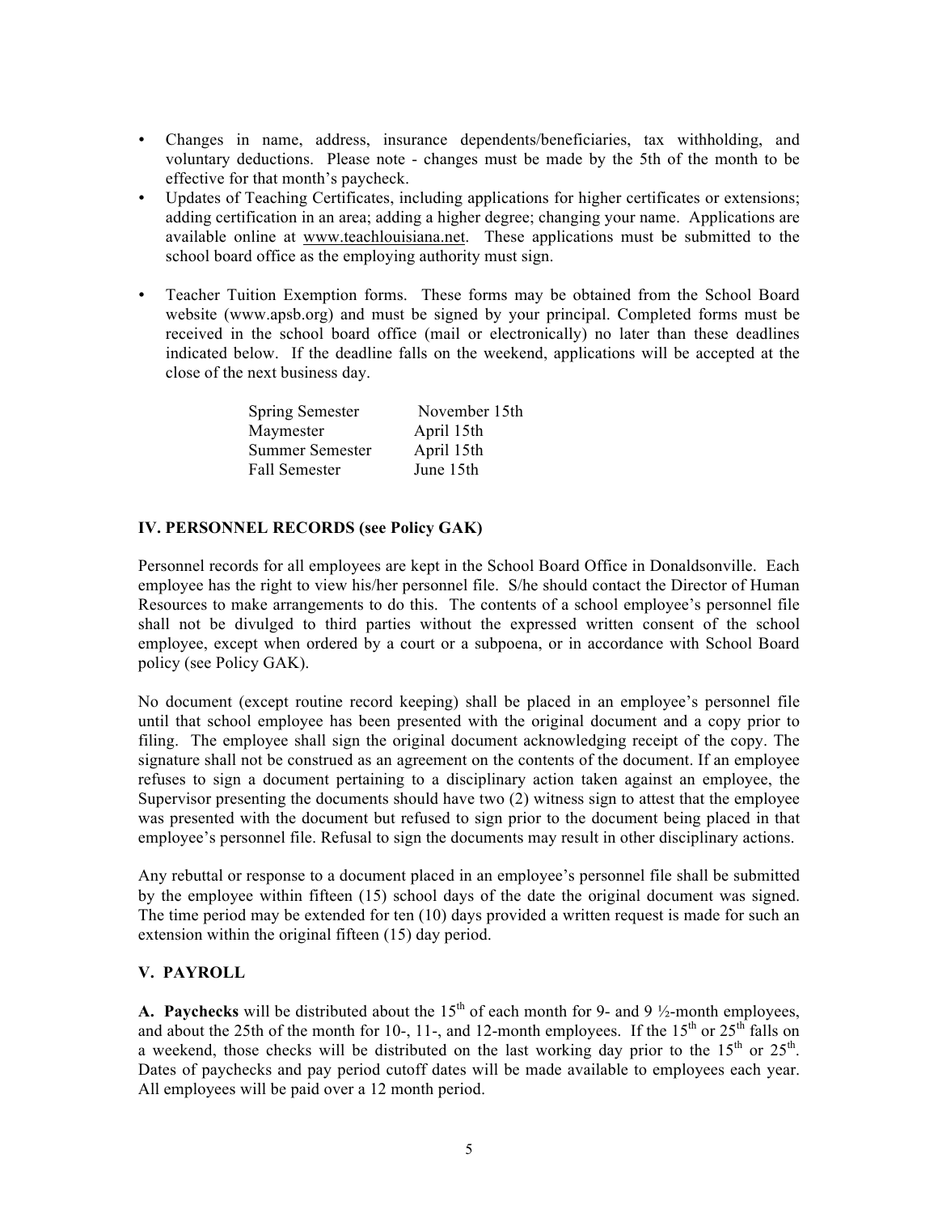- Changes in name, address, insurance dependents/beneficiaries, tax withholding, and voluntary deductions. Please note - changes must be made by the 5th of the month to be effective for that month's paycheck.
- Updates of Teaching Certificates, including applications for higher certificates or extensions; adding certification in an area; adding a higher degree; changing your name. Applications are available online at www.teachlouisiana.net. These applications must be submitted to the school board office as the employing authority must sign.
- Teacher Tuition Exemption forms. These forms may be obtained from the School Board website (www.apsb.org) and must be signed by your principal. Completed forms must be received in the school board office (mail or electronically) no later than these deadlines indicated below. If the deadline falls on the weekend, applications will be accepted at the close of the next business day.

| | |
|---|---|
| Spring Semester | November 15th |
| Maymester | April 15th |
| Summer Semester | April 15th |
| Fall Semester | June 15th |

## IV. PERSONNEL RECORDS (see Policy GAK)

Personnel records for all employees are kept in the School Board Office in Donaldsonville. Each employee has the right to view his/her personnel file. S/he should contact the Director of Human Resources to make arrangements to do this. The contents of a school employee's personnel file shall not be divulged to third parties without the expressed written consent of the school employee, except when ordered by a court or a subpoena, or in accordance with School Board policy (see Policy GAK).

No document (except routine record keeping) shall be placed in an employee's personnel file until that school employee has been presented with the original document and a copy prior to filing. The employee shall sign the original document acknowledging receipt of the copy. The signature shall not be construed as an agreement on the contents of the document. If an employee refuses to sign a document pertaining to a disciplinary action taken against an employee, the Supervisor presenting the documents should have two (2) witness sign to attest that the employee was presented with the document but refused to sign prior to the document being placed in that employee's personnel file. Refusal to sign the documents may result in other disciplinary actions.

Any rebuttal or response to a document placed in an employee's personnel file shall be submitted by the employee within fifteen (15) school days of the date the original document was signed. The time period may be extended for ten (10) days provided a written request is made for such an extension within the original fifteen (15) day period.

## V. PAYROLL

**A. Paychecks** will be distributed about the 15th of each month for 9- and 9 ½-month employees, and about the 25th of the month for 10-, 11-, and 12-month employees. If the 15th or 25th falls on a weekend, those checks will be distributed on the last working day prior to the 15th or 25th. Dates of paychecks and pay period cutoff dates will be made available to employees each year. All employees will be paid over a 12 month period.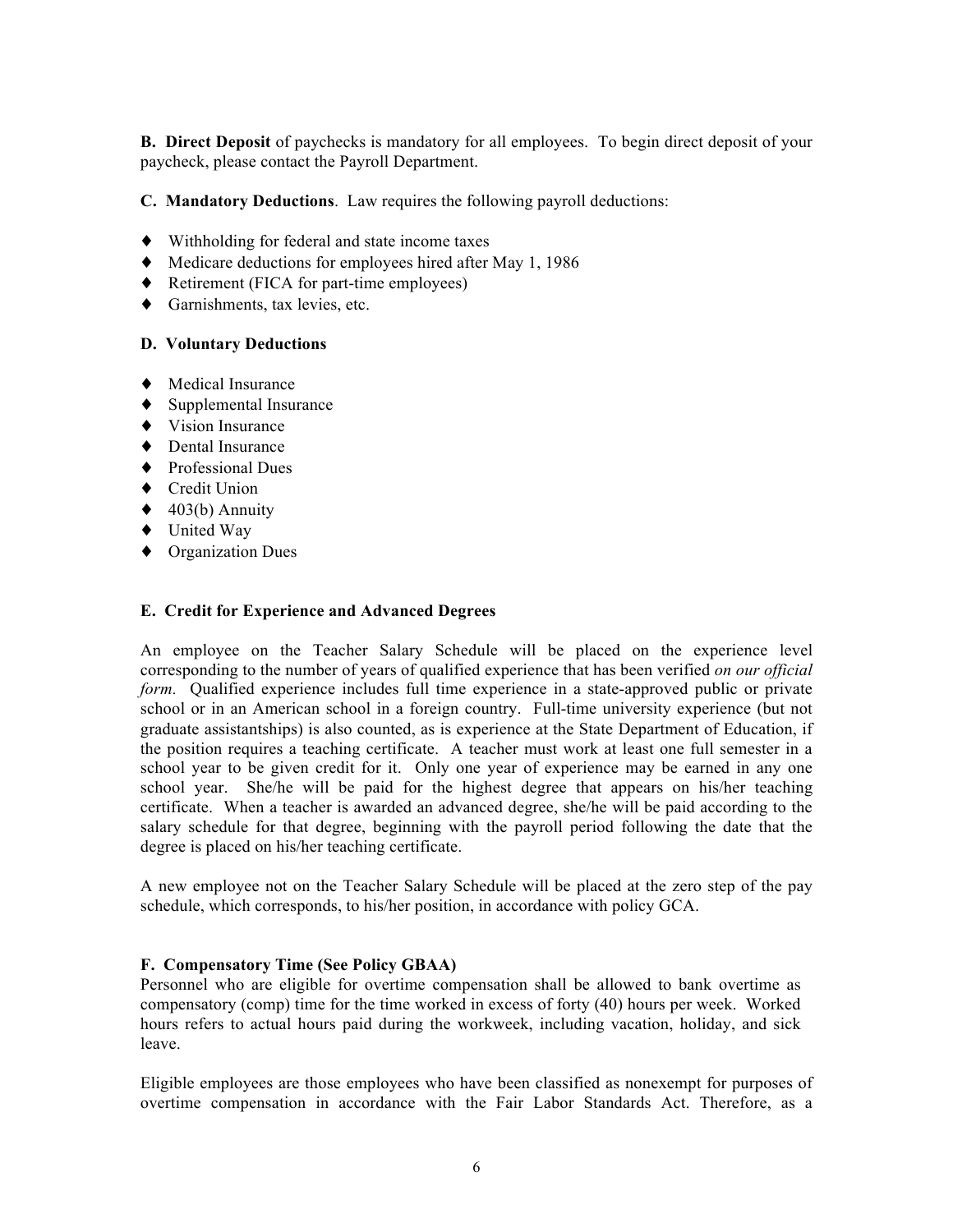**B. Direct Deposit** of paychecks is mandatory for all employees. To begin direct deposit of your paycheck, please contact the Payroll Department.

**C. Mandatory Deductions**. Law requires the following payroll deductions:

- Withholding for federal and state income taxes
- Medicare deductions for employees hired after May 1, 1986
- Retirement (FICA for part-time employees)
- Garnishments, tax levies, etc.

**D. Voluntary Deductions**

- Medical Insurance
- Supplemental Insurance
- Vision Insurance
- Dental Insurance
- Professional Dues
- Credit Union
- 403(b) Annuity
- United Way
- Organization Dues

**E. Credit for Experience and Advanced Degrees**

An employee on the Teacher Salary Schedule will be placed on the experience level corresponding to the number of years of qualified experience that has been verified *on our official form*. Qualified experience includes full time experience in a state-approved public or private school or in an American school in a foreign country. Full-time university experience (but not graduate assistantships) is also counted, as is experience at the State Department of Education, if the position requires a teaching certificate. A teacher must work at least one full semester in a school year to be given credit for it. Only one year of experience may be earned in any one school year. She/he will be paid for the highest degree that appears on his/her teaching certificate. When a teacher is awarded an advanced degree, she/he will be paid according to the salary schedule for that degree, beginning with the payroll period following the date that the degree is placed on his/her teaching certificate.

A new employee not on the Teacher Salary Schedule will be placed at the zero step of the pay schedule, which corresponds, to his/her position, in accordance with policy GCA.

**F. Compensatory Time (See Policy GBAA)**

Personnel who are eligible for overtime compensation shall be allowed to bank overtime as compensatory (comp) time for the time worked in excess of forty (40) hours per week. Worked hours refers to actual hours paid during the workweek, including vacation, holiday, and sick leave.

Eligible employees are those employees who have been classified as nonexempt for purposes of overtime compensation in accordance with the Fair Labor Standards Act. Therefore, as a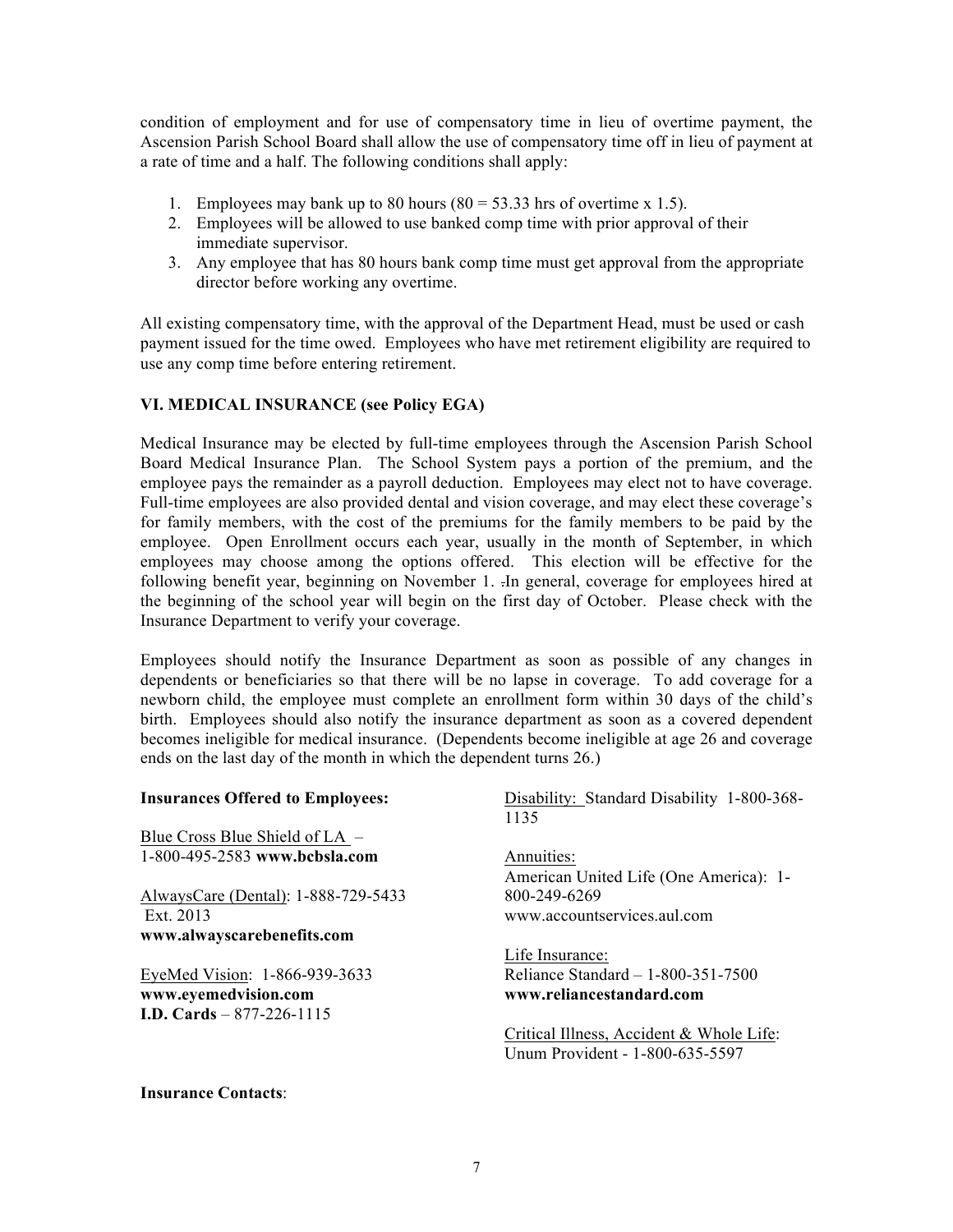condition of employment and for use of compensatory time in lieu of overtime payment, the Ascension Parish School Board shall allow the use of compensatory time off in lieu of payment at a rate of time and a half. The following conditions shall apply:

1. Employees may bank up to 80 hours (80 = 53.33 hrs of overtime x 1.5).
2. Employees will be allowed to use banked comp time with prior approval of their immediate supervisor.
3. Any employee that has 80 hours bank comp time must get approval from the appropriate director before working any overtime.

All existing compensatory time, with the approval of the Department Head, must be used or cash payment issued for the time owed. Employees who have met retirement eligibility are required to use any comp time before entering retirement.

**VI. MEDICAL INSURANCE (see Policy EGA)**

Medical Insurance may be elected by full-time employees through the Ascension Parish School Board Medical Insurance Plan. The School System pays a portion of the premium, and the employee pays the remainder as a payroll deduction. Employees may elect not to have coverage. Full-time employees are also provided dental and vision coverage, and may elect these coverage's for family members, with the cost of the premiums for the family members to be paid by the employee. Open Enrollment occurs each year, usually in the month of September, in which employees may choose among the options offered. This election will be effective for the following benefit year, beginning on November 1. In general, coverage for employees hired at the beginning of the school year will begin on the first day of October. Please check with the Insurance Department to verify your coverage.

Employees should notify the Insurance Department as soon as possible of any changes in dependents or beneficiaries so that there will be no lapse in coverage. To add coverage for a newborn child, the employee must complete an enrollment form within 30 days of the child's birth. Employees should also notify the insurance department as soon as a covered dependent becomes ineligible for medical insurance. (Dependents become ineligible at age 26 and coverage ends on the last day of the month in which the dependent turns 26.)

**Insurances Offered to Employees:**

Blue Cross Blue Shield of LA –
1-800-495-2583 **www.bcbsla.com**

AlwaysCare (Dental): 1-888-729-5433 Ext. 2013
**www.alwayscarebenefits.com**

EyeMed Vision: 1-866-939-3633
**www.eyemedvision.com**
**I.D. Cards** – 877-226-1115

Disability: Standard Disability 1-800-368-1135

Annuities:
American United Life (One America): 1-800-249-6269
www.accountservices.aul.com

Life Insurance:
Reliance Standard – 1-800-351-7500
**www.reliancestandard.com**

Critical Illness, Accident & Whole Life:
Unum Provident - 1-800-635-5597

**Insurance Contacts**: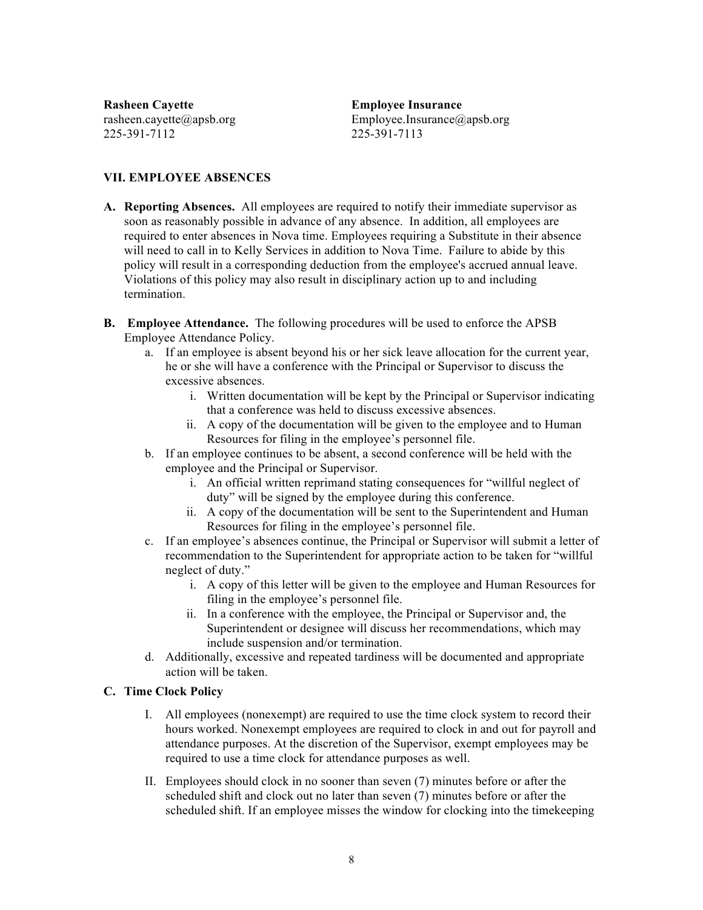**Rasheen Cayette**
rasheen.cayette@apsb.org
225-391-7112

**Employee Insurance**
Employee.Insurance@apsb.org
225-391-7113

## VII. EMPLOYEE ABSENCES

**A. Reporting Absences.** All employees are required to notify their immediate supervisor as soon as reasonably possible in advance of any absence. In addition, all employees are required to enter absences in Nova time. Employees requiring a Substitute in their absence will need to call in to Kelly Services in addition to Nova Time. Failure to abide by this policy will result in a corresponding deduction from the employee's accrued annual leave. Violations of this policy may also result in disciplinary action up to and including termination.

**B. Employee Attendance.** The following procedures will be used to enforce the APSB Employee Attendance Policy.

a. If an employee is absent beyond his or her sick leave allocation for the current year, he or she will have a conference with the Principal or Supervisor to discuss the excessive absences.
   i. Written documentation will be kept by the Principal or Supervisor indicating that a conference was held to discuss excessive absences.
   ii. A copy of the documentation will be given to the employee and to Human Resources for filing in the employee's personnel file.

b. If an employee continues to be absent, a second conference will be held with the employee and the Principal or Supervisor.
   i. An official written reprimand stating consequences for "willful neglect of duty" will be signed by the employee during this conference.
   ii. A copy of the documentation will be sent to the Superintendent and Human Resources for filing in the employee's personnel file.

c. If an employee's absences continue, the Principal or Supervisor will submit a letter of recommendation to the Superintendent for appropriate action to be taken for "willful neglect of duty."
   i. A copy of this letter will be given to the employee and Human Resources for filing in the employee's personnel file.
   ii. In a conference with the employee, the Principal or Supervisor and, the Superintendent or designee will discuss her recommendations, which may include suspension and/or termination.

d. Additionally, excessive and repeated tardiness will be documented and appropriate action will be taken.

**C. Time Clock Policy**

I. All employees (nonexempt) are required to use the time clock system to record their hours worked. Nonexempt employees are required to clock in and out for payroll and attendance purposes. At the discretion of the Supervisor, exempt employees may be required to use a time clock for attendance purposes as well.

II. Employees should clock in no sooner than seven (7) minutes before or after the scheduled shift and clock out no later than seven (7) minutes before or after the scheduled shift. If an employee misses the window for clocking into the timekeeping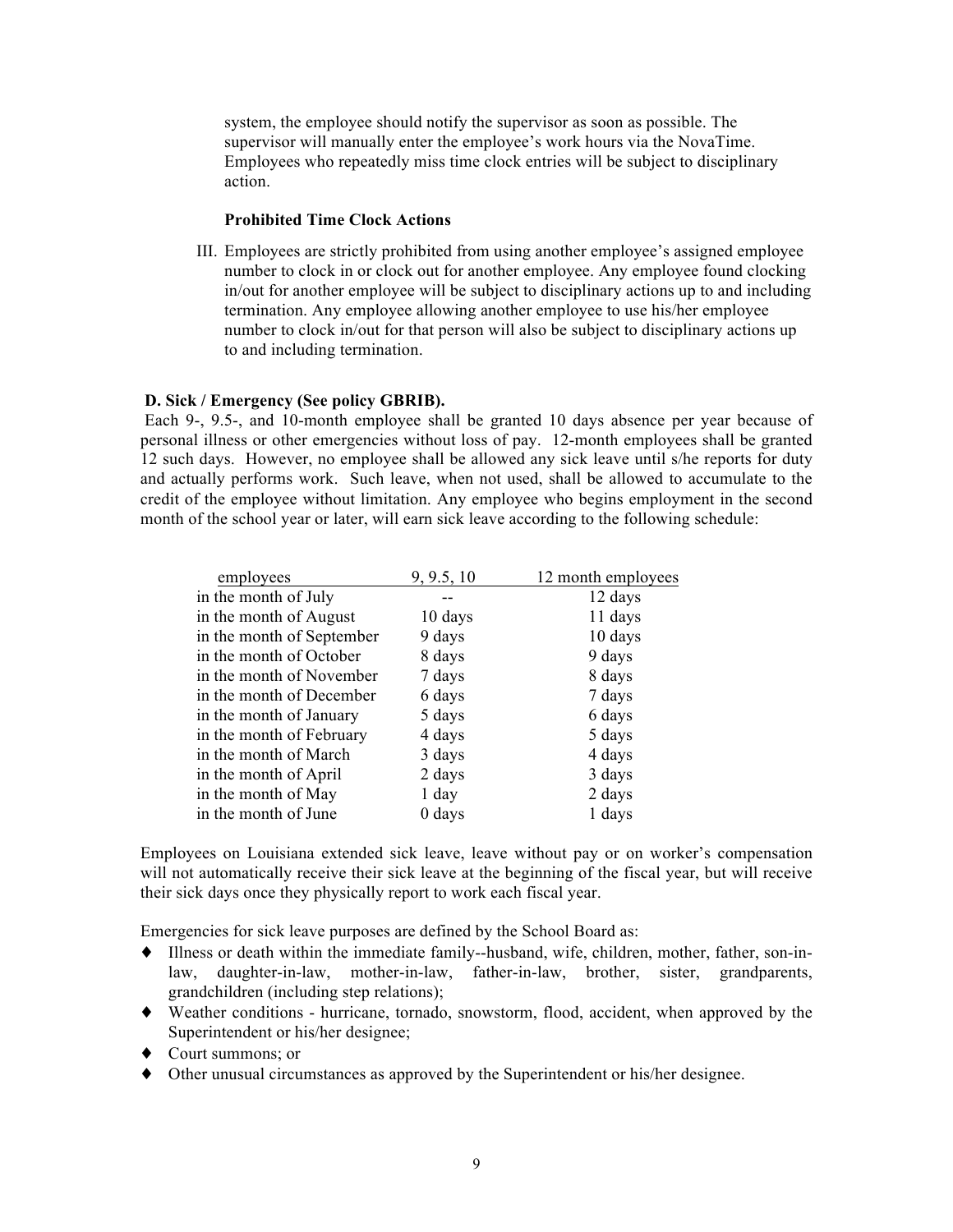system, the employee should notify the supervisor as soon as possible. The supervisor will manually enter the employee's work hours via the NovaTime. Employees who repeatedly miss time clock entries will be subject to disciplinary action.

**Prohibited Time Clock Actions**

III. Employees are strictly prohibited from using another employee's assigned employee number to clock in or clock out for another employee. Any employee found clocking in/out for another employee will be subject to disciplinary actions up to and including termination. Any employee allowing another employee to use his/her employee number to clock in/out for that person will also be subject to disciplinary actions up to and including termination.

**D. Sick / Emergency (See policy GBRIB).**

Each 9-, 9.5-, and 10-month employee shall be granted 10 days absence per year because of personal illness or other emergencies without loss of pay. 12-month employees shall be granted 12 such days. However, no employee shall be allowed any sick leave until s/he reports for duty and actually performs work. Such leave, when not used, shall be allowed to accumulate to the credit of the employee without limitation. Any employee who begins employment in the second month of the school year or later, will earn sick leave according to the following schedule:

| employees | 9, 9.5, 10 | 12 month employees |
|---|---|---|
| in the month of July | -- | 12 days |
| in the month of August | 10 days | 11 days |
| in the month of September | 9 days | 10 days |
| in the month of October | 8 days | 9 days |
| in the month of November | 7 days | 8 days |
| in the month of December | 6 days | 7 days |
| in the month of January | 5 days | 6 days |
| in the month of February | 4 days | 5 days |
| in the month of March | 3 days | 4 days |
| in the month of April | 2 days | 3 days |
| in the month of May | 1 day | 2 days |
| in the month of June | 0 days | 1 days |

Employees on Louisiana extended sick leave, leave without pay or on worker's compensation will not automatically receive their sick leave at the beginning of the fiscal year, but will receive their sick days once they physically report to work each fiscal year.

Emergencies for sick leave purposes are defined by the School Board as:

- Illness or death within the immediate family--husband, wife, children, mother, father, son-in-law, daughter-in-law, mother-in-law, father-in-law, brother, sister, grandparents, grandchildren (including step relations);
- Weather conditions - hurricane, tornado, snowstorm, flood, accident, when approved by the Superintendent or his/her designee;
- Court summons; or
- Other unusual circumstances as approved by the Superintendent or his/her designee.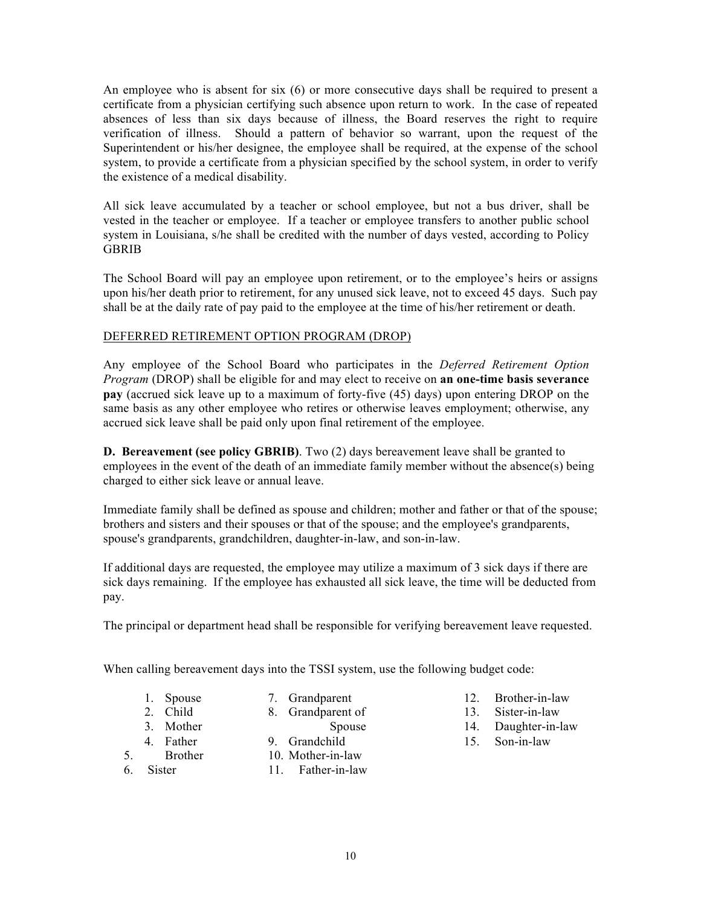An employee who is absent for six (6) or more consecutive days shall be required to present a certificate from a physician certifying such absence upon return to work. In the case of repeated absences of less than six days because of illness, the Board reserves the right to require verification of illness. Should a pattern of behavior so warrant, upon the request of the Superintendent or his/her designee, the employee shall be required, at the expense of the school system, to provide a certificate from a physician specified by the school system, in order to verify the existence of a medical disability.

All sick leave accumulated by a teacher or school employee, but not a bus driver, shall be vested in the teacher or employee. If a teacher or employee transfers to another public school system in Louisiana, s/he shall be credited with the number of days vested, according to Policy GBRIB

The School Board will pay an employee upon retirement, or to the employee's heirs or assigns upon his/her death prior to retirement, for any unused sick leave, not to exceed 45 days. Such pay shall be at the daily rate of pay paid to the employee at the time of his/her retirement or death.

DEFERRED RETIREMENT OPTION PROGRAM (DROP)

Any employee of the School Board who participates in the *Deferred Retirement Option Program* (DROP) shall be eligible for and may elect to receive on **an one-time basis severance pay** (accrued sick leave up to a maximum of forty-five (45) days) upon entering DROP on the same basis as any other employee who retires or otherwise leaves employment; otherwise, any accrued sick leave shall be paid only upon final retirement of the employee.

**D. Bereavement (see policy GBRIB)**. Two (2) days bereavement leave shall be granted to employees in the event of the death of an immediate family member without the absence(s) being charged to either sick leave or annual leave.

Immediate family shall be defined as spouse and children; mother and father or that of the spouse; brothers and sisters and their spouses or that of the spouse; and the employee's grandparents, spouse's grandparents, grandchildren, daughter-in-law, and son-in-law.

If additional days are requested, the employee may utilize a maximum of 3 sick days if there are sick days remaining. If the employee has exhausted all sick leave, the time will be deducted from pay.

The principal or department head shall be responsible for verifying bereavement leave requested.

When calling bereavement days into the TSSI system, use the following budget code:

1. Spouse
2. Child
3. Mother
4. Father
5. Brother
6. Sister
7. Grandparent
8. Grandparent of Spouse
9. Grandchild
10. Mother-in-law
11. Father-in-law
12. Brother-in-law
13. Sister-in-law
14. Daughter-in-law
15. Son-in-law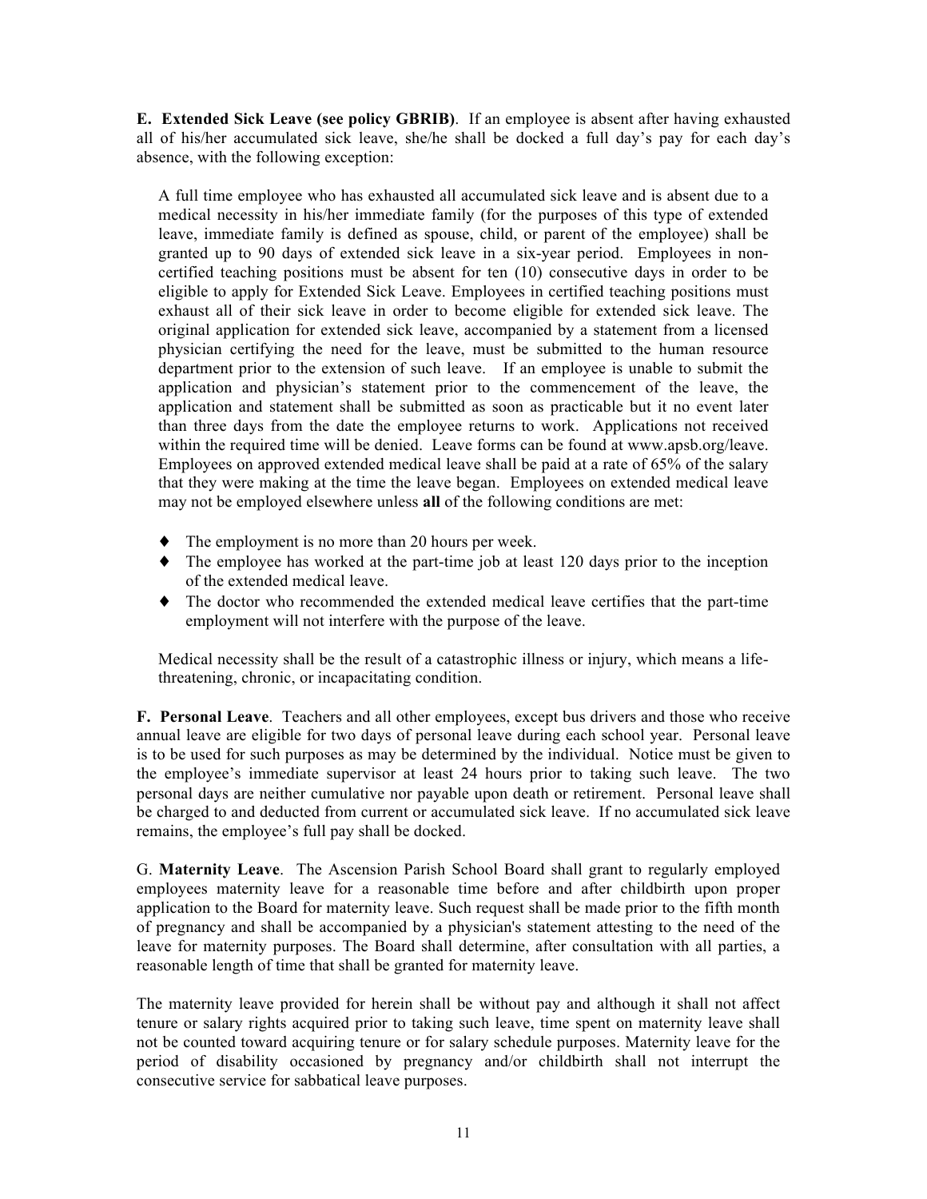**E. Extended Sick Leave (see policy GBRIB)**. If an employee is absent after having exhausted all of his/her accumulated sick leave, she/he shall be docked a full day's pay for each day's absence, with the following exception:

A full time employee who has exhausted all accumulated sick leave and is absent due to a medical necessity in his/her immediate family (for the purposes of this type of extended leave, immediate family is defined as spouse, child, or parent of the employee) shall be granted up to 90 days of extended sick leave in a six-year period. Employees in non-certified teaching positions must be absent for ten (10) consecutive days in order to be eligible to apply for Extended Sick Leave. Employees in certified teaching positions must exhaust all of their sick leave in order to become eligible for extended sick leave. The original application for extended sick leave, accompanied by a statement from a licensed physician certifying the need for the leave, must be submitted to the human resource department prior to the extension of such leave. If an employee is unable to submit the application and physician's statement prior to the commencement of the leave, the application and statement shall be submitted as soon as practicable but it no event later than three days from the date the employee returns to work. Applications not received within the required time will be denied. Leave forms can be found at www.apsb.org/leave. Employees on approved extended medical leave shall be paid at a rate of 65% of the salary that they were making at the time the leave began. Employees on extended medical leave may not be employed elsewhere unless **all** of the following conditions are met:

- The employment is no more than 20 hours per week.
- The employee has worked at the part-time job at least 120 days prior to the inception of the extended medical leave.
- The doctor who recommended the extended medical leave certifies that the part-time employment will not interfere with the purpose of the leave.

Medical necessity shall be the result of a catastrophic illness or injury, which means a life-threatening, chronic, or incapacitating condition.

**F. Personal Leave**. Teachers and all other employees, except bus drivers and those who receive annual leave are eligible for two days of personal leave during each school year. Personal leave is to be used for such purposes as may be determined by the individual. Notice must be given to the employee's immediate supervisor at least 24 hours prior to taking such leave. The two personal days are neither cumulative nor payable upon death or retirement. Personal leave shall be charged to and deducted from current or accumulated sick leave. If no accumulated sick leave remains, the employee's full pay shall be docked.

G. **Maternity Leave**. The Ascension Parish School Board shall grant to regularly employed employees maternity leave for a reasonable time before and after childbirth upon proper application to the Board for maternity leave. Such request shall be made prior to the fifth month of pregnancy and shall be accompanied by a physician's statement attesting to the need of the leave for maternity purposes. The Board shall determine, after consultation with all parties, a reasonable length of time that shall be granted for maternity leave.

The maternity leave provided for herein shall be without pay and although it shall not affect tenure or salary rights acquired prior to taking such leave, time spent on maternity leave shall not be counted toward acquiring tenure or for salary schedule purposes. Maternity leave for the period of disability occasioned by pregnancy and/or childbirth shall not interrupt the consecutive service for sabbatical leave purposes.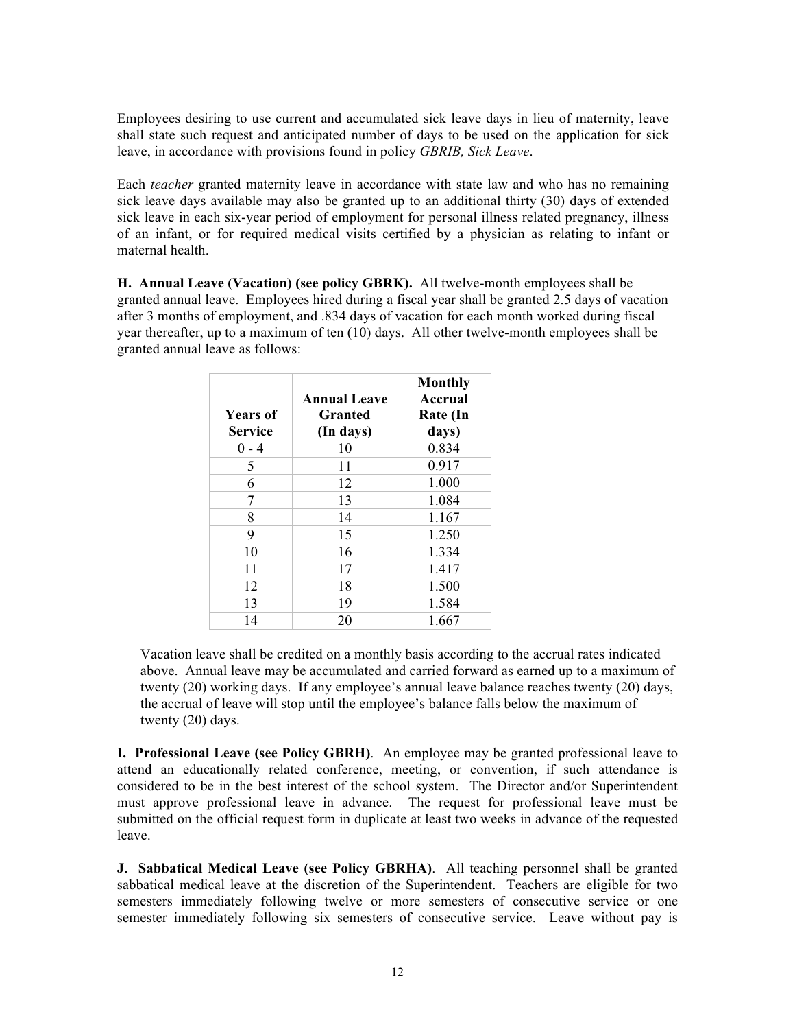Employees desiring to use current and accumulated sick leave days in lieu of maternity, leave shall state such request and anticipated number of days to be used on the application for sick leave, in accordance with provisions found in policy *GBRIB, Sick Leave*.

Each *teacher* granted maternity leave in accordance with state law and who has no remaining sick leave days available may also be granted up to an additional thirty (30) days of extended sick leave in each six-year period of employment for personal illness related pregnancy, illness of an infant, or for required medical visits certified by a physician as relating to infant or maternal health.

**H. Annual Leave (Vacation) (see policy GBRK).** All twelve-month employees shall be granted annual leave. Employees hired during a fiscal year shall be granted 2.5 days of vacation after 3 months of employment, and .834 days of vacation for each month worked during fiscal year thereafter, up to a maximum of ten (10) days. All other twelve-month employees shall be granted annual leave as follows:

| Years of Service | Annual Leave Granted (In days) | Monthly Accrual Rate (In days) |
|---|---|---|
| 0 - 4 | 10 | 0.834 |
| 5 | 11 | 0.917 |
| 6 | 12 | 1.000 |
| 7 | 13 | 1.084 |
| 8 | 14 | 1.167 |
| 9 | 15 | 1.250 |
| 10 | 16 | 1.334 |
| 11 | 17 | 1.417 |
| 12 | 18 | 1.500 |
| 13 | 19 | 1.584 |
| 14 | 20 | 1.667 |

Vacation leave shall be credited on a monthly basis according to the accrual rates indicated above. Annual leave may be accumulated and carried forward as earned up to a maximum of twenty (20) working days. If any employee's annual leave balance reaches twenty (20) days, the accrual of leave will stop until the employee's balance falls below the maximum of twenty (20) days.

**I. Professional Leave (see Policy GBRH)**. An employee may be granted professional leave to attend an educationally related conference, meeting, or convention, if such attendance is considered to be in the best interest of the school system. The Director and/or Superintendent must approve professional leave in advance. The request for professional leave must be submitted on the official request form in duplicate at least two weeks in advance of the requested leave.

**J. Sabbatical Medical Leave (see Policy GBRHA)**. All teaching personnel shall be granted sabbatical medical leave at the discretion of the Superintendent. Teachers are eligible for two semesters immediately following twelve or more semesters of consecutive service or one semester immediately following six semesters of consecutive service. Leave without pay is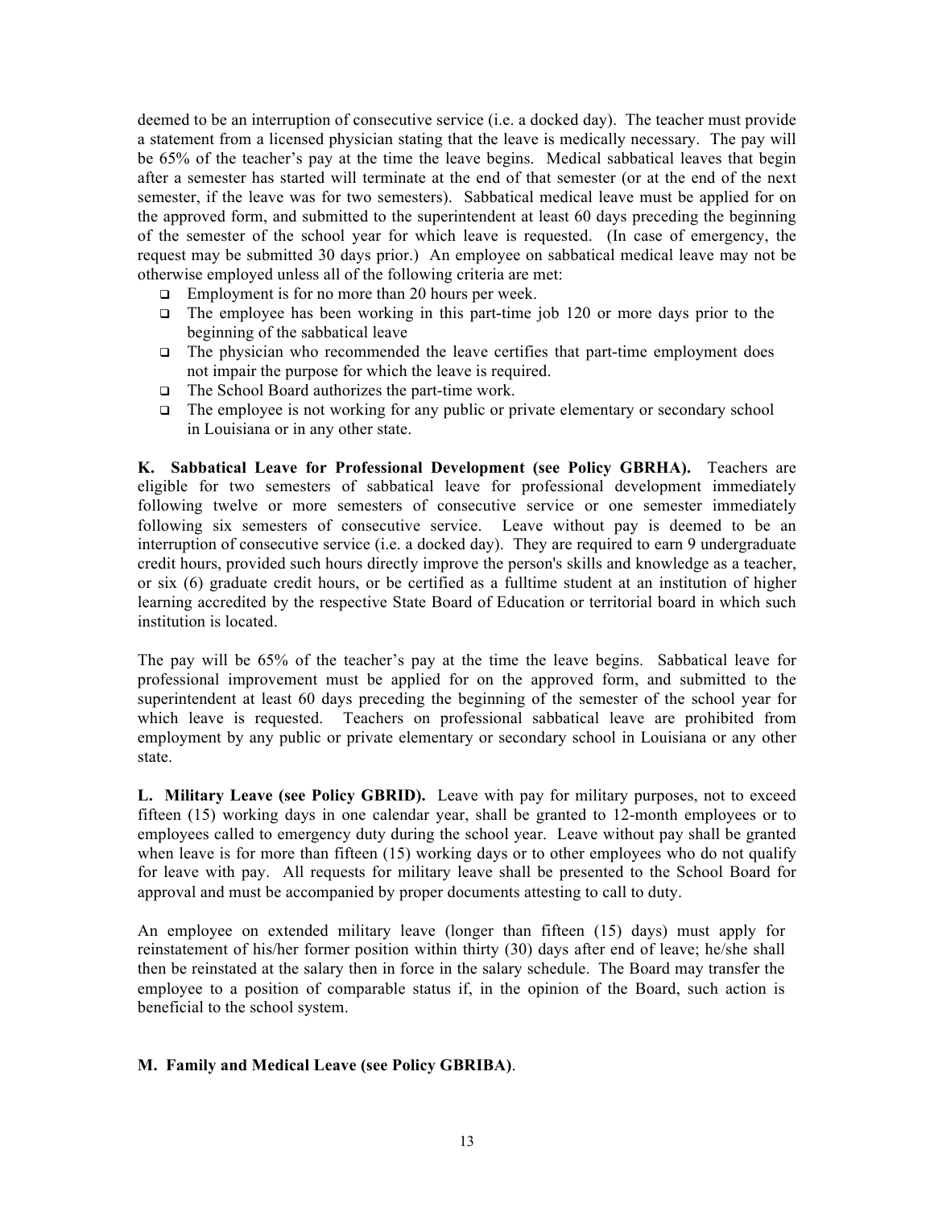deemed to be an interruption of consecutive service (i.e. a docked day). The teacher must provide a statement from a licensed physician stating that the leave is medically necessary. The pay will be 65% of the teacher's pay at the time the leave begins. Medical sabbatical leaves that begin after a semester has started will terminate at the end of that semester (or at the end of the next semester, if the leave was for two semesters). Sabbatical medical leave must be applied for on the approved form, and submitted to the superintendent at least 60 days preceding the beginning of the semester of the school year for which leave is requested. (In case of emergency, the request may be submitted 30 days prior.) An employee on sabbatical medical leave may not be otherwise employed unless all of the following criteria are met:

- Employment is for no more than 20 hours per week.
- The employee has been working in this part-time job 120 or more days prior to the beginning of the sabbatical leave
- The physician who recommended the leave certifies that part-time employment does not impair the purpose for which the leave is required.
- The School Board authorizes the part-time work.
- The employee is not working for any public or private elementary or secondary school in Louisiana or in any other state.

**K. Sabbatical Leave for Professional Development (see Policy GBRHA).** Teachers are eligible for two semesters of sabbatical leave for professional development immediately following twelve or more semesters of consecutive service or one semester immediately following six semesters of consecutive service. Leave without pay is deemed to be an interruption of consecutive service (i.e. a docked day). They are required to earn 9 undergraduate credit hours, provided such hours directly improve the person's skills and knowledge as a teacher, or six (6) graduate credit hours, or be certified as a fulltime student at an institution of higher learning accredited by the respective State Board of Education or territorial board in which such institution is located.

The pay will be 65% of the teacher's pay at the time the leave begins. Sabbatical leave for professional improvement must be applied for on the approved form, and submitted to the superintendent at least 60 days preceding the beginning of the semester of the school year for which leave is requested. Teachers on professional sabbatical leave are prohibited from employment by any public or private elementary or secondary school in Louisiana or any other state.

**L. Military Leave (see Policy GBRID).** Leave with pay for military purposes, not to exceed fifteen (15) working days in one calendar year, shall be granted to 12-month employees or to employees called to emergency duty during the school year. Leave without pay shall be granted when leave is for more than fifteen (15) working days or to other employees who do not qualify for leave with pay. All requests for military leave shall be presented to the School Board for approval and must be accompanied by proper documents attesting to call to duty.

An employee on extended military leave (longer than fifteen (15) days) must apply for reinstatement of his/her former position within thirty (30) days after end of leave; he/she shall then be reinstated at the salary then in force in the salary schedule. The Board may transfer the employee to a position of comparable status if, in the opinion of the Board, such action is beneficial to the school system.

**M. Family and Medical Leave (see Policy GBRIBA)**.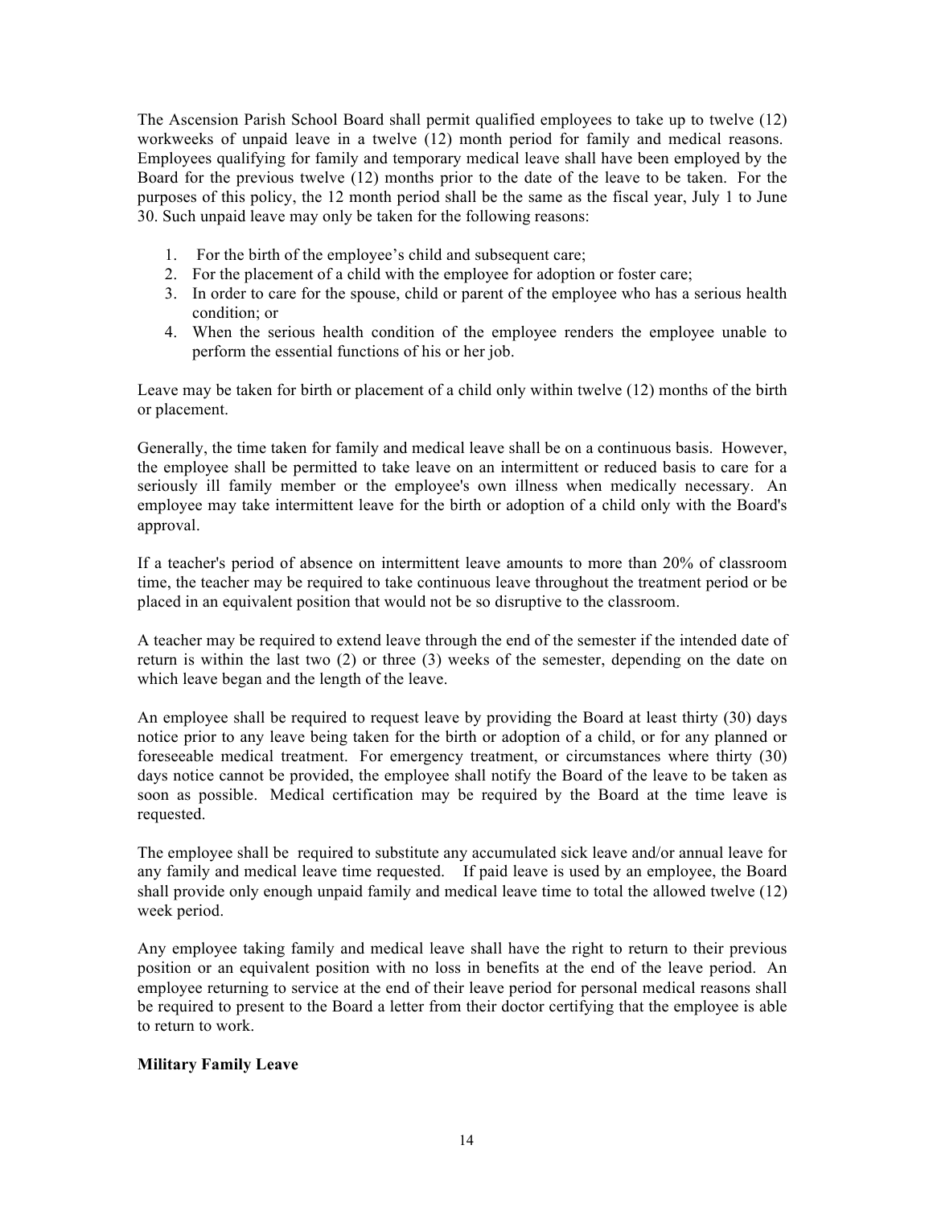The Ascension Parish School Board shall permit qualified employees to take up to twelve (12) workweeks of unpaid leave in a twelve (12) month period for family and medical reasons. Employees qualifying for family and temporary medical leave shall have been employed by the Board for the previous twelve (12) months prior to the date of the leave to be taken. For the purposes of this policy, the 12 month period shall be the same as the fiscal year, July 1 to June 30. Such unpaid leave may only be taken for the following reasons:

1. For the birth of the employee's child and subsequent care;
2. For the placement of a child with the employee for adoption or foster care;
3. In order to care for the spouse, child or parent of the employee who has a serious health condition; or
4. When the serious health condition of the employee renders the employee unable to perform the essential functions of his or her job.

Leave may be taken for birth or placement of a child only within twelve (12) months of the birth or placement.

Generally, the time taken for family and medical leave shall be on a continuous basis. However, the employee shall be permitted to take leave on an intermittent or reduced basis to care for a seriously ill family member or the employee's own illness when medically necessary. An employee may take intermittent leave for the birth or adoption of a child only with the Board's approval.

If a teacher's period of absence on intermittent leave amounts to more than 20% of classroom time, the teacher may be required to take continuous leave throughout the treatment period or be placed in an equivalent position that would not be so disruptive to the classroom.

A teacher may be required to extend leave through the end of the semester if the intended date of return is within the last two (2) or three (3) weeks of the semester, depending on the date on which leave began and the length of the leave.

An employee shall be required to request leave by providing the Board at least thirty (30) days notice prior to any leave being taken for the birth or adoption of a child, or for any planned or foreseeable medical treatment. For emergency treatment, or circumstances where thirty (30) days notice cannot be provided, the employee shall notify the Board of the leave to be taken as soon as possible. Medical certification may be required by the Board at the time leave is requested.

The employee shall be required to substitute any accumulated sick leave and/or annual leave for any family and medical leave time requested. If paid leave is used by an employee, the Board shall provide only enough unpaid family and medical leave time to total the allowed twelve (12) week period.

Any employee taking family and medical leave shall have the right to return to their previous position or an equivalent position with no loss in benefits at the end of the leave period. An employee returning to service at the end of their leave period for personal medical reasons shall be required to present to the Board a letter from their doctor certifying that the employee is able to return to work.

**Military Family Leave**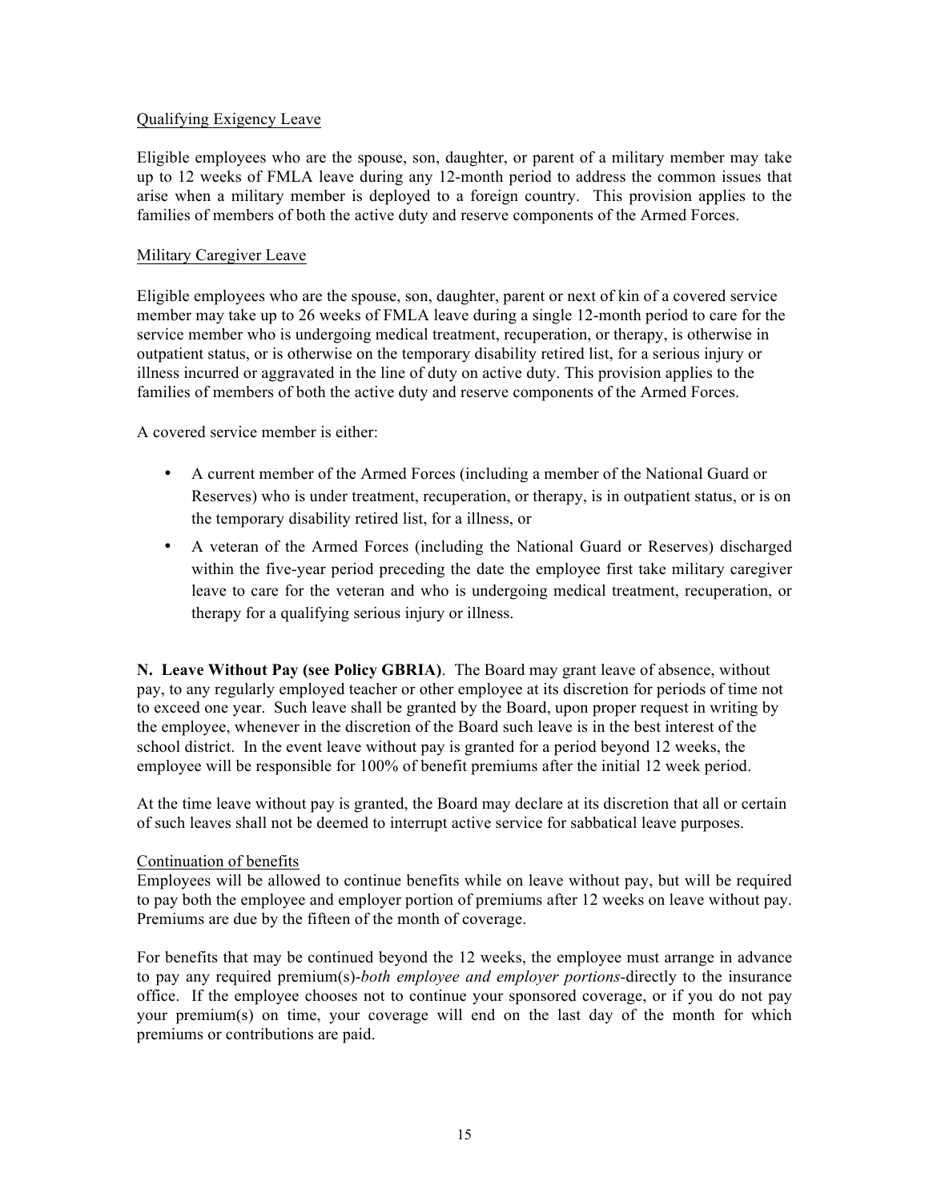Qualifying Exigency Leave

Eligible employees who are the spouse, son, daughter, or parent of a military member may take up to 12 weeks of FMLA leave during any 12-month period to address the common issues that arise when a military member is deployed to a foreign country. This provision applies to the families of members of both the active duty and reserve components of the Armed Forces.

Military Caregiver Leave

Eligible employees who are the spouse, son, daughter, parent or next of kin of a covered service member may take up to 26 weeks of FMLA leave during a single 12-month period to care for the service member who is undergoing medical treatment, recuperation, or therapy, is otherwise in outpatient status, or is otherwise on the temporary disability retired list, for a serious injury or illness incurred or aggravated in the line of duty on active duty. This provision applies to the families of members of both the active duty and reserve components of the Armed Forces.

A covered service member is either:

- A current member of the Armed Forces (including a member of the National Guard or Reserves) who is under treatment, recuperation, or therapy, is in outpatient status, or is on the temporary disability retired list, for a illness, or
- A veteran of the Armed Forces (including the National Guard or Reserves) discharged within the five-year period preceding the date the employee first take military caregiver leave to care for the veteran and who is undergoing medical treatment, recuperation, or therapy for a qualifying serious injury or illness.

**N. Leave Without Pay (see Policy GBRIA)**. The Board may grant leave of absence, without pay, to any regularly employed teacher or other employee at its discretion for periods of time not to exceed one year. Such leave shall be granted by the Board, upon proper request in writing by the employee, whenever in the discretion of the Board such leave is in the best interest of the school district. In the event leave without pay is granted for a period beyond 12 weeks, the employee will be responsible for 100% of benefit premiums after the initial 12 week period.

At the time leave without pay is granted, the Board may declare at its discretion that all or certain of such leaves shall not be deemed to interrupt active service for sabbatical leave purposes.

Continuation of benefits
Employees will be allowed to continue benefits while on leave without pay, but will be required to pay both the employee and employer portion of premiums after 12 weeks on leave without pay. Premiums are due by the fifteen of the month of coverage.

For benefits that may be continued beyond the 12 weeks, the employee must arrange in advance to pay any required premium(s)-*both employee and employer portions*-directly to the insurance office. If the employee chooses not to continue your sponsored coverage, or if you do not pay your premium(s) on time, your coverage will end on the last day of the month for which premiums or contributions are paid.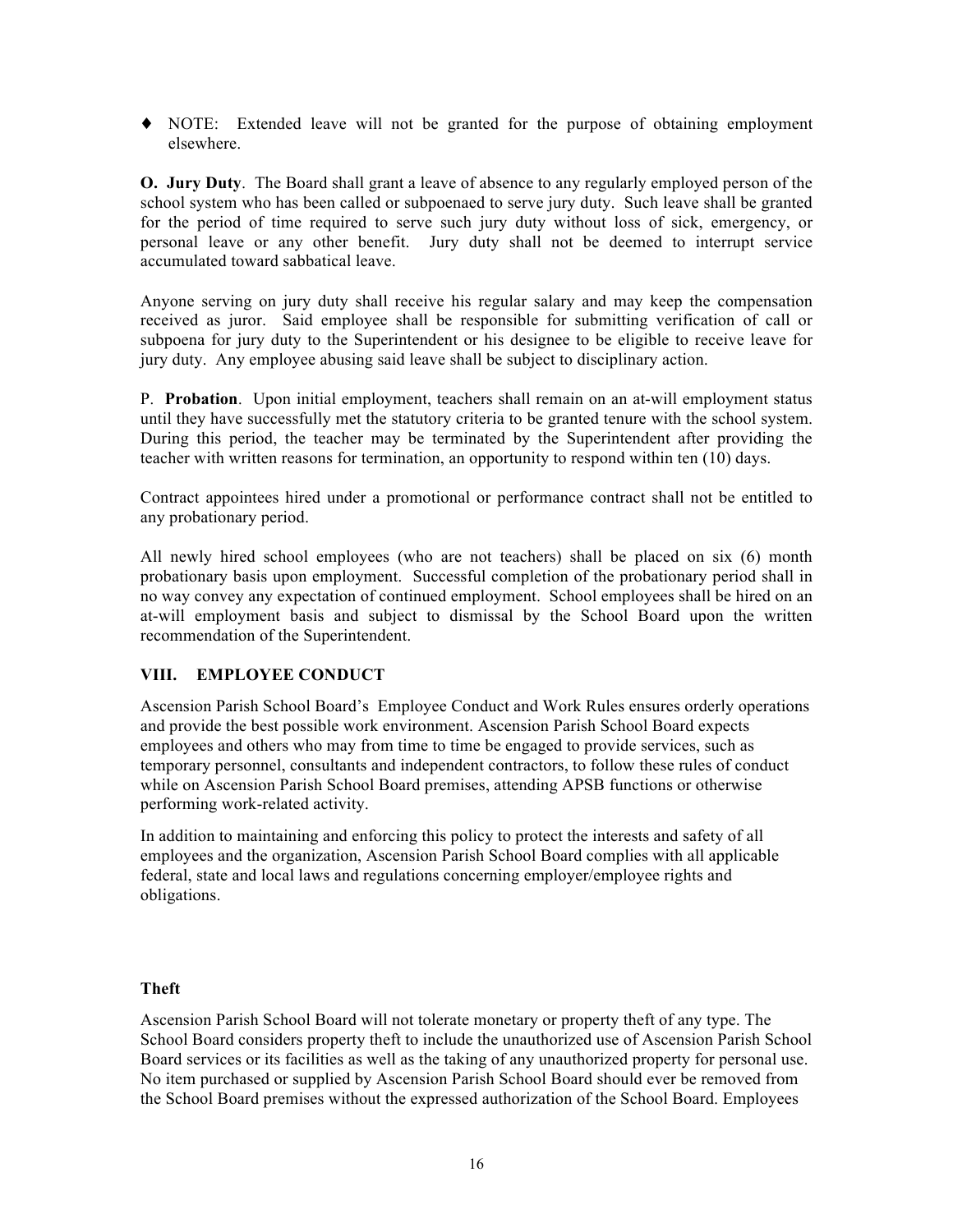- ♦ NOTE: Extended leave will not be granted for the purpose of obtaining employment elsewhere.

**O. Jury Duty**. The Board shall grant a leave of absence to any regularly employed person of the school system who has been called or subpoenaed to serve jury duty. Such leave shall be granted for the period of time required to serve such jury duty without loss of sick, emergency, or personal leave or any other benefit. Jury duty shall not be deemed to interrupt service accumulated toward sabbatical leave.

Anyone serving on jury duty shall receive his regular salary and may keep the compensation received as juror. Said employee shall be responsible for submitting verification of call or subpoena for jury duty to the Superintendent or his designee to be eligible to receive leave for jury duty. Any employee abusing said leave shall be subject to disciplinary action.

P. **Probation**. Upon initial employment, teachers shall remain on an at-will employment status until they have successfully met the statutory criteria to be granted tenure with the school system. During this period, the teacher may be terminated by the Superintendent after providing the teacher with written reasons for termination, an opportunity to respond within ten (10) days.

Contract appointees hired under a promotional or performance contract shall not be entitled to any probationary period.

All newly hired school employees (who are not teachers) shall be placed on six (6) month probationary basis upon employment. Successful completion of the probationary period shall in no way convey any expectation of continued employment. School employees shall be hired on an at-will employment basis and subject to dismissal by the School Board upon the written recommendation of the Superintendent.

## VIII. EMPLOYEE CONDUCT

Ascension Parish School Board's Employee Conduct and Work Rules ensures orderly operations and provide the best possible work environment. Ascension Parish School Board expects employees and others who may from time to time be engaged to provide services, such as temporary personnel, consultants and independent contractors, to follow these rules of conduct while on Ascension Parish School Board premises, attending APSB functions or otherwise performing work-related activity.

In addition to maintaining and enforcing this policy to protect the interests and safety of all employees and the organization, Ascension Parish School Board complies with all applicable federal, state and local laws and regulations concerning employer/employee rights and obligations.

### Theft

Ascension Parish School Board will not tolerate monetary or property theft of any type. The School Board considers property theft to include the unauthorized use of Ascension Parish School Board services or its facilities as well as the taking of any unauthorized property for personal use. No item purchased or supplied by Ascension Parish School Board should ever be removed from the School Board premises without the expressed authorization of the School Board. Employees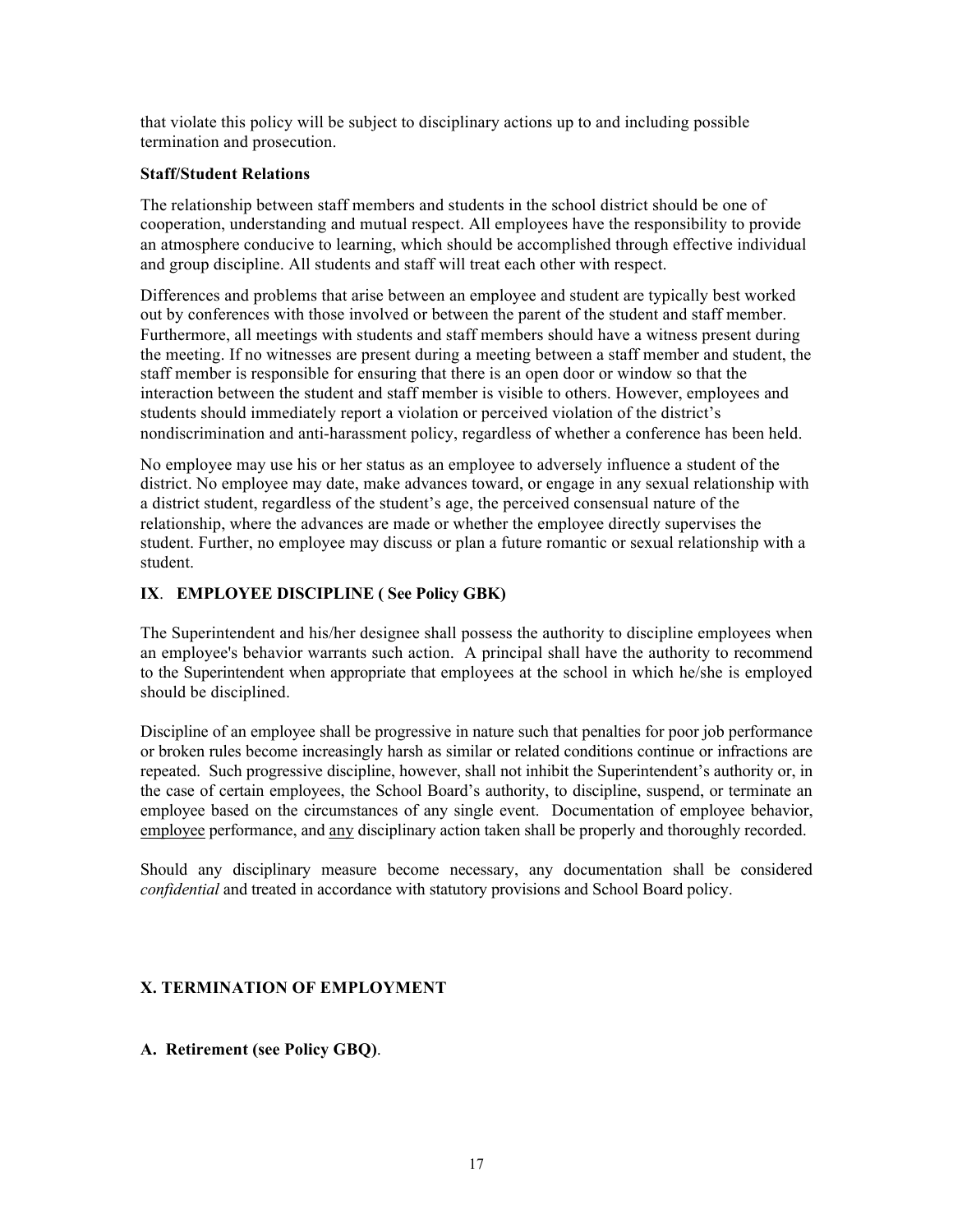that violate this policy will be subject to disciplinary actions up to and including possible termination and prosecution.

**Staff/Student Relations**

The relationship between staff members and students in the school district should be one of cooperation, understanding and mutual respect. All employees have the responsibility to provide an atmosphere conducive to learning, which should be accomplished through effective individual and group discipline. All students and staff will treat each other with respect.

Differences and problems that arise between an employee and student are typically best worked out by conferences with those involved or between the parent of the student and staff member. Furthermore, all meetings with students and staff members should have a witness present during the meeting. If no witnesses are present during a meeting between a staff member and student, the staff member is responsible for ensuring that there is an open door or window so that the interaction between the student and staff member is visible to others. However, employees and students should immediately report a violation or perceived violation of the district's nondiscrimination and anti-harassment policy, regardless of whether a conference has been held.

No employee may use his or her status as an employee to adversely influence a student of the district. No employee may date, make advances toward, or engage in any sexual relationship with a district student, regardless of the student's age, the perceived consensual nature of the relationship, where the advances are made or whether the employee directly supervises the student. Further, no employee may discuss or plan a future romantic or sexual relationship with a student.

## IX. EMPLOYEE DISCIPLINE ( See Policy GBK)

The Superintendent and his/her designee shall possess the authority to discipline employees when an employee's behavior warrants such action. A principal shall have the authority to recommend to the Superintendent when appropriate that employees at the school in which he/she is employed should be disciplined.

Discipline of an employee shall be progressive in nature such that penalties for poor job performance or broken rules become increasingly harsh as similar or related conditions continue or infractions are repeated. Such progressive discipline, however, shall not inhibit the Superintendent's authority or, in the case of certain employees, the School Board's authority, to discipline, suspend, or terminate an employee based on the circumstances of any single event. Documentation of employee behavior, employee performance, and any disciplinary action taken shall be properly and thoroughly recorded.

Should any disciplinary measure become necessary, any documentation shall be considered *confidential* and treated in accordance with statutory provisions and School Board policy.

## X. TERMINATION OF EMPLOYMENT

### A. Retirement (see Policy GBQ).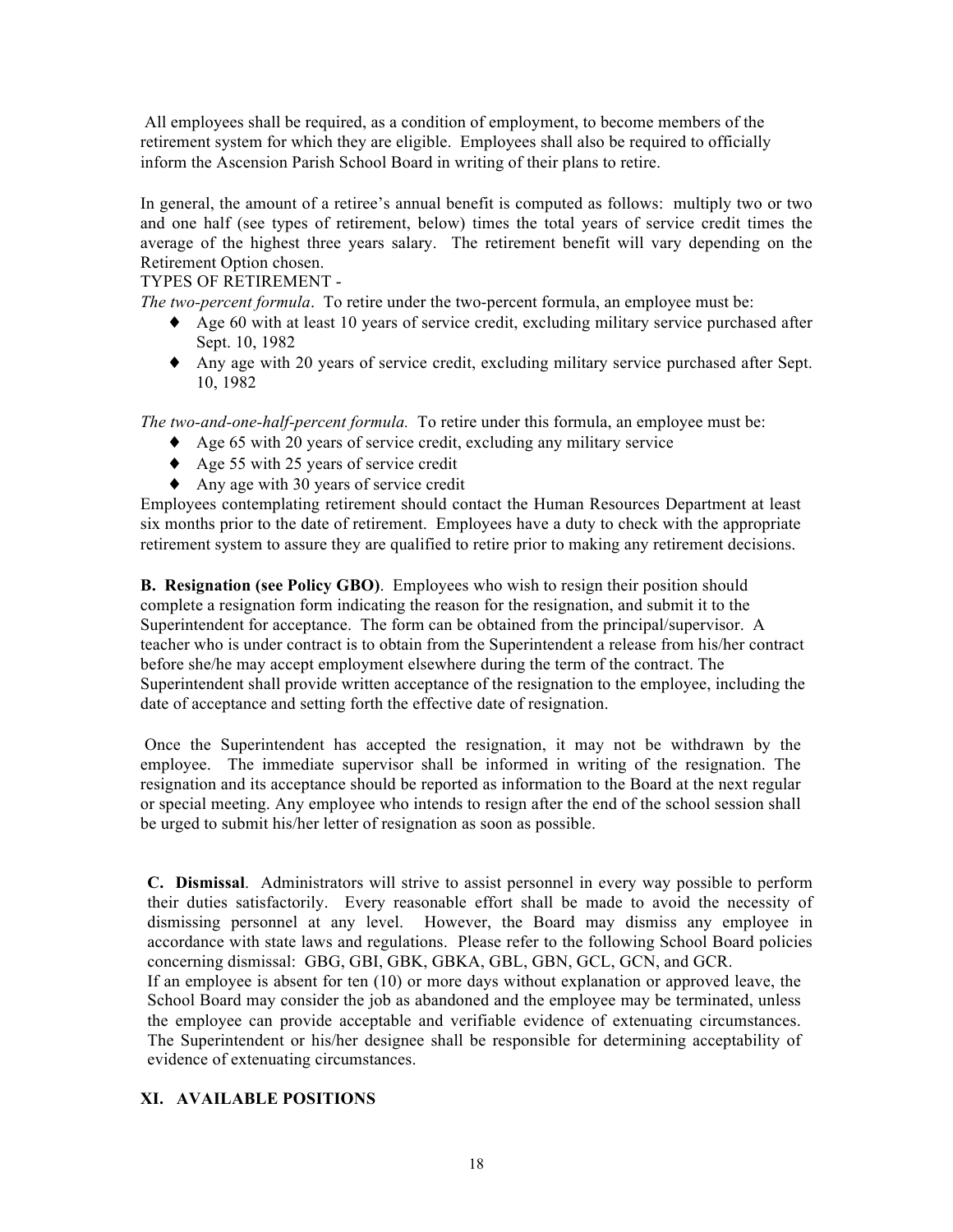All employees shall be required, as a condition of employment, to become members of the retirement system for which they are eligible. Employees shall also be required to officially inform the Ascension Parish School Board in writing of their plans to retire.

In general, the amount of a retiree's annual benefit is computed as follows: multiply two or two and one half (see types of retirement, below) times the total years of service credit times the average of the highest three years salary. The retirement benefit will vary depending on the Retirement Option chosen.

TYPES OF RETIREMENT -

*The two-percent formula*. To retire under the two-percent formula, an employee must be:

- Age 60 with at least 10 years of service credit, excluding military service purchased after Sept. 10, 1982
- Any age with 20 years of service credit, excluding military service purchased after Sept. 10, 1982

*The two-and-one-half-percent formula.* To retire under this formula, an employee must be:

- Age 65 with 20 years of service credit, excluding any military service
- Age 55 with 25 years of service credit
- Any age with 30 years of service credit

Employees contemplating retirement should contact the Human Resources Department at least six months prior to the date of retirement. Employees have a duty to check with the appropriate retirement system to assure they are qualified to retire prior to making any retirement decisions.

**B. Resignation (see Policy GBO)**. Employees who wish to resign their position should complete a resignation form indicating the reason for the resignation, and submit it to the Superintendent for acceptance. The form can be obtained from the principal/supervisor. A teacher who is under contract is to obtain from the Superintendent a release from his/her contract before she/he may accept employment elsewhere during the term of the contract. The Superintendent shall provide written acceptance of the resignation to the employee, including the date of acceptance and setting forth the effective date of resignation.

Once the Superintendent has accepted the resignation, it may not be withdrawn by the employee. The immediate supervisor shall be informed in writing of the resignation. The resignation and its acceptance should be reported as information to the Board at the next regular or special meeting. Any employee who intends to resign after the end of the school session shall be urged to submit his/her letter of resignation as soon as possible.

**C. Dismissal**. Administrators will strive to assist personnel in every way possible to perform their duties satisfactorily. Every reasonable effort shall be made to avoid the necessity of dismissing personnel at any level. However, the Board may dismiss any employee in accordance with state laws and regulations. Please refer to the following School Board policies concerning dismissal: GBG, GBI, GBK, GBKA, GBL, GBN, GCL, GCN, and GCR.

If an employee is absent for ten (10) or more days without explanation or approved leave, the School Board may consider the job as abandoned and the employee may be terminated, unless the employee can provide acceptable and verifiable evidence of extenuating circumstances. The Superintendent or his/her designee shall be responsible for determining acceptability of evidence of extenuating circumstances.

## XI. AVAILABLE POSITIONS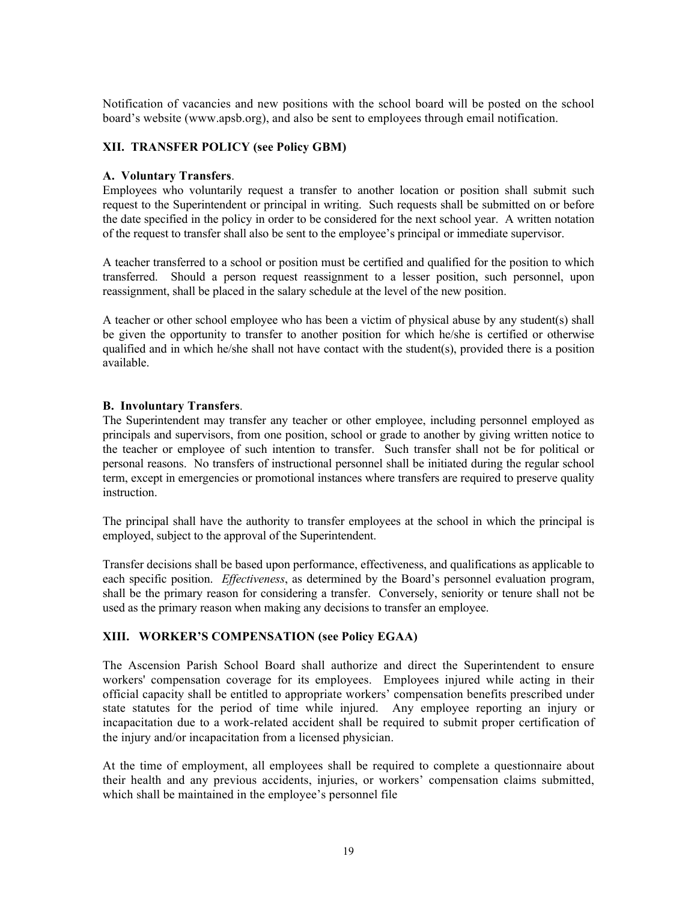Notification of vacancies and new positions with the school board will be posted on the school board's website (www.apsb.org), and also be sent to employees through email notification.

## XII. TRANSFER POLICY (see Policy GBM)

### A. Voluntary Transfers.

Employees who voluntarily request a transfer to another location or position shall submit such request to the Superintendent or principal in writing. Such requests shall be submitted on or before the date specified in the policy in order to be considered for the next school year. A written notation of the request to transfer shall also be sent to the employee's principal or immediate supervisor.

A teacher transferred to a school or position must be certified and qualified for the position to which transferred. Should a person request reassignment to a lesser position, such personnel, upon reassignment, shall be placed in the salary schedule at the level of the new position.

A teacher or other school employee who has been a victim of physical abuse by any student(s) shall be given the opportunity to transfer to another position for which he/she is certified or otherwise qualified and in which he/she shall not have contact with the student(s), provided there is a position available.

### B. Involuntary Transfers.

The Superintendent may transfer any teacher or other employee, including personnel employed as principals and supervisors, from one position, school or grade to another by giving written notice to the teacher or employee of such intention to transfer. Such transfer shall not be for political or personal reasons. No transfers of instructional personnel shall be initiated during the regular school term, except in emergencies or promotional instances where transfers are required to preserve quality instruction.

The principal shall have the authority to transfer employees at the school in which the principal is employed, subject to the approval of the Superintendent.

Transfer decisions shall be based upon performance, effectiveness, and qualifications as applicable to each specific position. *Effectiveness*, as determined by the Board's personnel evaluation program, shall be the primary reason for considering a transfer. Conversely, seniority or tenure shall not be used as the primary reason when making any decisions to transfer an employee.

## XIII. WORKER'S COMPENSATION (see Policy EGAA)

The Ascension Parish School Board shall authorize and direct the Superintendent to ensure workers' compensation coverage for its employees. Employees injured while acting in their official capacity shall be entitled to appropriate workers' compensation benefits prescribed under state statutes for the period of time while injured. Any employee reporting an injury or incapacitation due to a work-related accident shall be required to submit proper certification of the injury and/or incapacitation from a licensed physician.

At the time of employment, all employees shall be required to complete a questionnaire about their health and any previous accidents, injuries, or workers' compensation claims submitted, which shall be maintained in the employee's personnel file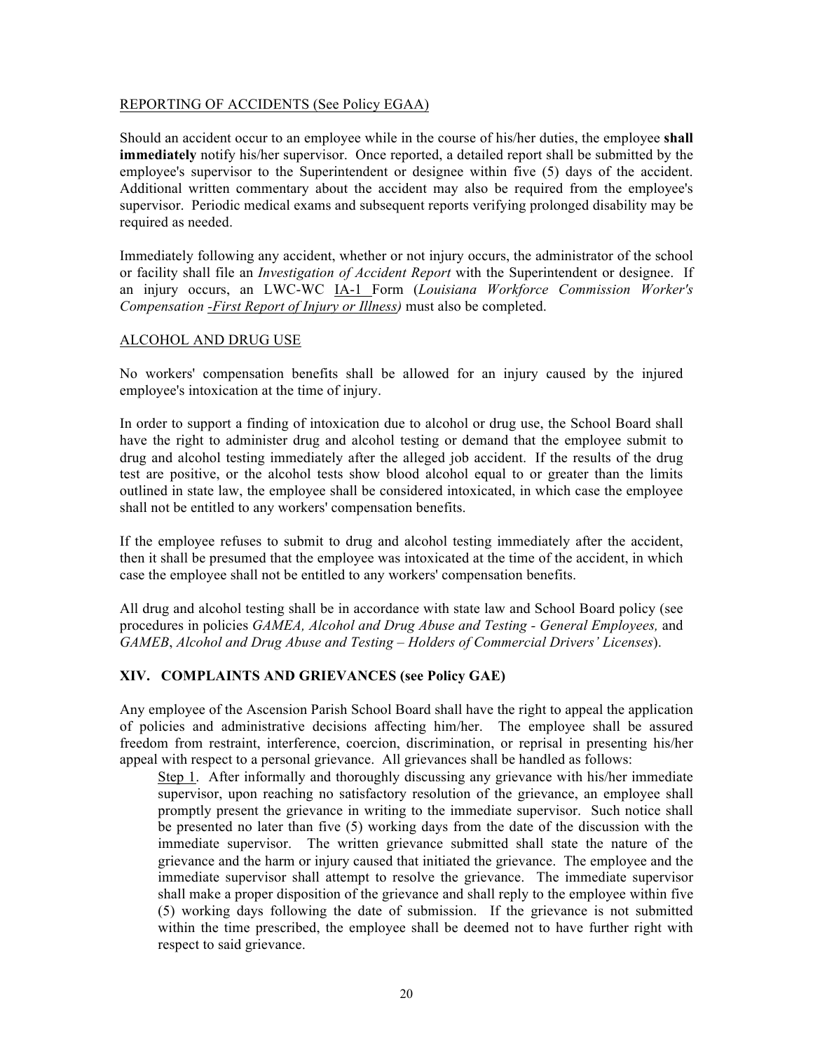REPORTING OF ACCIDENTS (See Policy EGAA)

Should an accident occur to an employee while in the course of his/her duties, the employee **shall immediately** notify his/her supervisor. Once reported, a detailed report shall be submitted by the employee's supervisor to the Superintendent or designee within five (5) days of the accident. Additional written commentary about the accident may also be required from the employee's supervisor. Periodic medical exams and subsequent reports verifying prolonged disability may be required as needed.

Immediately following any accident, whether or not injury occurs, the administrator of the school or facility shall file an *Investigation of Accident Report* with the Superintendent or designee. If an injury occurs, an LWC-WC IA-1 Form (*Louisiana Workforce Commission Worker's Compensation -First Report of Injury or Illness)* must also be completed.

ALCOHOL AND DRUG USE

No workers' compensation benefits shall be allowed for an injury caused by the injured employee's intoxication at the time of injury.

In order to support a finding of intoxication due to alcohol or drug use, the School Board shall have the right to administer drug and alcohol testing or demand that the employee submit to drug and alcohol testing immediately after the alleged job accident. If the results of the drug test are positive, or the alcohol tests show blood alcohol equal to or greater than the limits outlined in state law, the employee shall be considered intoxicated, in which case the employee shall not be entitled to any workers' compensation benefits.

If the employee refuses to submit to drug and alcohol testing immediately after the accident, then it shall be presumed that the employee was intoxicated at the time of the accident, in which case the employee shall not be entitled to any workers' compensation benefits.

All drug and alcohol testing shall be in accordance with state law and School Board policy (see procedures in policies *GAMEA, Alcohol and Drug Abuse and Testing - General Employees,* and *GAMEB*, *Alcohol and Drug Abuse and Testing – Holders of Commercial Drivers' Licenses*).

## XIV. COMPLAINTS AND GRIEVANCES (see Policy GAE)

Any employee of the Ascension Parish School Board shall have the right to appeal the application of policies and administrative decisions affecting him/her. The employee shall be assured freedom from restraint, interference, coercion, discrimination, or reprisal in presenting his/her appeal with respect to a personal grievance. All grievances shall be handled as follows:

Step 1. After informally and thoroughly discussing any grievance with his/her immediate supervisor, upon reaching no satisfactory resolution of the grievance, an employee shall promptly present the grievance in writing to the immediate supervisor. Such notice shall be presented no later than five (5) working days from the date of the discussion with the immediate supervisor. The written grievance submitted shall state the nature of the grievance and the harm or injury caused that initiated the grievance. The employee and the immediate supervisor shall attempt to resolve the grievance. The immediate supervisor shall make a proper disposition of the grievance and shall reply to the employee within five (5) working days following the date of submission. If the grievance is not submitted within the time prescribed, the employee shall be deemed not to have further right with respect to said grievance.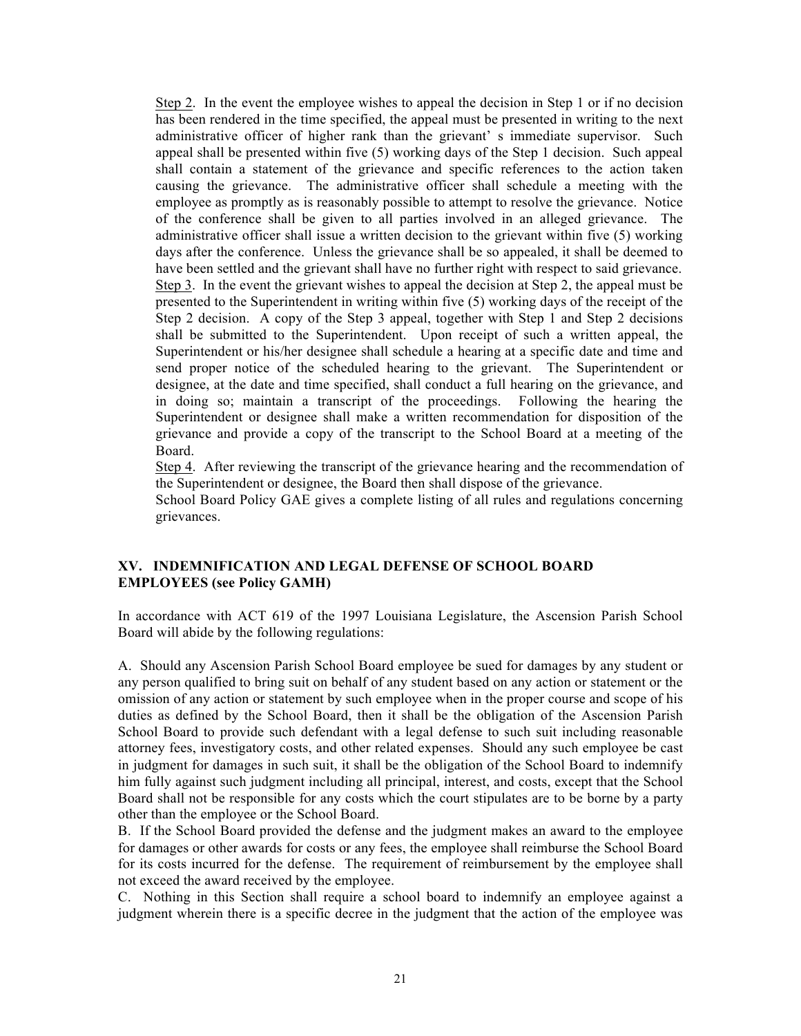Step 2. In the event the employee wishes to appeal the decision in Step 1 or if no decision has been rendered in the time specified, the appeal must be presented in writing to the next administrative officer of higher rank than the grievant' s immediate supervisor. Such appeal shall be presented within five (5) working days of the Step 1 decision. Such appeal shall contain a statement of the grievance and specific references to the action taken causing the grievance. The administrative officer shall schedule a meeting with the employee as promptly as is reasonably possible to attempt to resolve the grievance. Notice of the conference shall be given to all parties involved in an alleged grievance. The administrative officer shall issue a written decision to the grievant within five (5) working days after the conference. Unless the grievance shall be so appealed, it shall be deemed to have been settled and the grievant shall have no further right with respect to said grievance.

Step 3. In the event the grievant wishes to appeal the decision at Step 2, the appeal must be presented to the Superintendent in writing within five (5) working days of the receipt of the Step 2 decision. A copy of the Step 3 appeal, together with Step 1 and Step 2 decisions shall be submitted to the Superintendent. Upon receipt of such a written appeal, the Superintendent or his/her designee shall schedule a hearing at a specific date and time and send proper notice of the scheduled hearing to the grievant. The Superintendent or designee, at the date and time specified, shall conduct a full hearing on the grievance, and in doing so; maintain a transcript of the proceedings. Following the hearing the Superintendent or designee shall make a written recommendation for disposition of the grievance and provide a copy of the transcript to the School Board at a meeting of the Board.

Step 4. After reviewing the transcript of the grievance hearing and the recommendation of the Superintendent or designee, the Board then shall dispose of the grievance.

School Board Policy GAE gives a complete listing of all rules and regulations concerning grievances.

## XV. INDEMNIFICATION AND LEGAL DEFENSE OF SCHOOL BOARD EMPLOYEES (see Policy GAMH)

In accordance with ACT 619 of the 1997 Louisiana Legislature, the Ascension Parish School Board will abide by the following regulations:

A. Should any Ascension Parish School Board employee be sued for damages by any student or any person qualified to bring suit on behalf of any student based on any action or statement or the omission of any action or statement by such employee when in the proper course and scope of his duties as defined by the School Board, then it shall be the obligation of the Ascension Parish School Board to provide such defendant with a legal defense to such suit including reasonable attorney fees, investigatory costs, and other related expenses. Should any such employee be cast in judgment for damages in such suit, it shall be the obligation of the School Board to indemnify him fully against such judgment including all principal, interest, and costs, except that the School Board shall not be responsible for any costs which the court stipulates are to be borne by a party other than the employee or the School Board.

B. If the School Board provided the defense and the judgment makes an award to the employee for damages or other awards for costs or any fees, the employee shall reimburse the School Board for its costs incurred for the defense. The requirement of reimbursement by the employee shall not exceed the award received by the employee.

C. Nothing in this Section shall require a school board to indemnify an employee against a judgment wherein there is a specific decree in the judgment that the action of the employee was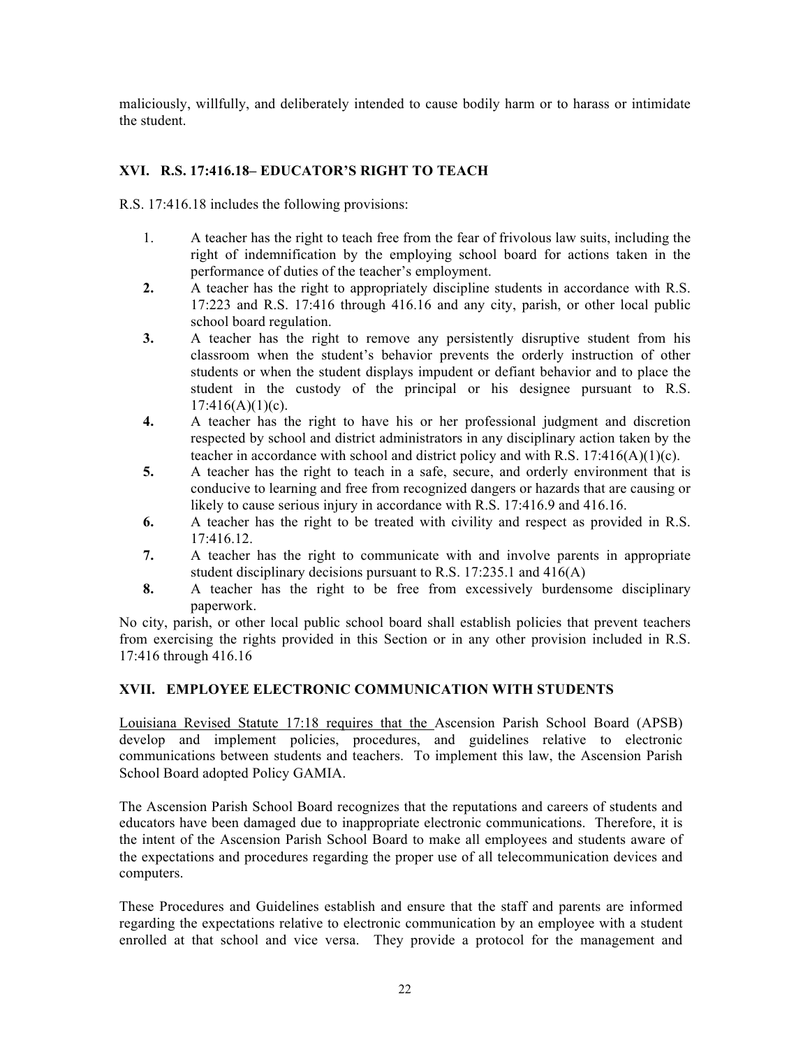maliciously, willfully, and deliberately intended to cause bodily harm or to harass or intimidate the student.

## XVI. R.S. 17:416.18– EDUCATOR'S RIGHT TO TEACH

R.S. 17:416.18 includes the following provisions:

1. A teacher has the right to teach free from the fear of frivolous law suits, including the right of indemnification by the employing school board for actions taken in the performance of duties of the teacher's employment.
2. A teacher has the right to appropriately discipline students in accordance with R.S. 17:223 and R.S. 17:416 through 416.16 and any city, parish, or other local public school board regulation.
3. A teacher has the right to remove any persistently disruptive student from his classroom when the student's behavior prevents the orderly instruction of other students or when the student displays impudent or defiant behavior and to place the student in the custody of the principal or his designee pursuant to R.S. 17:416(A)(1)(c).
4. A teacher has the right to have his or her professional judgment and discretion respected by school and district administrators in any disciplinary action taken by the teacher in accordance with school and district policy and with R.S. 17:416(A)(1)(c).
5. A teacher has the right to teach in a safe, secure, and orderly environment that is conducive to learning and free from recognized dangers or hazards that are causing or likely to cause serious injury in accordance with R.S. 17:416.9 and 416.16.
6. A teacher has the right to be treated with civility and respect as provided in R.S. 17:416.12.
7. A teacher has the right to communicate with and involve parents in appropriate student disciplinary decisions pursuant to R.S. 17:235.1 and 416(A)
8. A teacher has the right to be free from excessively burdensome disciplinary paperwork.

No city, parish, or other local public school board shall establish policies that prevent teachers from exercising the rights provided in this Section or in any other provision included in R.S. 17:416 through 416.16

## XVII. EMPLOYEE ELECTRONIC COMMUNICATION WITH STUDENTS

Louisiana Revised Statute 17:18 requires that the Ascension Parish School Board (APSB) develop and implement policies, procedures, and guidelines relative to electronic communications between students and teachers. To implement this law, the Ascension Parish School Board adopted Policy GAMIA.

The Ascension Parish School Board recognizes that the reputations and careers of students and educators have been damaged due to inappropriate electronic communications. Therefore, it is the intent of the Ascension Parish School Board to make all employees and students aware of the expectations and procedures regarding the proper use of all telecommunication devices and computers.

These Procedures and Guidelines establish and ensure that the staff and parents are informed regarding the expectations relative to electronic communication by an employee with a student enrolled at that school and vice versa. They provide a protocol for the management and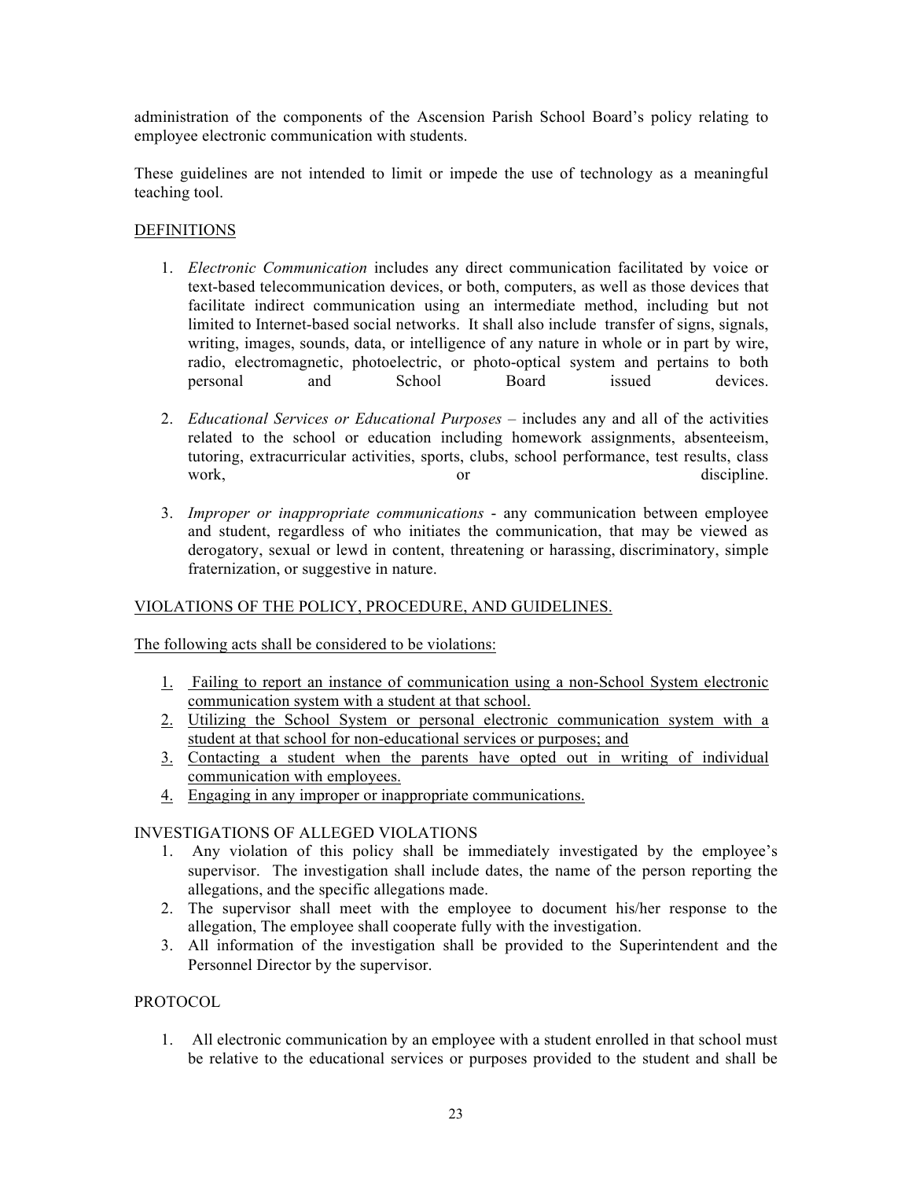administration of the components of the Ascension Parish School Board's policy relating to employee electronic communication with students.

These guidelines are not intended to limit or impede the use of technology as a meaningful teaching tool.

<u>DEFINITIONS</u>

1. *Electronic Communication* includes any direct communication facilitated by voice or text-based telecommunication devices, or both, computers, as well as those devices that facilitate indirect communication using an intermediate method, including but not limited to Internet-based social networks. It shall also include transfer of signs, signals, writing, images, sounds, data, or intelligence of any nature in whole or in part by wire, radio, electromagnetic, photoelectric, or photo-optical system and pertains to both personal and School Board issued devices.

2. *Educational Services or Educational Purposes* – includes any and all of the activities related to the school or education including homework assignments, absenteeism, tutoring, extracurricular activities, sports, clubs, school performance, test results, class work, or discipline.

3. *Improper or inappropriate communications* - any communication between employee and student, regardless of who initiates the communication, that may be viewed as derogatory, sexual or lewd in content, threatening or harassing, discriminatory, simple fraternization, or suggestive in nature.

<u>VIOLATIONS OF THE POLICY, PROCEDURE, AND GUIDELINES.</u>

<u>The following acts shall be considered to be violations:</u>

1. <u>Failing to report an instance of communication using a non-School System electronic communication system with a student at that school.</u>
2. <u>Utilizing the School System or personal electronic communication system with a student at that school for non-educational services or purposes; and</u>
3. <u>Contacting a student when the parents have opted out in writing of individual communication with employees.</u>
4. <u>Engaging in any improper or inappropriate communications.</u>

INVESTIGATIONS OF ALLEGED VIOLATIONS

1. Any violation of this policy shall be immediately investigated by the employee's supervisor. The investigation shall include dates, the name of the person reporting the allegations, and the specific allegations made.
2. The supervisor shall meet with the employee to document his/her response to the allegation, The employee shall cooperate fully with the investigation.
3. All information of the investigation shall be provided to the Superintendent and the Personnel Director by the supervisor.

PROTOCOL

1. All electronic communication by an employee with a student enrolled in that school must be relative to the educational services or purposes provided to the student and shall be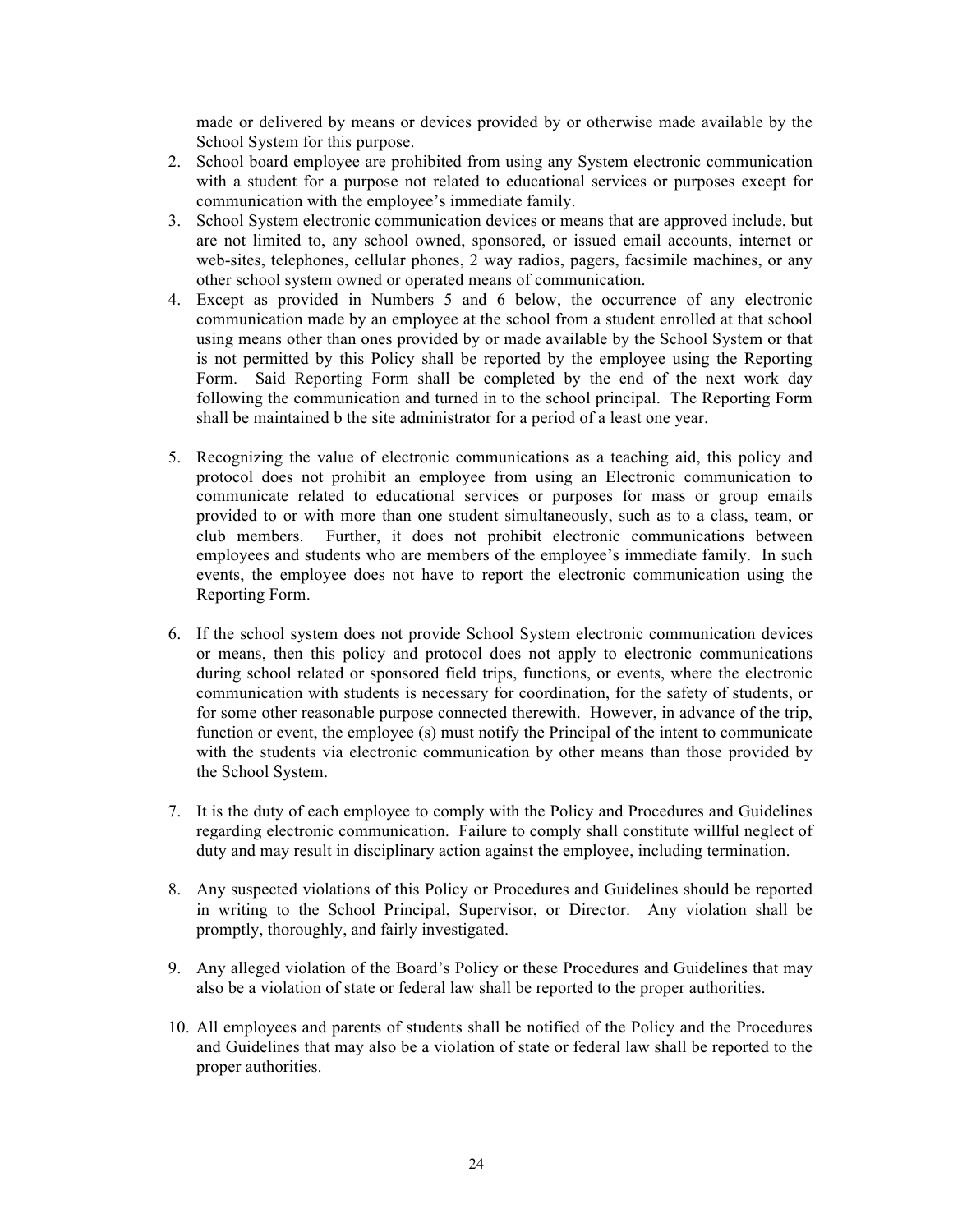made or delivered by means or devices provided by or otherwise made available by the School System for this purpose.

2. School board employee are prohibited from using any System electronic communication with a student for a purpose not related to educational services or purposes except for communication with the employee's immediate family.
3. School System electronic communication devices or means that are approved include, but are not limited to, any school owned, sponsored, or issued email accounts, internet or web-sites, telephones, cellular phones, 2 way radios, pagers, facsimile machines, or any other school system owned or operated means of communication.
4. Except as provided in Numbers 5 and 6 below, the occurrence of any electronic communication made by an employee at the school from a student enrolled at that school using means other than ones provided by or made available by the School System or that is not permitted by this Policy shall be reported by the employee using the Reporting Form. Said Reporting Form shall be completed by the end of the next work day following the communication and turned in to the school principal. The Reporting Form shall be maintained b the site administrator for a period of a least one year.
5. Recognizing the value of electronic communications as a teaching aid, this policy and protocol does not prohibit an employee from using an Electronic communication to communicate related to educational services or purposes for mass or group emails provided to or with more than one student simultaneously, such as to a class, team, or club members. Further, it does not prohibit electronic communications between employees and students who are members of the employee's immediate family. In such events, the employee does not have to report the electronic communication using the Reporting Form.
6. If the school system does not provide School System electronic communication devices or means, then this policy and protocol does not apply to electronic communications during school related or sponsored field trips, functions, or events, where the electronic communication with students is necessary for coordination, for the safety of students, or for some other reasonable purpose connected therewith. However, in advance of the trip, function or event, the employee (s) must notify the Principal of the intent to communicate with the students via electronic communication by other means than those provided by the School System.
7. It is the duty of each employee to comply with the Policy and Procedures and Guidelines regarding electronic communication. Failure to comply shall constitute willful neglect of duty and may result in disciplinary action against the employee, including termination.
8. Any suspected violations of this Policy or Procedures and Guidelines should be reported in writing to the School Principal, Supervisor, or Director. Any violation shall be promptly, thoroughly, and fairly investigated.
9. Any alleged violation of the Board's Policy or these Procedures and Guidelines that may also be a violation of state or federal law shall be reported to the proper authorities.
10. All employees and parents of students shall be notified of the Policy and the Procedures and Guidelines that may also be a violation of state or federal law shall be reported to the proper authorities.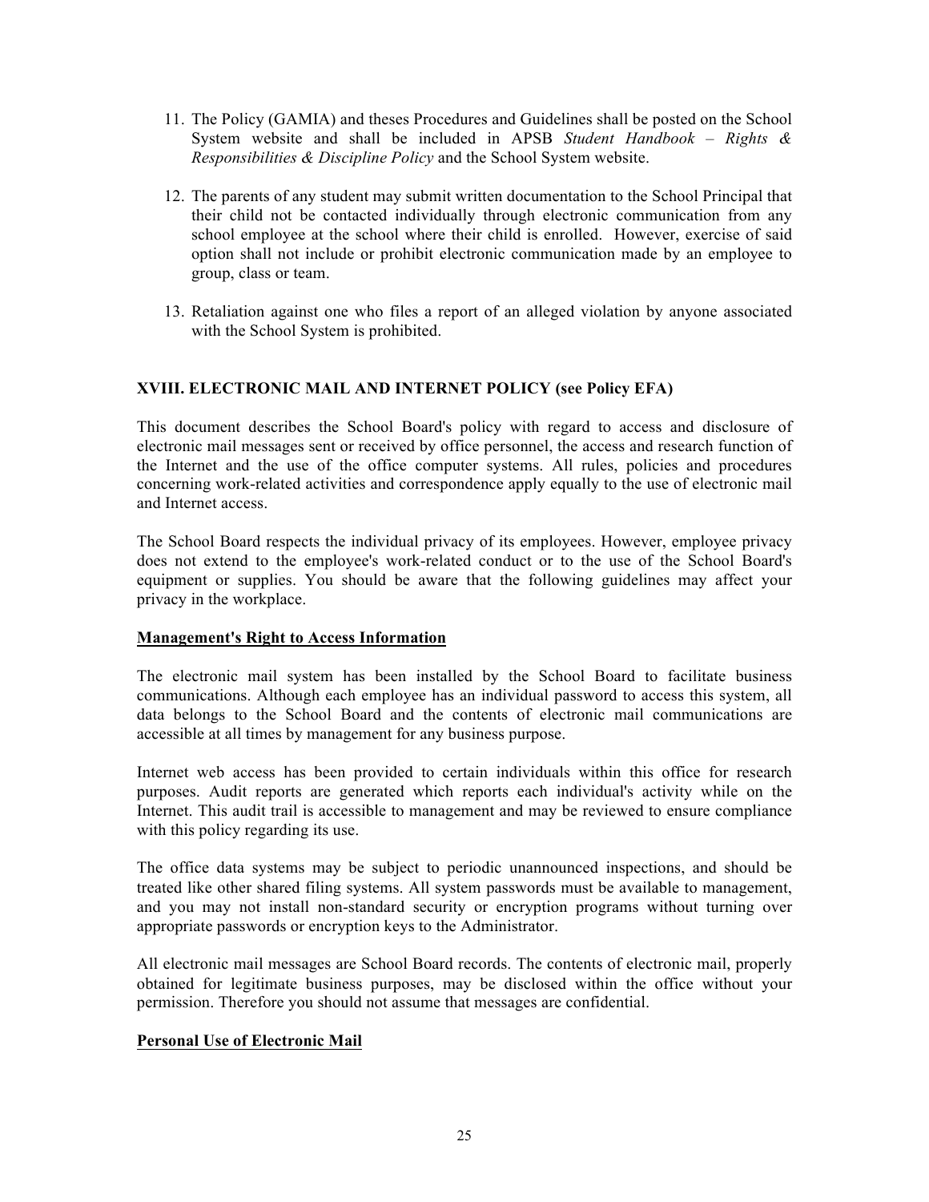11. The Policy (GAMIA) and theses Procedures and Guidelines shall be posted on the School System website and shall be included in APSB *Student Handbook – Rights & Responsibilities & Discipline Policy* and the School System website.

12. The parents of any student may submit written documentation to the School Principal that their child not be contacted individually through electronic communication from any school employee at the school where their child is enrolled. However, exercise of said option shall not include or prohibit electronic communication made by an employee to group, class or team.

13. Retaliation against one who files a report of an alleged violation by anyone associated with the School System is prohibited.

## XVIII. ELECTRONIC MAIL AND INTERNET POLICY (see Policy EFA)

This document describes the School Board's policy with regard to access and disclosure of electronic mail messages sent or received by office personnel, the access and research function of the Internet and the use of the office computer systems. All rules, policies and procedures concerning work-related activities and correspondence apply equally to the use of electronic mail and Internet access.

The School Board respects the individual privacy of its employees. However, employee privacy does not extend to the employee's work-related conduct or to the use of the School Board's equipment or supplies. You should be aware that the following guidelines may affect your privacy in the workplace.

### Management's Right to Access Information

The electronic mail system has been installed by the School Board to facilitate business communications. Although each employee has an individual password to access this system, all data belongs to the School Board and the contents of electronic mail communications are accessible at all times by management for any business purpose.

Internet web access has been provided to certain individuals within this office for research purposes. Audit reports are generated which reports each individual's activity while on the Internet. This audit trail is accessible to management and may be reviewed to ensure compliance with this policy regarding its use.

The office data systems may be subject to periodic unannounced inspections, and should be treated like other shared filing systems. All system passwords must be available to management, and you may not install non-standard security or encryption programs without turning over appropriate passwords or encryption keys to the Administrator.

All electronic mail messages are School Board records. The contents of electronic mail, properly obtained for legitimate business purposes, may be disclosed within the office without your permission. Therefore you should not assume that messages are confidential.

### Personal Use of Electronic Mail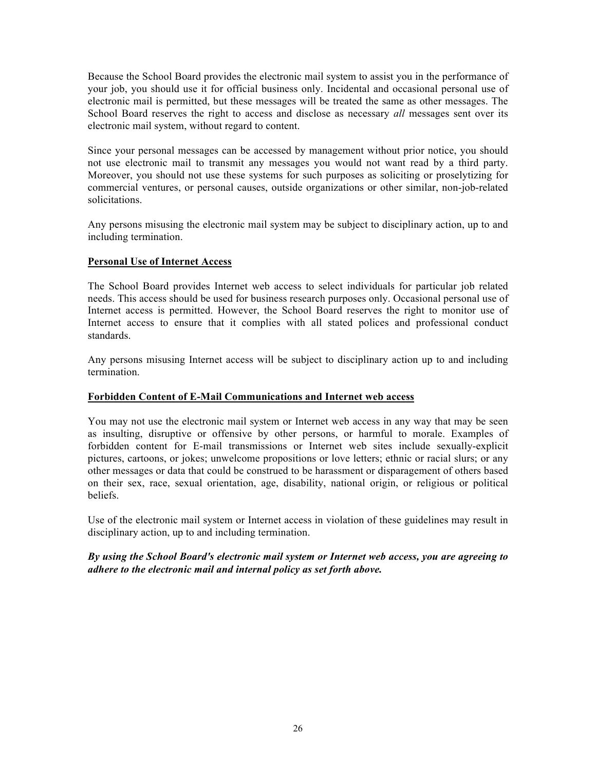Because the School Board provides the electronic mail system to assist you in the performance of your job, you should use it for official business only. Incidental and occasional personal use of electronic mail is permitted, but these messages will be treated the same as other messages. The School Board reserves the right to access and disclose as necessary *all* messages sent over its electronic mail system, without regard to content.

Since your personal messages can be accessed by management without prior notice, you should not use electronic mail to transmit any messages you would not want read by a third party. Moreover, you should not use these systems for such purposes as soliciting or proselytizing for commercial ventures, or personal causes, outside organizations or other similar, non-job-related solicitations.

Any persons misusing the electronic mail system may be subject to disciplinary action, up to and including termination.

**Personal Use of Internet Access**

The School Board provides Internet web access to select individuals for particular job related needs. This access should be used for business research purposes only. Occasional personal use of Internet access is permitted. However, the School Board reserves the right to monitor use of Internet access to ensure that it complies with all stated polices and professional conduct standards.

Any persons misusing Internet access will be subject to disciplinary action up to and including termination.

**Forbidden Content of E-Mail Communications and Internet web access**

You may not use the electronic mail system or Internet web access in any way that may be seen as insulting, disruptive or offensive by other persons, or harmful to morale. Examples of forbidden content for E-mail transmissions or Internet web sites include sexually-explicit pictures, cartoons, or jokes; unwelcome propositions or love letters; ethnic or racial slurs; or any other messages or data that could be construed to be harassment or disparagement of others based on their sex, race, sexual orientation, age, disability, national origin, or religious or political beliefs.

Use of the electronic mail system or Internet access in violation of these guidelines may result in disciplinary action, up to and including termination.

***By using the School Board's electronic mail system or Internet web access, you are agreeing to adhere to the electronic mail and internal policy as set forth above.***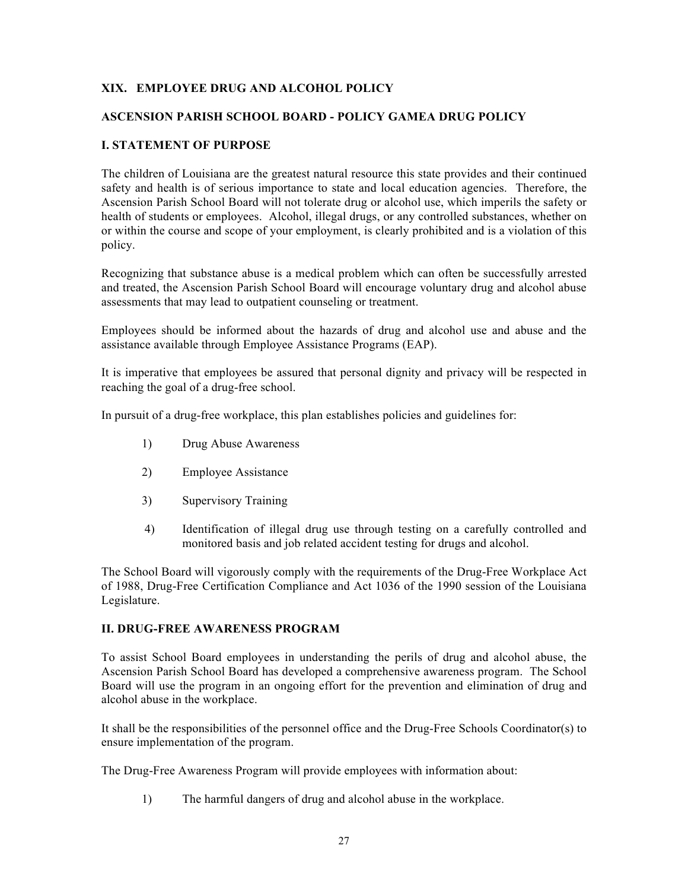## XIX. EMPLOYEE DRUG AND ALCOHOL POLICY

### ASCENSION PARISH SCHOOL BOARD - POLICY GAMEA DRUG POLICY

### I. STATEMENT OF PURPOSE

The children of Louisiana are the greatest natural resource this state provides and their continued safety and health is of serious importance to state and local education agencies. Therefore, the Ascension Parish School Board will not tolerate drug or alcohol use, which imperils the safety or health of students or employees. Alcohol, illegal drugs, or any controlled substances, whether on or within the course and scope of your employment, is clearly prohibited and is a violation of this policy.

Recognizing that substance abuse is a medical problem which can often be successfully arrested and treated, the Ascension Parish School Board will encourage voluntary drug and alcohol abuse assessments that may lead to outpatient counseling or treatment.

Employees should be informed about the hazards of drug and alcohol use and abuse and the assistance available through Employee Assistance Programs (EAP).

It is imperative that employees be assured that personal dignity and privacy will be respected in reaching the goal of a drug-free school.

In pursuit of a drug-free workplace, this plan establishes policies and guidelines for:

1) Drug Abuse Awareness
2) Employee Assistance
3) Supervisory Training
4) Identification of illegal drug use through testing on a carefully controlled and monitored basis and job related accident testing for drugs and alcohol.

The School Board will vigorously comply with the requirements of the Drug-Free Workplace Act of 1988, Drug-Free Certification Compliance and Act 1036 of the 1990 session of the Louisiana Legislature.

### II. DRUG-FREE AWARENESS PROGRAM

To assist School Board employees in understanding the perils of drug and alcohol abuse, the Ascension Parish School Board has developed a comprehensive awareness program. The School Board will use the program in an ongoing effort for the prevention and elimination of drug and alcohol abuse in the workplace.

It shall be the responsibilities of the personnel office and the Drug-Free Schools Coordinator(s) to ensure implementation of the program.

The Drug-Free Awareness Program will provide employees with information about:

1) The harmful dangers of drug and alcohol abuse in the workplace.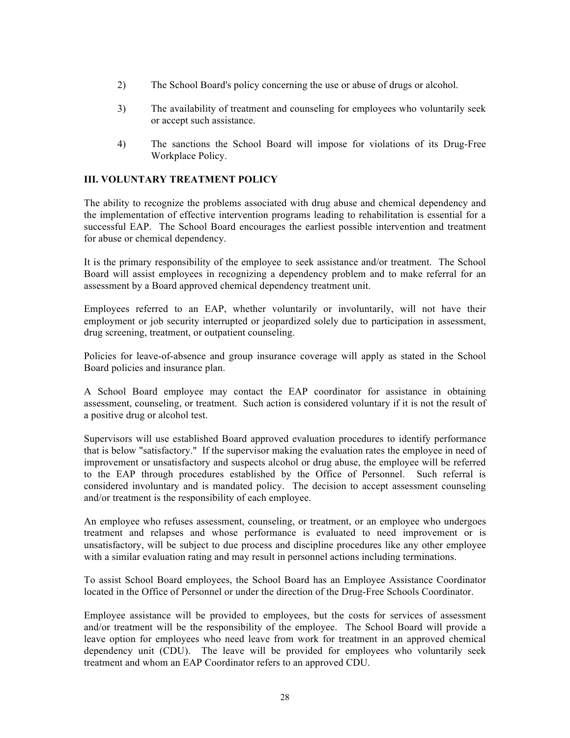2) The School Board's policy concerning the use or abuse of drugs or alcohol.

3) The availability of treatment and counseling for employees who voluntarily seek or accept such assistance.

4) The sanctions the School Board will impose for violations of its Drug-Free Workplace Policy.

## III. VOLUNTARY TREATMENT POLICY

The ability to recognize the problems associated with drug abuse and chemical dependency and the implementation of effective intervention programs leading to rehabilitation is essential for a successful EAP. The School Board encourages the earliest possible intervention and treatment for abuse or chemical dependency.

It is the primary responsibility of the employee to seek assistance and/or treatment. The School Board will assist employees in recognizing a dependency problem and to make referral for an assessment by a Board approved chemical dependency treatment unit.

Employees referred to an EAP, whether voluntarily or involuntarily, will not have their employment or job security interrupted or jeopardized solely due to participation in assessment, drug screening, treatment, or outpatient counseling.

Policies for leave-of-absence and group insurance coverage will apply as stated in the School Board policies and insurance plan.

A School Board employee may contact the EAP coordinator for assistance in obtaining assessment, counseling, or treatment. Such action is considered voluntary if it is not the result of a positive drug or alcohol test.

Supervisors will use established Board approved evaluation procedures to identify performance that is below "satisfactory." If the supervisor making the evaluation rates the employee in need of improvement or unsatisfactory and suspects alcohol or drug abuse, the employee will be referred to the EAP through procedures established by the Office of Personnel. Such referral is considered involuntary and is mandated policy. The decision to accept assessment counseling and/or treatment is the responsibility of each employee.

An employee who refuses assessment, counseling, or treatment, or an employee who undergoes treatment and relapses and whose performance is evaluated to need improvement or is unsatisfactory, will be subject to due process and discipline procedures like any other employee with a similar evaluation rating and may result in personnel actions including terminations.

To assist School Board employees, the School Board has an Employee Assistance Coordinator located in the Office of Personnel or under the direction of the Drug-Free Schools Coordinator.

Employee assistance will be provided to employees, but the costs for services of assessment and/or treatment will be the responsibility of the employee. The School Board will provide a leave option for employees who need leave from work for treatment in an approved chemical dependency unit (CDU). The leave will be provided for employees who voluntarily seek treatment and whom an EAP Coordinator refers to an approved CDU.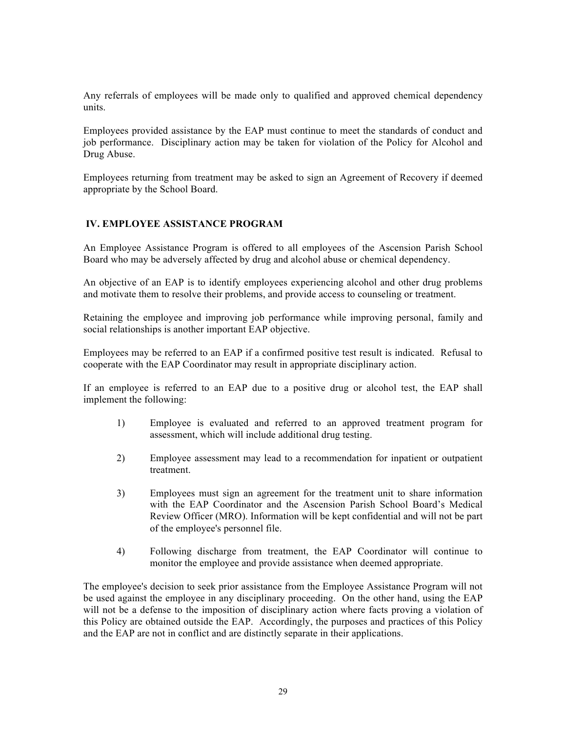Any referrals of employees will be made only to qualified and approved chemical dependency units.

Employees provided assistance by the EAP must continue to meet the standards of conduct and job performance. Disciplinary action may be taken for violation of the Policy for Alcohol and Drug Abuse.

Employees returning from treatment may be asked to sign an Agreement of Recovery if deemed appropriate by the School Board.

## IV. EMPLOYEE ASSISTANCE PROGRAM

An Employee Assistance Program is offered to all employees of the Ascension Parish School Board who may be adversely affected by drug and alcohol abuse or chemical dependency.

An objective of an EAP is to identify employees experiencing alcohol and other drug problems and motivate them to resolve their problems, and provide access to counseling or treatment.

Retaining the employee and improving job performance while improving personal, family and social relationships is another important EAP objective.

Employees may be referred to an EAP if a confirmed positive test result is indicated. Refusal to cooperate with the EAP Coordinator may result in appropriate disciplinary action.

If an employee is referred to an EAP due to a positive drug or alcohol test, the EAP shall implement the following:

1) Employee is evaluated and referred to an approved treatment program for assessment, which will include additional drug testing.

2) Employee assessment may lead to a recommendation for inpatient or outpatient treatment.

3) Employees must sign an agreement for the treatment unit to share information with the EAP Coordinator and the Ascension Parish School Board's Medical Review Officer (MRO). Information will be kept confidential and will not be part of the employee's personnel file.

4) Following discharge from treatment, the EAP Coordinator will continue to monitor the employee and provide assistance when deemed appropriate.

The employee's decision to seek prior assistance from the Employee Assistance Program will not be used against the employee in any disciplinary proceeding. On the other hand, using the EAP will not be a defense to the imposition of disciplinary action where facts proving a violation of this Policy are obtained outside the EAP. Accordingly, the purposes and practices of this Policy and the EAP are not in conflict and are distinctly separate in their applications.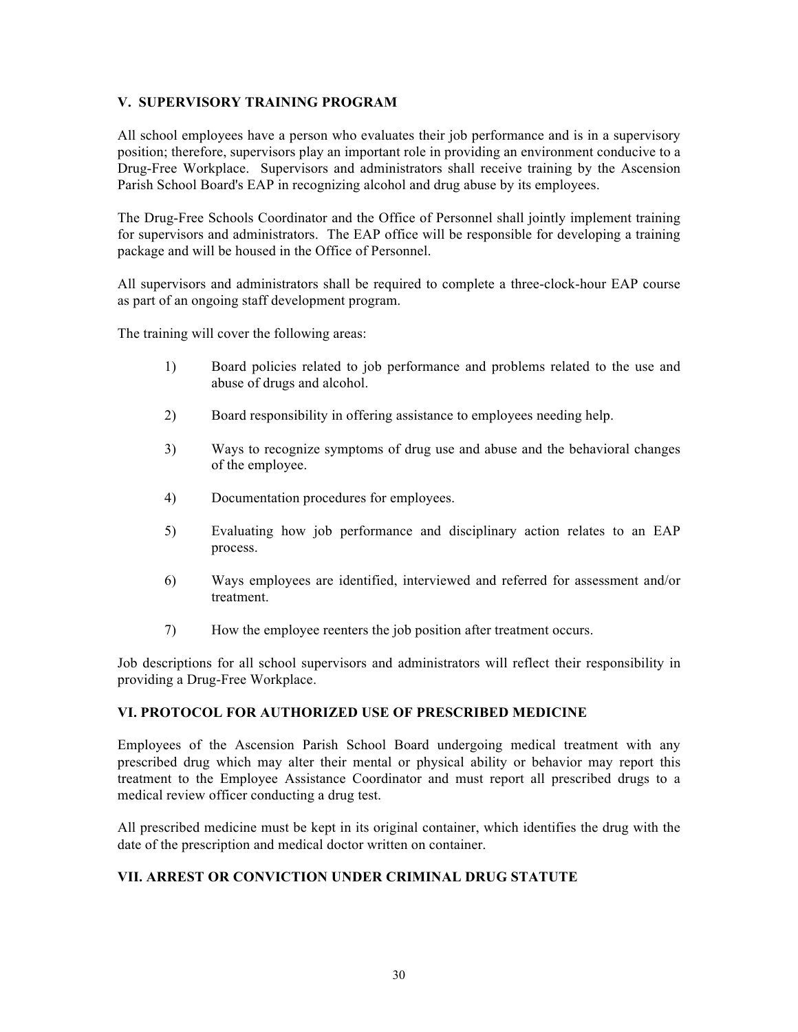## V. SUPERVISORY TRAINING PROGRAM

All school employees have a person who evaluates their job performance and is in a supervisory position; therefore, supervisors play an important role in providing an environment conducive to a Drug-Free Workplace. Supervisors and administrators shall receive training by the Ascension Parish School Board's EAP in recognizing alcohol and drug abuse by its employees.

The Drug-Free Schools Coordinator and the Office of Personnel shall jointly implement training for supervisors and administrators. The EAP office will be responsible for developing a training package and will be housed in the Office of Personnel.

All supervisors and administrators shall be required to complete a three-clock-hour EAP course as part of an ongoing staff development program.

The training will cover the following areas:

1) Board policies related to job performance and problems related to the use and abuse of drugs and alcohol.

2) Board responsibility in offering assistance to employees needing help.

3) Ways to recognize symptoms of drug use and abuse and the behavioral changes of the employee.

4) Documentation procedures for employees.

5) Evaluating how job performance and disciplinary action relates to an EAP process.

6) Ways employees are identified, interviewed and referred for assessment and/or treatment.

7) How the employee reenters the job position after treatment occurs.

Job descriptions for all school supervisors and administrators will reflect their responsibility in providing a Drug-Free Workplace.

## VI. PROTOCOL FOR AUTHORIZED USE OF PRESCRIBED MEDICINE

Employees of the Ascension Parish School Board undergoing medical treatment with any prescribed drug which may alter their mental or physical ability or behavior may report this treatment to the Employee Assistance Coordinator and must report all prescribed drugs to a medical review officer conducting a drug test.

All prescribed medicine must be kept in its original container, which identifies the drug with the date of the prescription and medical doctor written on container.

## VII. ARREST OR CONVICTION UNDER CRIMINAL DRUG STATUTE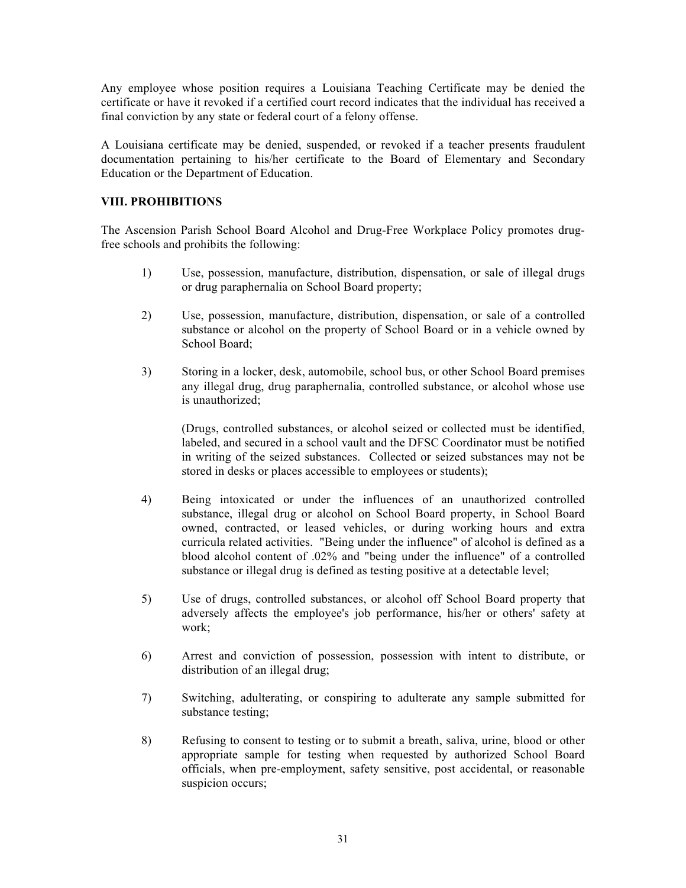Any employee whose position requires a Louisiana Teaching Certificate may be denied the certificate or have it revoked if a certified court record indicates that the individual has received a final conviction by any state or federal court of a felony offense.

A Louisiana certificate may be denied, suspended, or revoked if a teacher presents fraudulent documentation pertaining to his/her certificate to the Board of Elementary and Secondary Education or the Department of Education.

### VIII. PROHIBITIONS

The Ascension Parish School Board Alcohol and Drug-Free Workplace Policy promotes drug-free schools and prohibits the following:

1) Use, possession, manufacture, distribution, dispensation, or sale of illegal drugs or drug paraphernalia on School Board property;

2) Use, possession, manufacture, distribution, dispensation, or sale of a controlled substance or alcohol on the property of School Board or in a vehicle owned by School Board;

3) Storing in a locker, desk, automobile, school bus, or other School Board premises any illegal drug, drug paraphernalia, controlled substance, or alcohol whose use is unauthorized;

   (Drugs, controlled substances, or alcohol seized or collected must be identified, labeled, and secured in a school vault and the DFSC Coordinator must be notified in writing of the seized substances. Collected or seized substances may not be stored in desks or places accessible to employees or students);

4) Being intoxicated or under the influences of an unauthorized controlled substance, illegal drug or alcohol on School Board property, in School Board owned, contracted, or leased vehicles, or during working hours and extra curricula related activities. "Being under the influence" of alcohol is defined as a blood alcohol content of .02% and "being under the influence" of a controlled substance or illegal drug is defined as testing positive at a detectable level;

5) Use of drugs, controlled substances, or alcohol off School Board property that adversely affects the employee's job performance, his/her or others' safety at work;

6) Arrest and conviction of possession, possession with intent to distribute, or distribution of an illegal drug;

7) Switching, adulterating, or conspiring to adulterate any sample submitted for substance testing;

8) Refusing to consent to testing or to submit a breath, saliva, urine, blood or other appropriate sample for testing when requested by authorized School Board officials, when pre-employment, safety sensitive, post accidental, or reasonable suspicion occurs;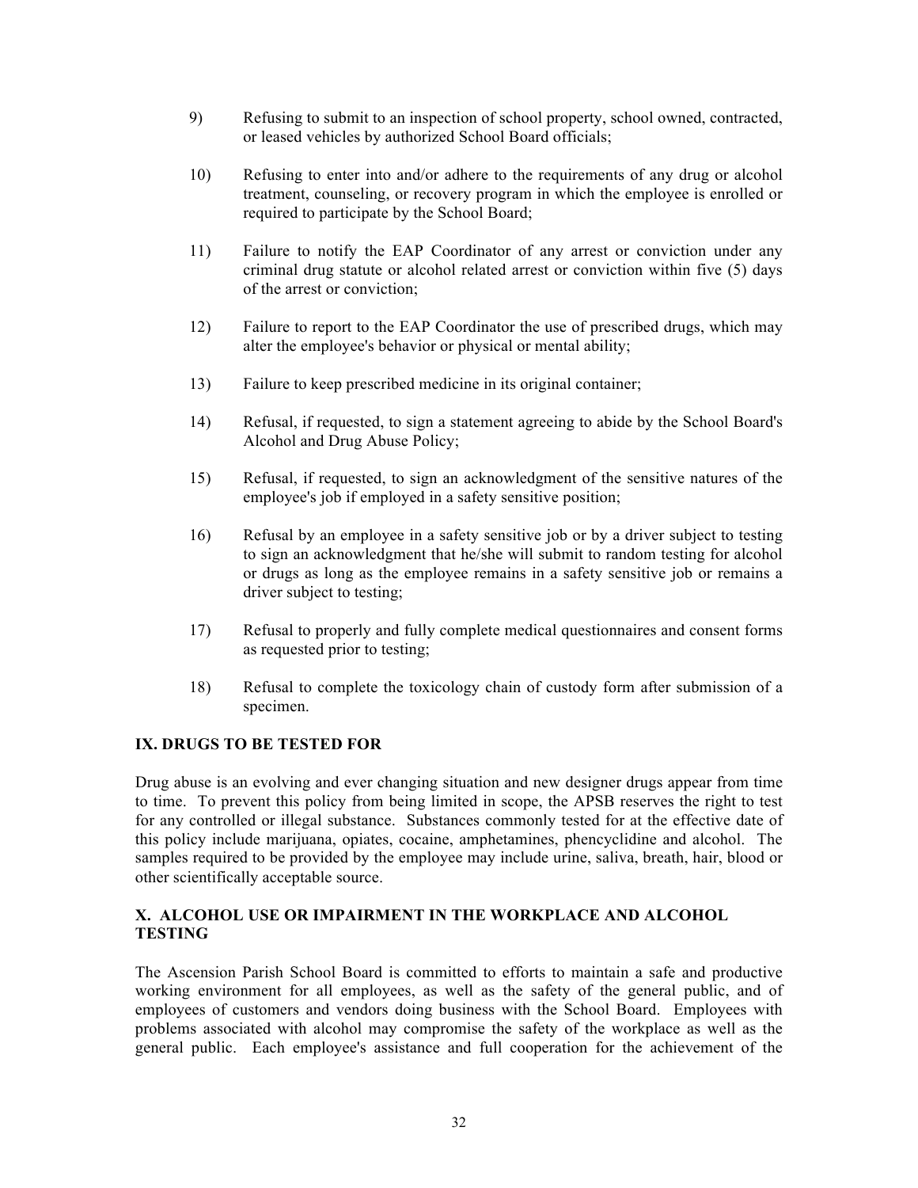9) Refusing to submit to an inspection of school property, school owned, contracted, or leased vehicles by authorized School Board officials;

10) Refusing to enter into and/or adhere to the requirements of any drug or alcohol treatment, counseling, or recovery program in which the employee is enrolled or required to participate by the School Board;

11) Failure to notify the EAP Coordinator of any arrest or conviction under any criminal drug statute or alcohol related arrest or conviction within five (5) days of the arrest or conviction;

12) Failure to report to the EAP Coordinator the use of prescribed drugs, which may alter the employee's behavior or physical or mental ability;

13) Failure to keep prescribed medicine in its original container;

14) Refusal, if requested, to sign a statement agreeing to abide by the School Board's Alcohol and Drug Abuse Policy;

15) Refusal, if requested, to sign an acknowledgment of the sensitive natures of the employee's job if employed in a safety sensitive position;

16) Refusal by an employee in a safety sensitive job or by a driver subject to testing to sign an acknowledgment that he/she will submit to random testing for alcohol or drugs as long as the employee remains in a safety sensitive job or remains a driver subject to testing;

17) Refusal to properly and fully complete medical questionnaires and consent forms as requested prior to testing;

18) Refusal to complete the toxicology chain of custody form after submission of a specimen.

## IX. DRUGS TO BE TESTED FOR

Drug abuse is an evolving and ever changing situation and new designer drugs appear from time to time. To prevent this policy from being limited in scope, the APSB reserves the right to test for any controlled or illegal substance. Substances commonly tested for at the effective date of this policy include marijuana, opiates, cocaine, amphetamines, phencyclidine and alcohol. The samples required to be provided by the employee may include urine, saliva, breath, hair, blood or other scientifically acceptable source.

## X. ALCOHOL USE OR IMPAIRMENT IN THE WORKPLACE AND ALCOHOL TESTING

The Ascension Parish School Board is committed to efforts to maintain a safe and productive working environment for all employees, as well as the safety of the general public, and of employees of customers and vendors doing business with the School Board. Employees with problems associated with alcohol may compromise the safety of the workplace as well as the general public. Each employee's assistance and full cooperation for the achievement of the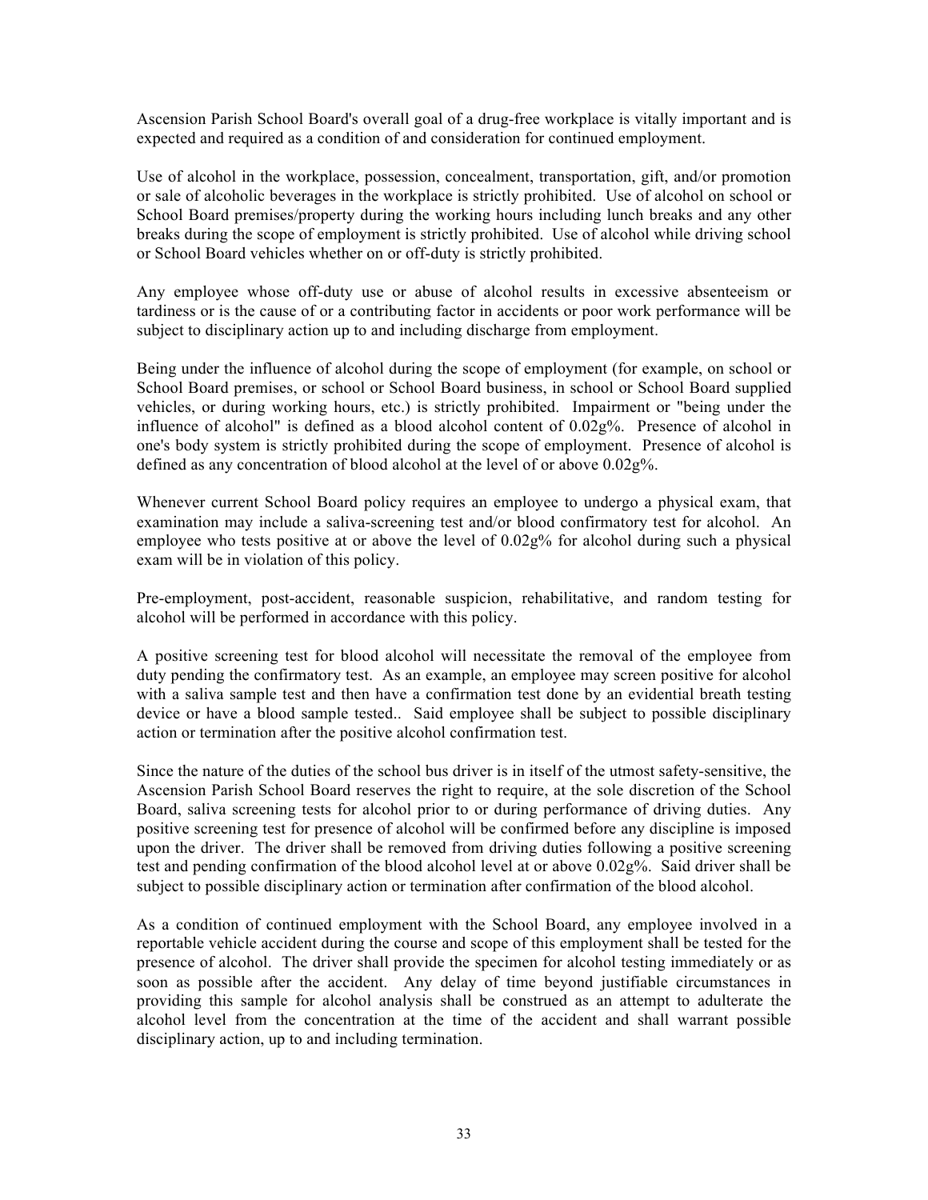Ascension Parish School Board's overall goal of a drug-free workplace is vitally important and is expected and required as a condition of and consideration for continued employment.

Use of alcohol in the workplace, possession, concealment, transportation, gift, and/or promotion or sale of alcoholic beverages in the workplace is strictly prohibited. Use of alcohol on school or School Board premises/property during the working hours including lunch breaks and any other breaks during the scope of employment is strictly prohibited. Use of alcohol while driving school or School Board vehicles whether on or off-duty is strictly prohibited.

Any employee whose off-duty use or abuse of alcohol results in excessive absenteeism or tardiness or is the cause of or a contributing factor in accidents or poor work performance will be subject to disciplinary action up to and including discharge from employment.

Being under the influence of alcohol during the scope of employment (for example, on school or School Board premises, or school or School Board business, in school or School Board supplied vehicles, or during working hours, etc.) is strictly prohibited. Impairment or "being under the influence of alcohol" is defined as a blood alcohol content of 0.02g%. Presence of alcohol in one's body system is strictly prohibited during the scope of employment. Presence of alcohol is defined as any concentration of blood alcohol at the level of or above 0.02g%.

Whenever current School Board policy requires an employee to undergo a physical exam, that examination may include a saliva-screening test and/or blood confirmatory test for alcohol. An employee who tests positive at or above the level of 0.02g% for alcohol during such a physical exam will be in violation of this policy.

Pre-employment, post-accident, reasonable suspicion, rehabilitative, and random testing for alcohol will be performed in accordance with this policy.

A positive screening test for blood alcohol will necessitate the removal of the employee from duty pending the confirmatory test. As an example, an employee may screen positive for alcohol with a saliva sample test and then have a confirmation test done by an evidential breath testing device or have a blood sample tested.. Said employee shall be subject to possible disciplinary action or termination after the positive alcohol confirmation test.

Since the nature of the duties of the school bus driver is in itself of the utmost safety-sensitive, the Ascension Parish School Board reserves the right to require, at the sole discretion of the School Board, saliva screening tests for alcohol prior to or during performance of driving duties. Any positive screening test for presence of alcohol will be confirmed before any discipline is imposed upon the driver. The driver shall be removed from driving duties following a positive screening test and pending confirmation of the blood alcohol level at or above 0.02g%. Said driver shall be subject to possible disciplinary action or termination after confirmation of the blood alcohol.

As a condition of continued employment with the School Board, any employee involved in a reportable vehicle accident during the course and scope of this employment shall be tested for the presence of alcohol. The driver shall provide the specimen for alcohol testing immediately or as soon as possible after the accident. Any delay of time beyond justifiable circumstances in providing this sample for alcohol analysis shall be construed as an attempt to adulterate the alcohol level from the concentration at the time of the accident and shall warrant possible disciplinary action, up to and including termination.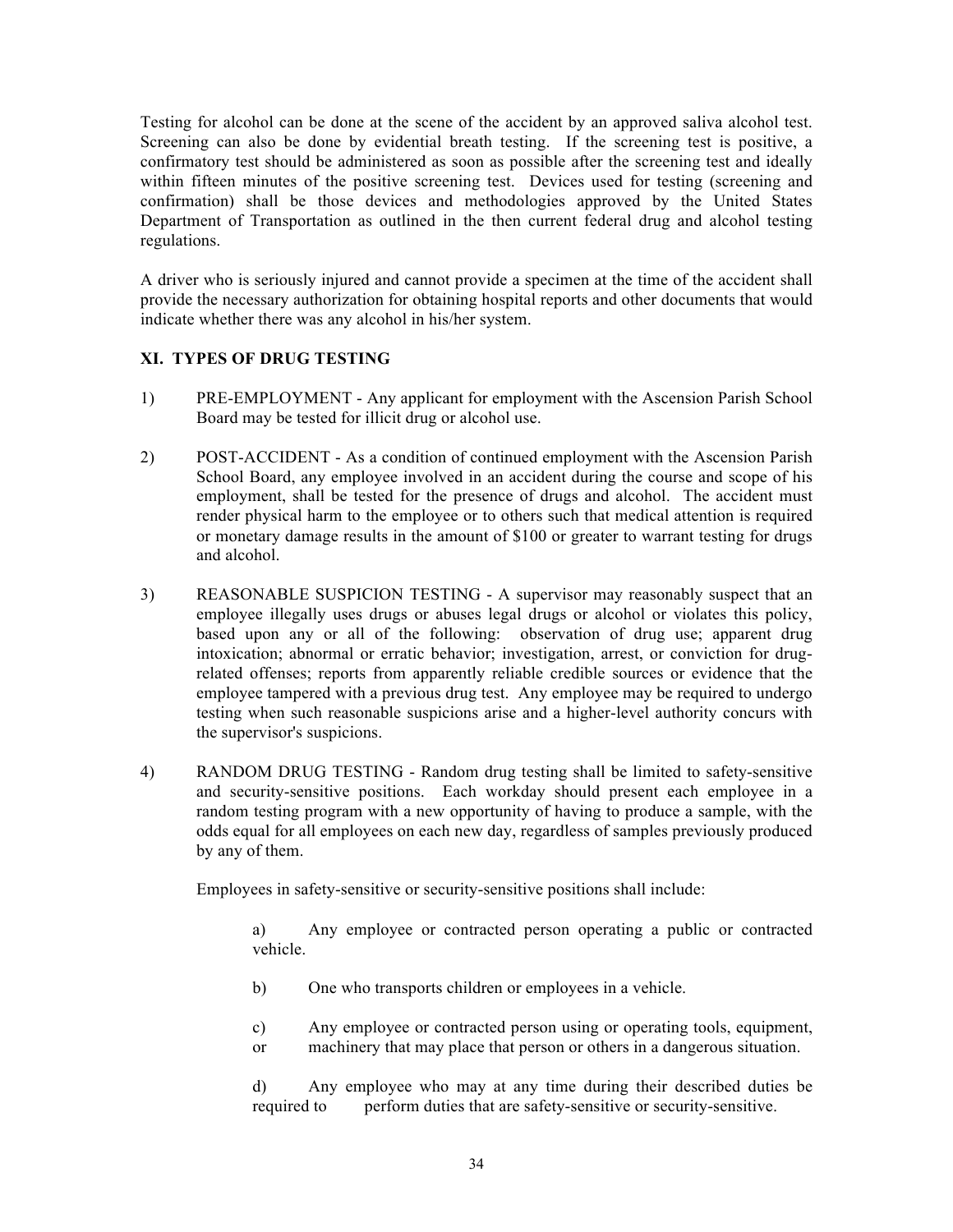Testing for alcohol can be done at the scene of the accident by an approved saliva alcohol test. Screening can also be done by evidential breath testing. If the screening test is positive, a confirmatory test should be administered as soon as possible after the screening test and ideally within fifteen minutes of the positive screening test. Devices used for testing (screening and confirmation) shall be those devices and methodologies approved by the United States Department of Transportation as outlined in the then current federal drug and alcohol testing regulations.

A driver who is seriously injured and cannot provide a specimen at the time of the accident shall provide the necessary authorization for obtaining hospital reports and other documents that would indicate whether there was any alcohol in his/her system.

## XI. TYPES OF DRUG TESTING

1) PRE-EMPLOYMENT - Any applicant for employment with the Ascension Parish School Board may be tested for illicit drug or alcohol use.

2) POST-ACCIDENT - As a condition of continued employment with the Ascension Parish School Board, any employee involved in an accident during the course and scope of his employment, shall be tested for the presence of drugs and alcohol. The accident must render physical harm to the employee or to others such that medical attention is required or monetary damage results in the amount of $100 or greater to warrant testing for drugs and alcohol.

3) REASONABLE SUSPICION TESTING - A supervisor may reasonably suspect that an employee illegally uses drugs or abuses legal drugs or alcohol or violates this policy, based upon any or all of the following: observation of drug use; apparent drug intoxication; abnormal or erratic behavior; investigation, arrest, or conviction for drug-related offenses; reports from apparently reliable credible sources or evidence that the employee tampered with a previous drug test. Any employee may be required to undergo testing when such reasonable suspicions arise and a higher-level authority concurs with the supervisor's suspicions.

4) RANDOM DRUG TESTING - Random drug testing shall be limited to safety-sensitive and security-sensitive positions. Each workday should present each employee in a random testing program with a new opportunity of having to produce a sample, with the odds equal for all employees on each new day, regardless of samples previously produced by any of them.

   Employees in safety-sensitive or security-sensitive positions shall include:

   a) Any employee or contracted person operating a public or contracted vehicle.

   b) One who transports children or employees in a vehicle.

   c) Any employee or contracted person using or operating tools, equipment, or machinery that may place that person or others in a dangerous situation.

   d) Any employee who may at any time during their described duties be required to perform duties that are safety-sensitive or security-sensitive.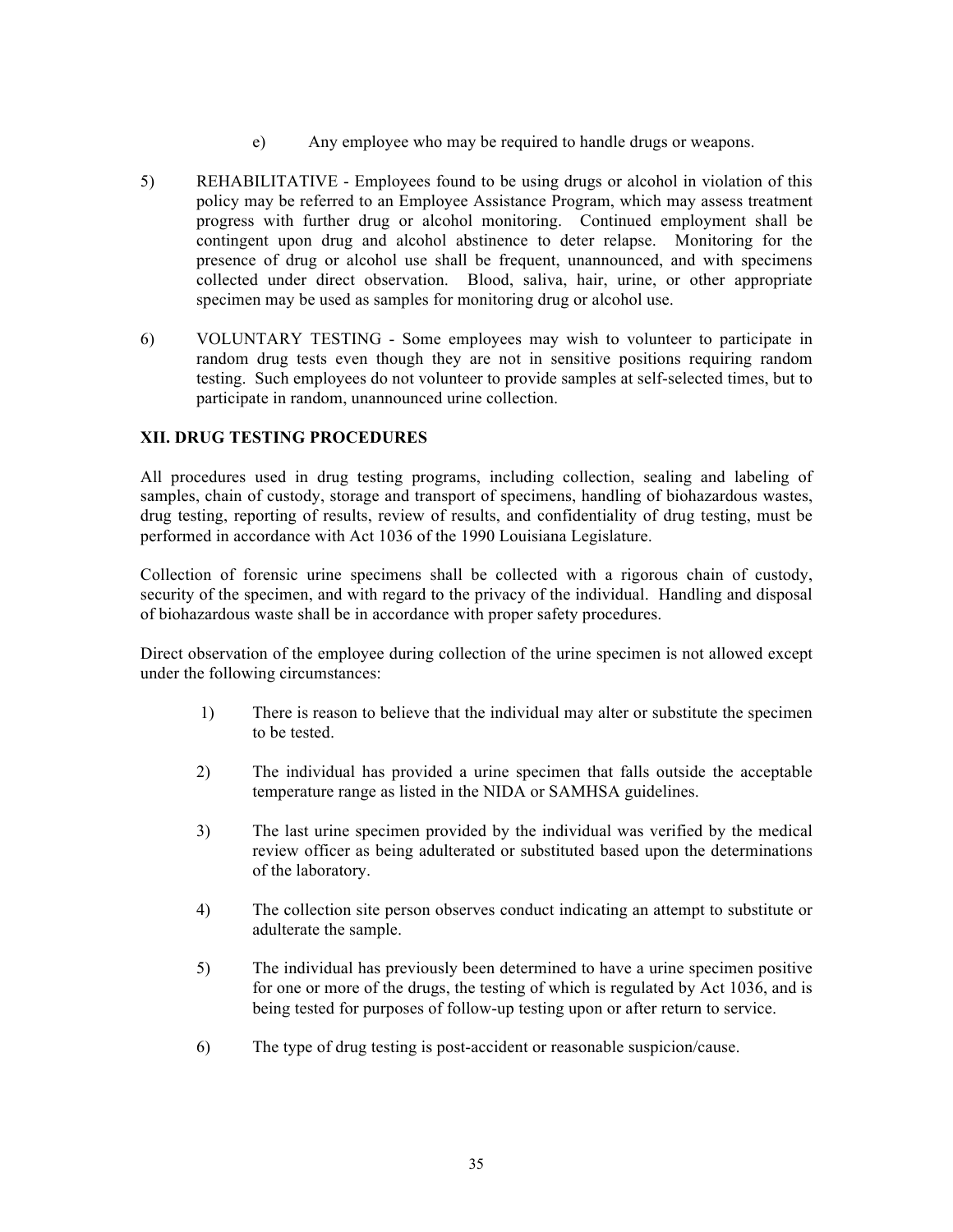e) Any employee who may be required to handle drugs or weapons.

5) REHABILITATIVE - Employees found to be using drugs or alcohol in violation of this policy may be referred to an Employee Assistance Program, which may assess treatment progress with further drug or alcohol monitoring. Continued employment shall be contingent upon drug and alcohol abstinence to deter relapse. Monitoring for the presence of drug or alcohol use shall be frequent, unannounced, and with specimens collected under direct observation. Blood, saliva, hair, urine, or other appropriate specimen may be used as samples for monitoring drug or alcohol use.

6) VOLUNTARY TESTING - Some employees may wish to volunteer to participate in random drug tests even though they are not in sensitive positions requiring random testing. Such employees do not volunteer to provide samples at self-selected times, but to participate in random, unannounced urine collection.

### XII. DRUG TESTING PROCEDURES

All procedures used in drug testing programs, including collection, sealing and labeling of samples, chain of custody, storage and transport of specimens, handling of biohazardous wastes, drug testing, reporting of results, review of results, and confidentiality of drug testing, must be performed in accordance with Act 1036 of the 1990 Louisiana Legislature.

Collection of forensic urine specimens shall be collected with a rigorous chain of custody, security of the specimen, and with regard to the privacy of the individual. Handling and disposal of biohazardous waste shall be in accordance with proper safety procedures.

Direct observation of the employee during collection of the urine specimen is not allowed except under the following circumstances:

1) There is reason to believe that the individual may alter or substitute the specimen to be tested.

2) The individual has provided a urine specimen that falls outside the acceptable temperature range as listed in the NIDA or SAMHSA guidelines.

3) The last urine specimen provided by the individual was verified by the medical review officer as being adulterated or substituted based upon the determinations of the laboratory.

4) The collection site person observes conduct indicating an attempt to substitute or adulterate the sample.

5) The individual has previously been determined to have a urine specimen positive for one or more of the drugs, the testing of which is regulated by Act 1036, and is being tested for purposes of follow-up testing upon or after return to service.

6) The type of drug testing is post-accident or reasonable suspicion/cause.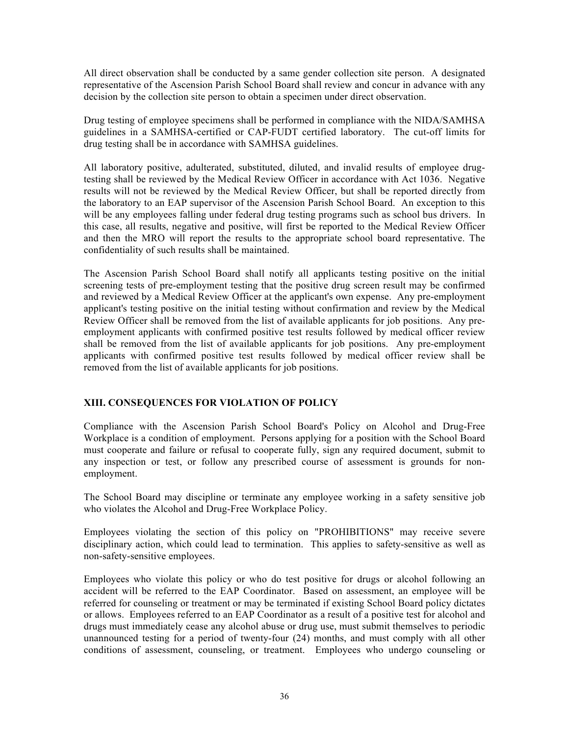All direct observation shall be conducted by a same gender collection site person. A designated representative of the Ascension Parish School Board shall review and concur in advance with any decision by the collection site person to obtain a specimen under direct observation.

Drug testing of employee specimens shall be performed in compliance with the NIDA/SAMHSA guidelines in a SAMHSA-certified or CAP-FUDT certified laboratory. The cut-off limits for drug testing shall be in accordance with SAMHSA guidelines.

All laboratory positive, adulterated, substituted, diluted, and invalid results of employee drug-testing shall be reviewed by the Medical Review Officer in accordance with Act 1036. Negative results will not be reviewed by the Medical Review Officer, but shall be reported directly from the laboratory to an EAP supervisor of the Ascension Parish School Board. An exception to this will be any employees falling under federal drug testing programs such as school bus drivers. In this case, all results, negative and positive, will first be reported to the Medical Review Officer and then the MRO will report the results to the appropriate school board representative. The confidentiality of such results shall be maintained.

The Ascension Parish School Board shall notify all applicants testing positive on the initial screening tests of pre-employment testing that the positive drug screen result may be confirmed and reviewed by a Medical Review Officer at the applicant's own expense. Any pre-employment applicant's testing positive on the initial testing without confirmation and review by the Medical Review Officer shall be removed from the list of available applicants for job positions. Any pre-employment applicants with confirmed positive test results followed by medical officer review shall be removed from the list of available applicants for job positions. Any pre-employment applicants with confirmed positive test results followed by medical officer review shall be removed from the list of available applicants for job positions.

## XIII. CONSEQUENCES FOR VIOLATION OF POLICY

Compliance with the Ascension Parish School Board's Policy on Alcohol and Drug-Free Workplace is a condition of employment. Persons applying for a position with the School Board must cooperate and failure or refusal to cooperate fully, sign any required document, submit to any inspection or test, or follow any prescribed course of assessment is grounds for non-employment.

The School Board may discipline or terminate any employee working in a safety sensitive job who violates the Alcohol and Drug-Free Workplace Policy.

Employees violating the section of this policy on "PROHIBITIONS" may receive severe disciplinary action, which could lead to termination. This applies to safety-sensitive as well as non-safety-sensitive employees.

Employees who violate this policy or who do test positive for drugs or alcohol following an accident will be referred to the EAP Coordinator. Based on assessment, an employee will be referred for counseling or treatment or may be terminated if existing School Board policy dictates or allows. Employees referred to an EAP Coordinator as a result of a positive test for alcohol and drugs must immediately cease any alcohol abuse or drug use, must submit themselves to periodic unannounced testing for a period of twenty-four (24) months, and must comply with all other conditions of assessment, counseling, or treatment. Employees who undergo counseling or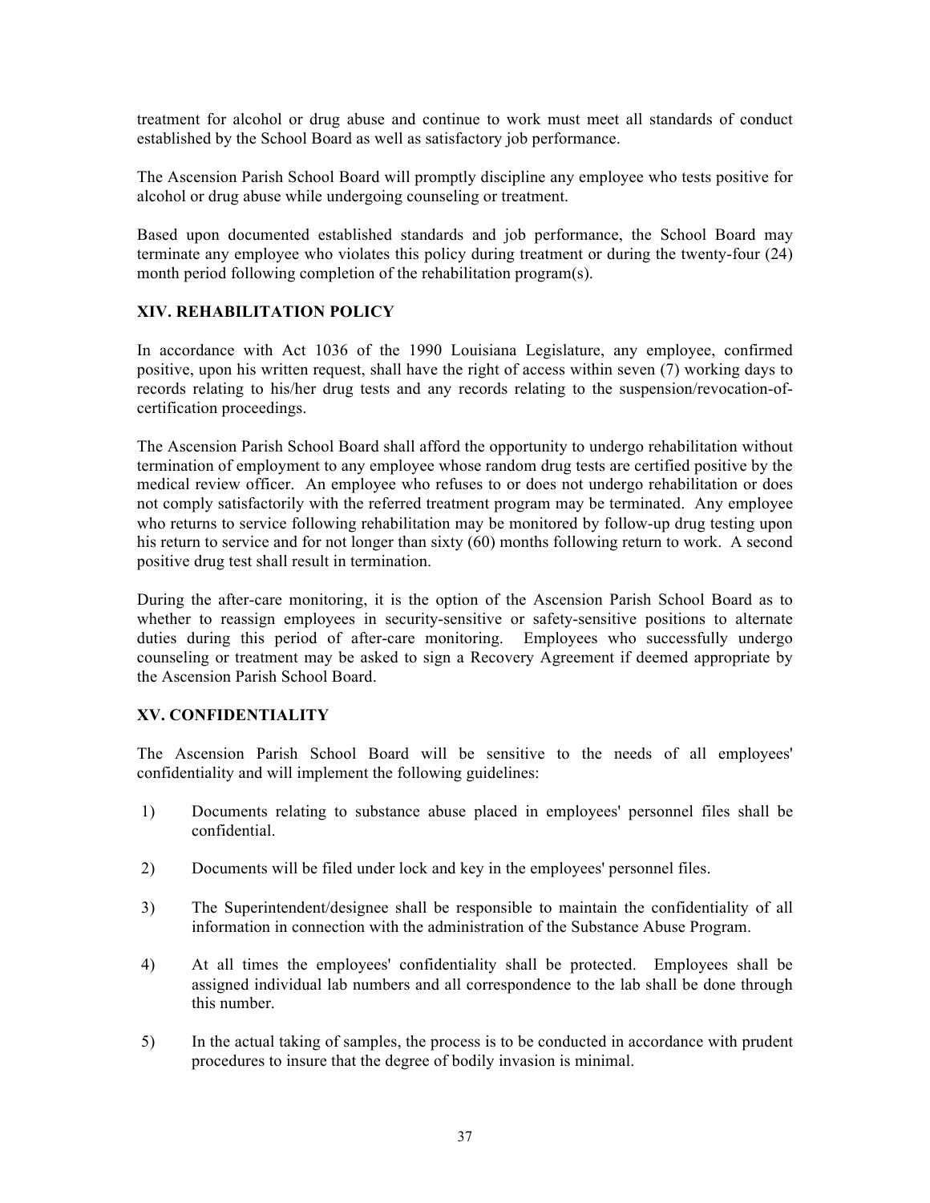treatment for alcohol or drug abuse and continue to work must meet all standards of conduct established by the School Board as well as satisfactory job performance.

The Ascension Parish School Board will promptly discipline any employee who tests positive for alcohol or drug abuse while undergoing counseling or treatment.

Based upon documented established standards and job performance, the School Board may terminate any employee who violates this policy during treatment or during the twenty-four (24) month period following completion of the rehabilitation program(s).

### XIV. REHABILITATION POLICY

In accordance with Act 1036 of the 1990 Louisiana Legislature, any employee, confirmed positive, upon his written request, shall have the right of access within seven (7) working days to records relating to his/her drug tests and any records relating to the suspension/revocation-of-certification proceedings.

The Ascension Parish School Board shall afford the opportunity to undergo rehabilitation without termination of employment to any employee whose random drug tests are certified positive by the medical review officer. An employee who refuses to or does not undergo rehabilitation or does not comply satisfactorily with the referred treatment program may be terminated. Any employee who returns to service following rehabilitation may be monitored by follow-up drug testing upon his return to service and for not longer than sixty (60) months following return to work. A second positive drug test shall result in termination.

During the after-care monitoring, it is the option of the Ascension Parish School Board as to whether to reassign employees in security-sensitive or safety-sensitive positions to alternate duties during this period of after-care monitoring. Employees who successfully undergo counseling or treatment may be asked to sign a Recovery Agreement if deemed appropriate by the Ascension Parish School Board.

### XV. CONFIDENTIALITY

The Ascension Parish School Board will be sensitive to the needs of all employees' confidentiality and will implement the following guidelines:

1) Documents relating to substance abuse placed in employees' personnel files shall be confidential.

2) Documents will be filed under lock and key in the employees' personnel files.

3) The Superintendent/designee shall be responsible to maintain the confidentiality of all information in connection with the administration of the Substance Abuse Program.

4) At all times the employees' confidentiality shall be protected. Employees shall be assigned individual lab numbers and all correspondence to the lab shall be done through this number.

5) In the actual taking of samples, the process is to be conducted in accordance with prudent procedures to insure that the degree of bodily invasion is minimal.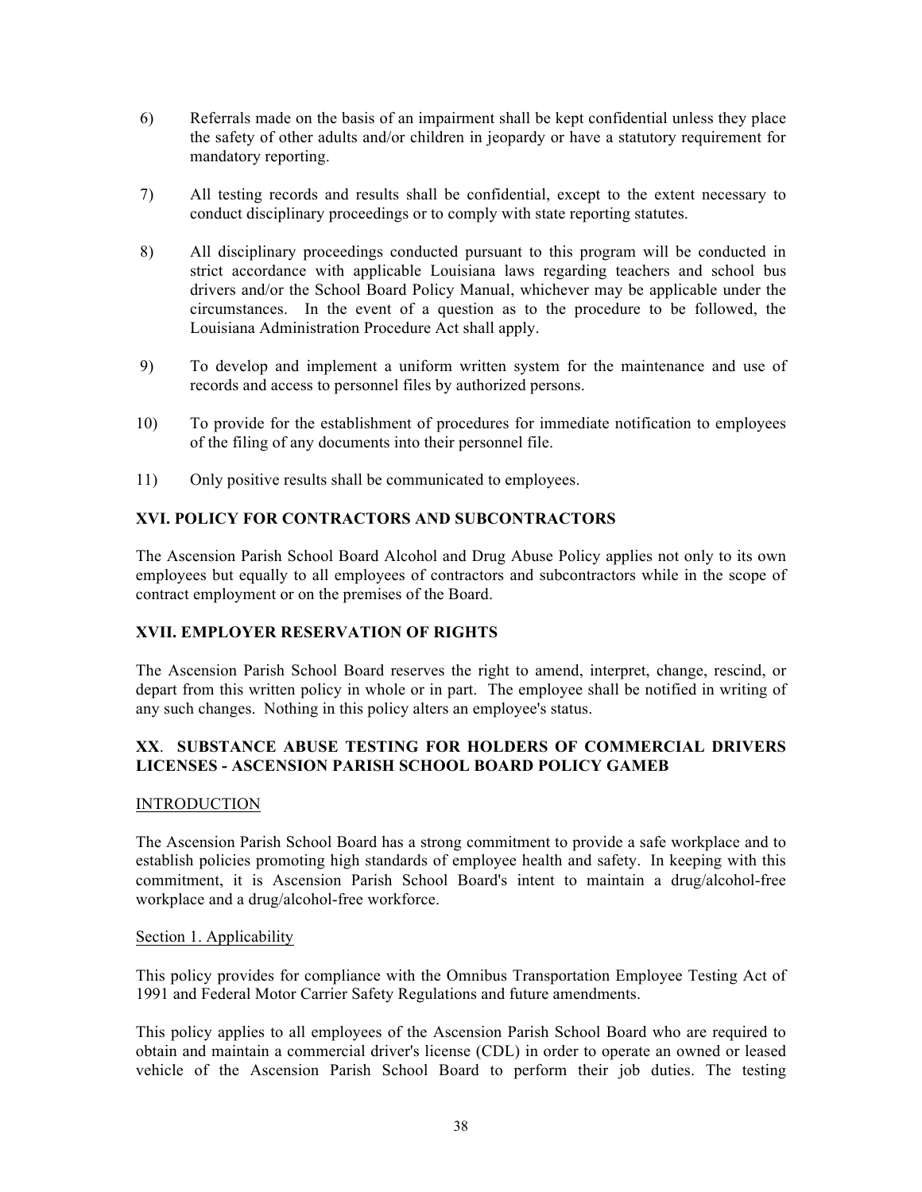6) Referrals made on the basis of an impairment shall be kept confidential unless they place the safety of other adults and/or children in jeopardy or have a statutory requirement for mandatory reporting.

7) All testing records and results shall be confidential, except to the extent necessary to conduct disciplinary proceedings or to comply with state reporting statutes.

8) All disciplinary proceedings conducted pursuant to this program will be conducted in strict accordance with applicable Louisiana laws regarding teachers and school bus drivers and/or the School Board Policy Manual, whichever may be applicable under the circumstances. In the event of a question as to the procedure to be followed, the Louisiana Administration Procedure Act shall apply.

9) To develop and implement a uniform written system for the maintenance and use of records and access to personnel files by authorized persons.

10) To provide for the establishment of procedures for immediate notification to employees of the filing of any documents into their personnel file.

11) Only positive results shall be communicated to employees.

**XVI. POLICY FOR CONTRACTORS AND SUBCONTRACTORS**

The Ascension Parish School Board Alcohol and Drug Abuse Policy applies not only to its own employees but equally to all employees of contractors and subcontractors while in the scope of contract employment or on the premises of the Board.

**XVII. EMPLOYER RESERVATION OF RIGHTS**

The Ascension Parish School Board reserves the right to amend, interpret, change, rescind, or depart from this written policy in whole or in part. The employee shall be notified in writing of any such changes. Nothing in this policy alters an employee's status.

**XX. SUBSTANCE ABUSE TESTING FOR HOLDERS OF COMMERCIAL DRIVERS LICENSES - ASCENSION PARISH SCHOOL BOARD POLICY GAMEB**

INTRODUCTION

The Ascension Parish School Board has a strong commitment to provide a safe workplace and to establish policies promoting high standards of employee health and safety. In keeping with this commitment, it is Ascension Parish School Board's intent to maintain a drug/alcohol-free workplace and a drug/alcohol-free workforce.

Section 1. Applicability

This policy provides for compliance with the Omnibus Transportation Employee Testing Act of 1991 and Federal Motor Carrier Safety Regulations and future amendments.

This policy applies to all employees of the Ascension Parish School Board who are required to obtain and maintain a commercial driver's license (CDL) in order to operate an owned or leased vehicle of the Ascension Parish School Board to perform their job duties. The testing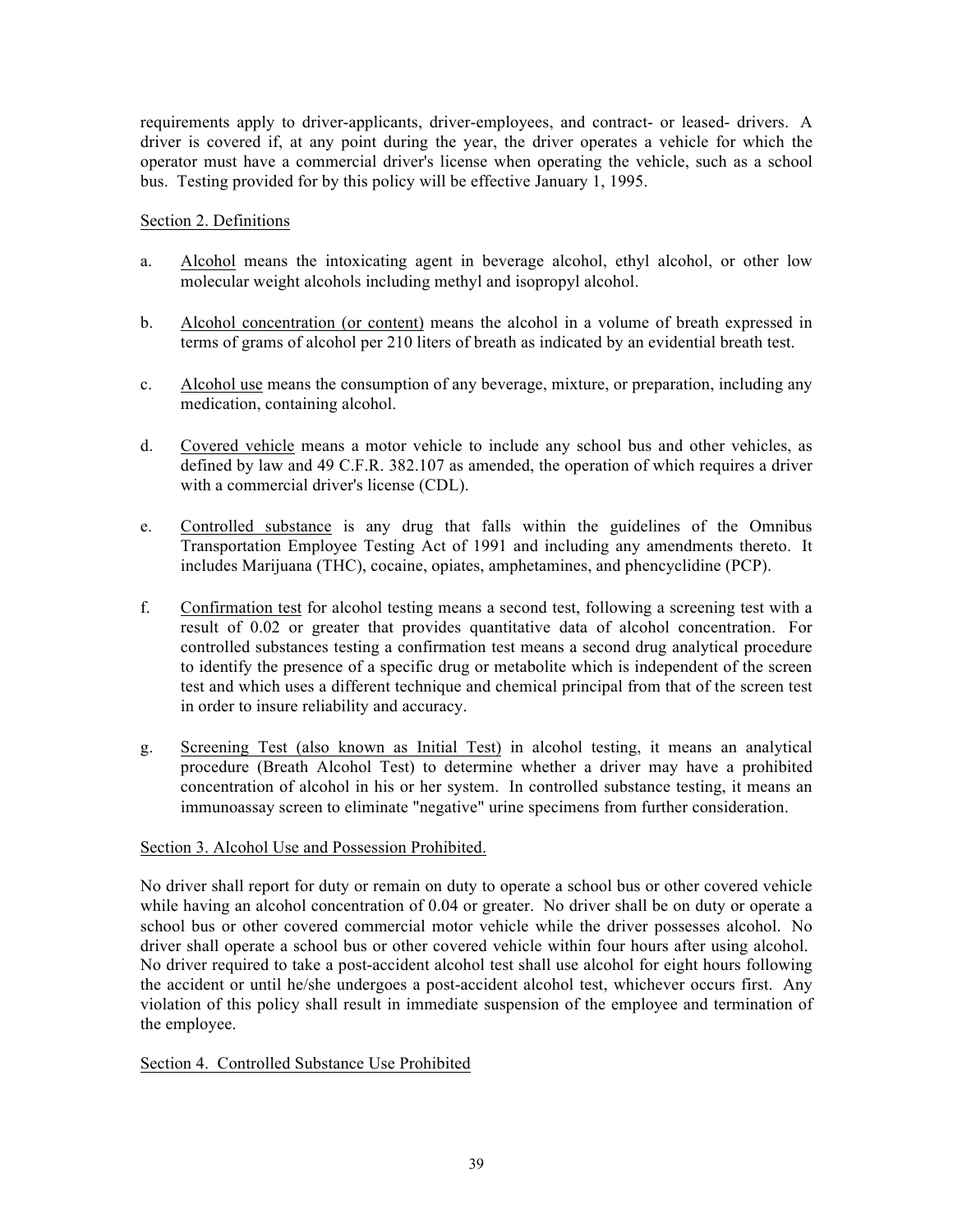requirements apply to driver-applicants, driver-employees, and contract- or leased- drivers. A driver is covered if, at any point during the year, the driver operates a vehicle for which the operator must have a commercial driver's license when operating the vehicle, such as a school bus. Testing provided for by this policy will be effective January 1, 1995.

Section 2. Definitions

a. Alcohol means the intoxicating agent in beverage alcohol, ethyl alcohol, or other low molecular weight alcohols including methyl and isopropyl alcohol.

b. Alcohol concentration (or content) means the alcohol in a volume of breath expressed in terms of grams of alcohol per 210 liters of breath as indicated by an evidential breath test.

c. Alcohol use means the consumption of any beverage, mixture, or preparation, including any medication, containing alcohol.

d. Covered vehicle means a motor vehicle to include any school bus and other vehicles, as defined by law and 49 C.F.R. 382.107 as amended, the operation of which requires a driver with a commercial driver's license (CDL).

e. Controlled substance is any drug that falls within the guidelines of the Omnibus Transportation Employee Testing Act of 1991 and including any amendments thereto. It includes Marijuana (THC), cocaine, opiates, amphetamines, and phencyclidine (PCP).

f. Confirmation test for alcohol testing means a second test, following a screening test with a result of 0.02 or greater that provides quantitative data of alcohol concentration. For controlled substances testing a confirmation test means a second drug analytical procedure to identify the presence of a specific drug or metabolite which is independent of the screen test and which uses a different technique and chemical principal from that of the screen test in order to insure reliability and accuracy.

g. Screening Test (also known as Initial Test) in alcohol testing, it means an analytical procedure (Breath Alcohol Test) to determine whether a driver may have a prohibited concentration of alcohol in his or her system. In controlled substance testing, it means an immunoassay screen to eliminate "negative" urine specimens from further consideration.

Section 3. Alcohol Use and Possession Prohibited.

No driver shall report for duty or remain on duty to operate a school bus or other covered vehicle while having an alcohol concentration of 0.04 or greater. No driver shall be on duty or operate a school bus or other covered commercial motor vehicle while the driver possesses alcohol. No driver shall operate a school bus or other covered vehicle within four hours after using alcohol. No driver required to take a post-accident alcohol test shall use alcohol for eight hours following the accident or until he/she undergoes a post-accident alcohol test, whichever occurs first. Any violation of this policy shall result in immediate suspension of the employee and termination of the employee.

Section 4. Controlled Substance Use Prohibited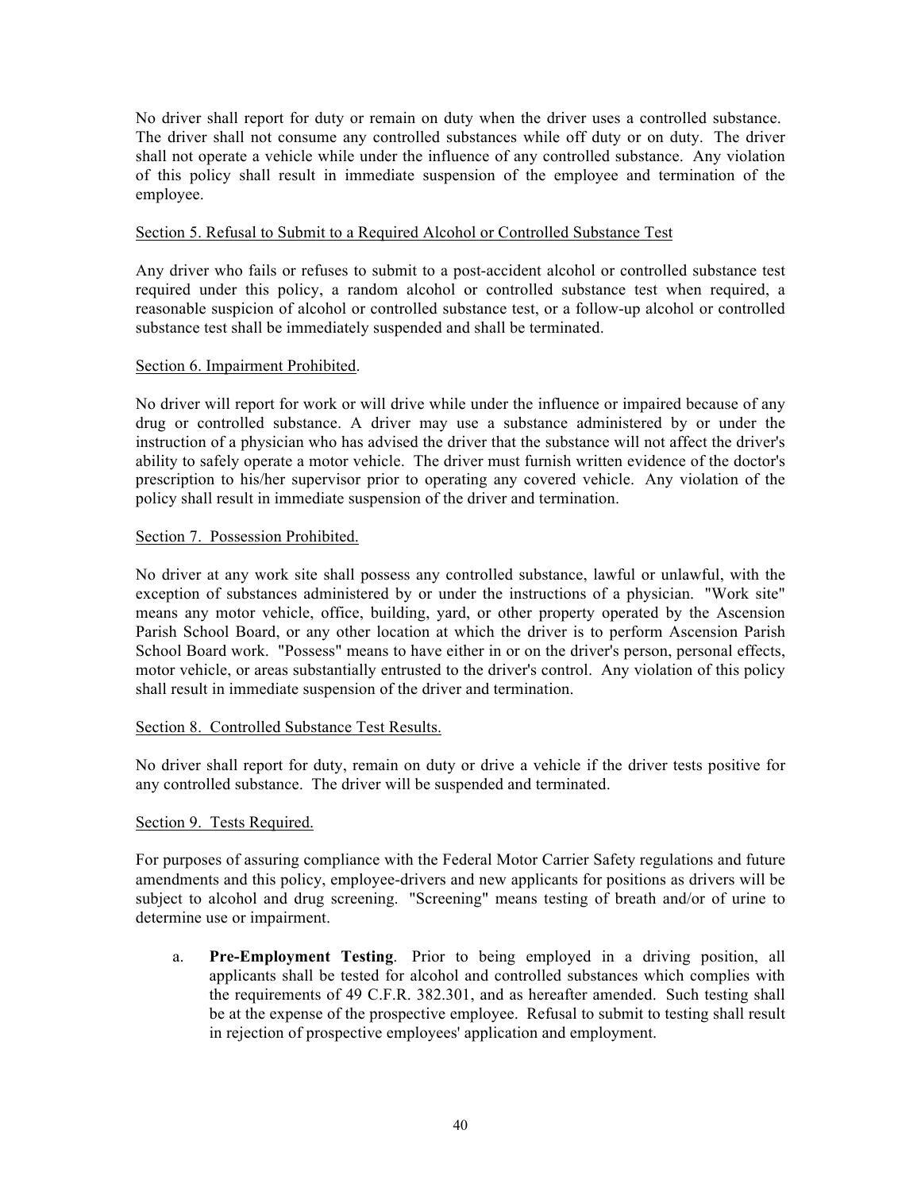No driver shall report for duty or remain on duty when the driver uses a controlled substance. The driver shall not consume any controlled substances while off duty or on duty. The driver shall not operate a vehicle while under the influence of any controlled substance. Any violation of this policy shall result in immediate suspension of the employee and termination of the employee.

Section 5. Refusal to Submit to a Required Alcohol or Controlled Substance Test

Any driver who fails or refuses to submit to a post-accident alcohol or controlled substance test required under this policy, a random alcohol or controlled substance test when required, a reasonable suspicion of alcohol or controlled substance test, or a follow-up alcohol or controlled substance test shall be immediately suspended and shall be terminated.

Section 6. Impairment Prohibited.

No driver will report for work or will drive while under the influence or impaired because of any drug or controlled substance. A driver may use a substance administered by or under the instruction of a physician who has advised the driver that the substance will not affect the driver's ability to safely operate a motor vehicle. The driver must furnish written evidence of the doctor's prescription to his/her supervisor prior to operating any covered vehicle. Any violation of the policy shall result in immediate suspension of the driver and termination.

Section 7. Possession Prohibited.

No driver at any work site shall possess any controlled substance, lawful or unlawful, with the exception of substances administered by or under the instructions of a physician. "Work site" means any motor vehicle, office, building, yard, or other property operated by the Ascension Parish School Board, or any other location at which the driver is to perform Ascension Parish School Board work. "Possess" means to have either in or on the driver's person, personal effects, motor vehicle, or areas substantially entrusted to the driver's control. Any violation of this policy shall result in immediate suspension of the driver and termination.

Section 8. Controlled Substance Test Results.

No driver shall report for duty, remain on duty or drive a vehicle if the driver tests positive for any controlled substance. The driver will be suspended and terminated.

Section 9. Tests Required.

For purposes of assuring compliance with the Federal Motor Carrier Safety regulations and future amendments and this policy, employee-drivers and new applicants for positions as drivers will be subject to alcohol and drug screening. "Screening" means testing of breath and/or of urine to determine use or impairment.

a. **Pre-Employment Testing**. Prior to being employed in a driving position, all applicants shall be tested for alcohol and controlled substances which complies with the requirements of 49 C.F.R. 382.301, and as hereafter amended. Such testing shall be at the expense of the prospective employee. Refusal to submit to testing shall result in rejection of prospective employees' application and employment.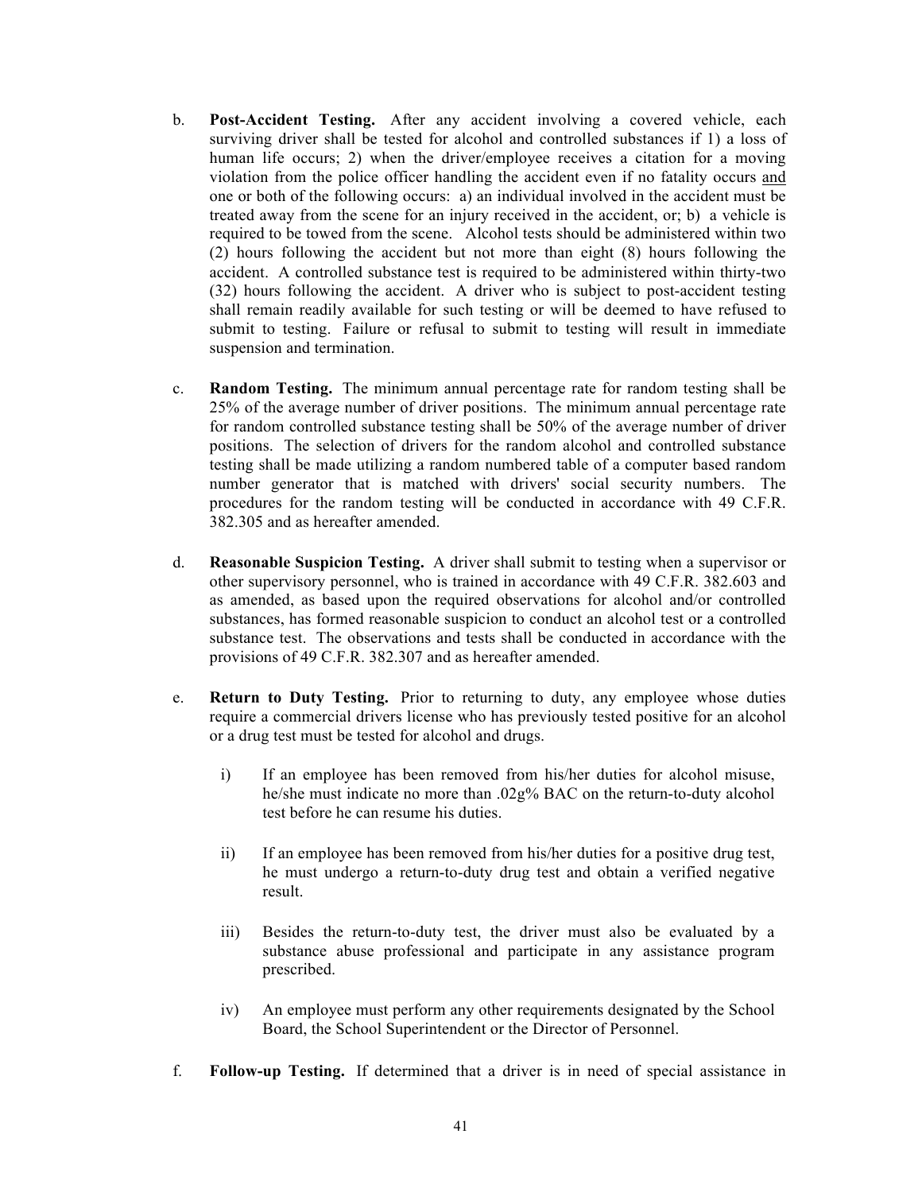b. **Post-Accident Testing.** After any accident involving a covered vehicle, each surviving driver shall be tested for alcohol and controlled substances if 1) a loss of human life occurs; 2) when the driver/employee receives a citation for a moving violation from the police officer handling the accident even if no fatality occurs and one or both of the following occurs: a) an individual involved in the accident must be treated away from the scene for an injury received in the accident, or; b) a vehicle is required to be towed from the scene. Alcohol tests should be administered within two (2) hours following the accident but not more than eight (8) hours following the accident. A controlled substance test is required to be administered within thirty-two (32) hours following the accident. A driver who is subject to post-accident testing shall remain readily available for such testing or will be deemed to have refused to submit to testing. Failure or refusal to submit to testing will result in immediate suspension and termination.

c. **Random Testing.** The minimum annual percentage rate for random testing shall be 25% of the average number of driver positions. The minimum annual percentage rate for random controlled substance testing shall be 50% of the average number of driver positions. The selection of drivers for the random alcohol and controlled substance testing shall be made utilizing a random numbered table of a computer based random number generator that is matched with drivers' social security numbers. The procedures for the random testing will be conducted in accordance with 49 C.F.R. 382.305 and as hereafter amended.

d. **Reasonable Suspicion Testing.** A driver shall submit to testing when a supervisor or other supervisory personnel, who is trained in accordance with 49 C.F.R. 382.603 and as amended, as based upon the required observations for alcohol and/or controlled substances, has formed reasonable suspicion to conduct an alcohol test or a controlled substance test. The observations and tests shall be conducted in accordance with the provisions of 49 C.F.R. 382.307 and as hereafter amended.

e. **Return to Duty Testing.** Prior to returning to duty, any employee whose duties require a commercial drivers license who has previously tested positive for an alcohol or a drug test must be tested for alcohol and drugs.

   i) If an employee has been removed from his/her duties for alcohol misuse, he/she must indicate no more than .02g% BAC on the return-to-duty alcohol test before he can resume his duties.

   ii) If an employee has been removed from his/her duties for a positive drug test, he must undergo a return-to-duty drug test and obtain a verified negative result.

   iii) Besides the return-to-duty test, the driver must also be evaluated by a substance abuse professional and participate in any assistance program prescribed.

   iv) An employee must perform any other requirements designated by the School Board, the School Superintendent or the Director of Personnel.

f. **Follow-up Testing.** If determined that a driver is in need of special assistance in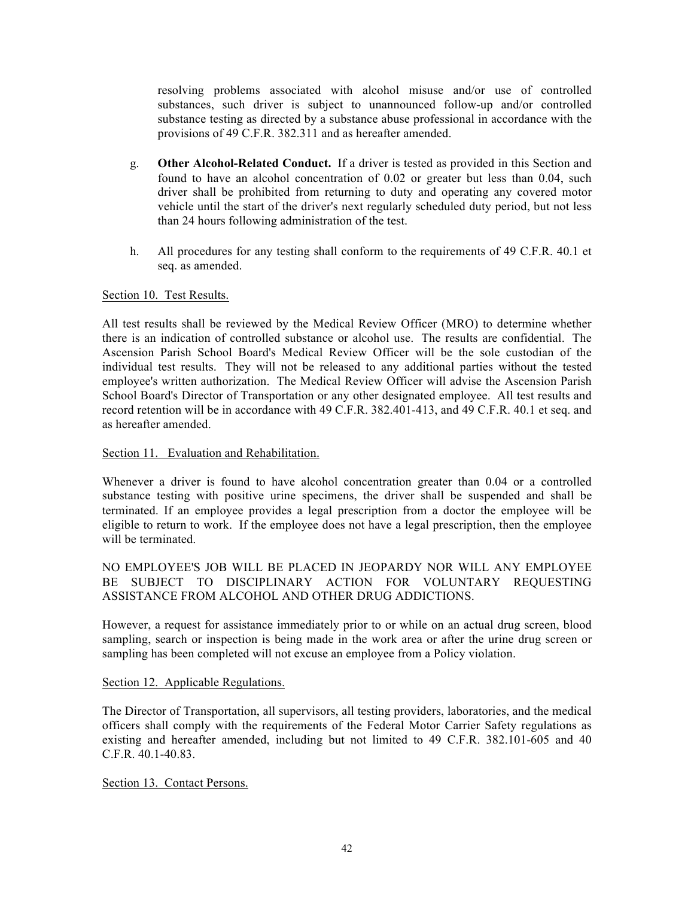resolving problems associated with alcohol misuse and/or use of controlled substances, such driver is subject to unannounced follow-up and/or controlled substance testing as directed by a substance abuse professional in accordance with the provisions of 49 C.F.R. 382.311 and as hereafter amended.

g. **Other Alcohol-Related Conduct.** If a driver is tested as provided in this Section and found to have an alcohol concentration of 0.02 or greater but less than 0.04, such driver shall be prohibited from returning to duty and operating any covered motor vehicle until the start of the driver's next regularly scheduled duty period, but not less than 24 hours following administration of the test.

h. All procedures for any testing shall conform to the requirements of 49 C.F.R. 40.1 et seq. as amended.

Section 10. Test Results.

All test results shall be reviewed by the Medical Review Officer (MRO) to determine whether there is an indication of controlled substance or alcohol use. The results are confidential. The Ascension Parish School Board's Medical Review Officer will be the sole custodian of the individual test results. They will not be released to any additional parties without the tested employee's written authorization. The Medical Review Officer will advise the Ascension Parish School Board's Director of Transportation or any other designated employee. All test results and record retention will be in accordance with 49 C.F.R. 382.401-413, and 49 C.F.R. 40.1 et seq. and as hereafter amended.

Section 11. Evaluation and Rehabilitation.

Whenever a driver is found to have alcohol concentration greater than 0.04 or a controlled substance testing with positive urine specimens, the driver shall be suspended and shall be terminated. If an employee provides a legal prescription from a doctor the employee will be eligible to return to work. If the employee does not have a legal prescription, then the employee will be terminated.

NO EMPLOYEE'S JOB WILL BE PLACED IN JEOPARDY NOR WILL ANY EMPLOYEE BE SUBJECT TO DISCIPLINARY ACTION FOR VOLUNTARY REQUESTING ASSISTANCE FROM ALCOHOL AND OTHER DRUG ADDICTIONS.

However, a request for assistance immediately prior to or while on an actual drug screen, blood sampling, search or inspection is being made in the work area or after the urine drug screen or sampling has been completed will not excuse an employee from a Policy violation.

Section 12. Applicable Regulations.

The Director of Transportation, all supervisors, all testing providers, laboratories, and the medical officers shall comply with the requirements of the Federal Motor Carrier Safety regulations as existing and hereafter amended, including but not limited to 49 C.F.R. 382.101-605 and 40 C.F.R. 40.1-40.83.

Section 13. Contact Persons.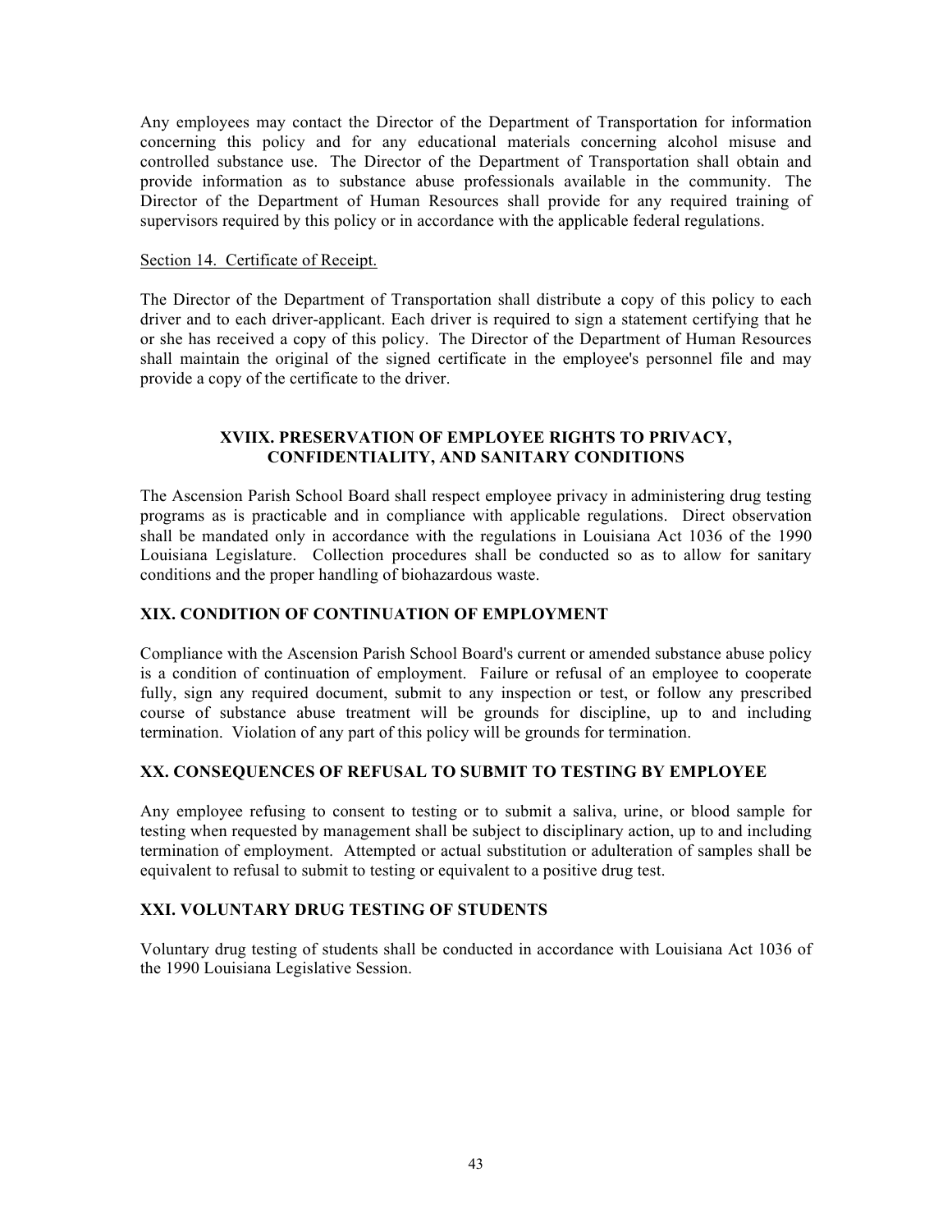Any employees may contact the Director of the Department of Transportation for information concerning this policy and for any educational materials concerning alcohol misuse and controlled substance use. The Director of the Department of Transportation shall obtain and provide information as to substance abuse professionals available in the community. The Director of the Department of Human Resources shall provide for any required training of supervisors required by this policy or in accordance with the applicable federal regulations.

Section 14. Certificate of Receipt.

The Director of the Department of Transportation shall distribute a copy of this policy to each driver and to each driver-applicant. Each driver is required to sign a statement certifying that he or she has received a copy of this policy. The Director of the Department of Human Resources shall maintain the original of the signed certificate in the employee's personnel file and may provide a copy of the certificate to the driver.

## XVIIX. PRESERVATION OF EMPLOYEE RIGHTS TO PRIVACY, CONFIDENTIALITY, AND SANITARY CONDITIONS

The Ascension Parish School Board shall respect employee privacy in administering drug testing programs as is practicable and in compliance with applicable regulations. Direct observation shall be mandated only in accordance with the regulations in Louisiana Act 1036 of the 1990 Louisiana Legislature. Collection procedures shall be conducted so as to allow for sanitary conditions and the proper handling of biohazardous waste.

## XIX. CONDITION OF CONTINUATION OF EMPLOYMENT

Compliance with the Ascension Parish School Board's current or amended substance abuse policy is a condition of continuation of employment. Failure or refusal of an employee to cooperate fully, sign any required document, submit to any inspection or test, or follow any prescribed course of substance abuse treatment will be grounds for discipline, up to and including termination. Violation of any part of this policy will be grounds for termination.

## XX. CONSEQUENCES OF REFUSAL TO SUBMIT TO TESTING BY EMPLOYEE

Any employee refusing to consent to testing or to submit a saliva, urine, or blood sample for testing when requested by management shall be subject to disciplinary action, up to and including termination of employment. Attempted or actual substitution or adulteration of samples shall be equivalent to refusal to submit to testing or equivalent to a positive drug test.

## XXI. VOLUNTARY DRUG TESTING OF STUDENTS

Voluntary drug testing of students shall be conducted in accordance with Louisiana Act 1036 of the 1990 Louisiana Legislative Session.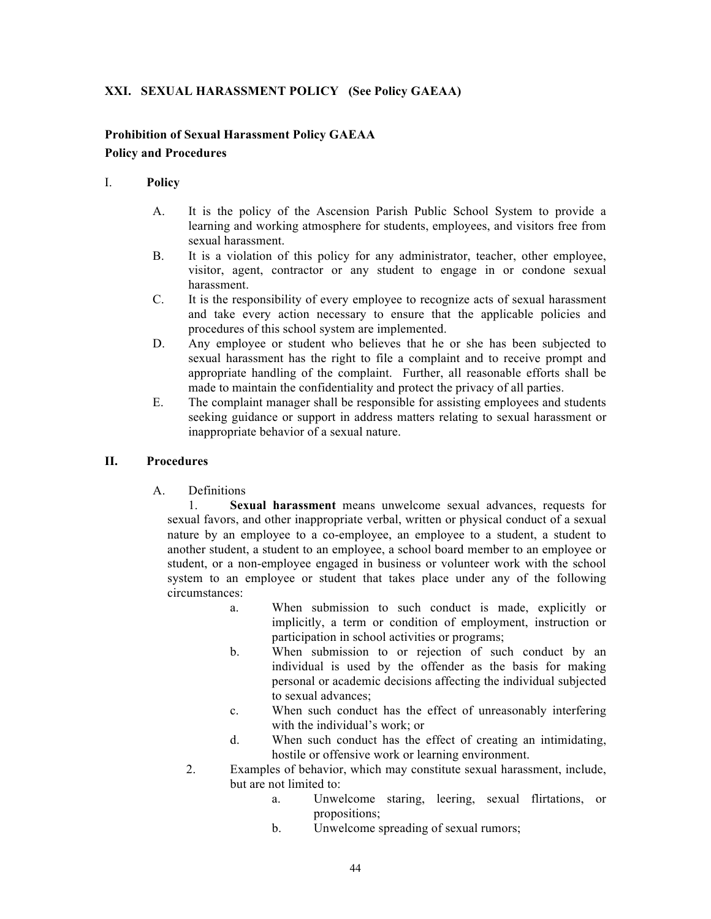### XXI. SEXUAL HARASSMENT POLICY (See Policy GAEAA)

**Prohibition of Sexual Harassment Policy GAEAA**
**Policy and Procedures**

I. **Policy**

A. It is the policy of the Ascension Parish Public School System to provide a learning and working atmosphere for students, employees, and visitors free from sexual harassment.

B. It is a violation of this policy for any administrator, teacher, other employee, visitor, agent, contractor or any student to engage in or condone sexual harassment.

C. It is the responsibility of every employee to recognize acts of sexual harassment and take every action necessary to ensure that the applicable policies and procedures of this school system are implemented.

D. Any employee or student who believes that he or she has been subjected to sexual harassment has the right to file a complaint and to receive prompt and appropriate handling of the complaint. Further, all reasonable efforts shall be made to maintain the confidentiality and protect the privacy of all parties.

E. The complaint manager shall be responsible for assisting employees and students seeking guidance or support in address matters relating to sexual harassment or inappropriate behavior of a sexual nature.

**II. Procedures**

A. Definitions

1. **Sexual harassment** means unwelcome sexual advances, requests for sexual favors, and other inappropriate verbal, written or physical conduct of a sexual nature by an employee to a co-employee, an employee to a student, a student to another student, a student to an employee, a school board member to an employee or student, or a non-employee engaged in business or volunteer work with the school system to an employee or student that takes place under any of the following circumstances:

   a. When submission to such conduct is made, explicitly or implicitly, a term or condition of employment, instruction or participation in school activities or programs;

   b. When submission to or rejection of such conduct by an individual is used by the offender as the basis for making personal or academic decisions affecting the individual subjected to sexual advances;

   c. When such conduct has the effect of unreasonably interfering with the individual's work; or

   d. When such conduct has the effect of creating an intimidating, hostile or offensive work or learning environment.

2. Examples of behavior, which may constitute sexual harassment, include, but are not limited to:

   a. Unwelcome staring, leering, sexual flirtations, or propositions;

   b. Unwelcome spreading of sexual rumors;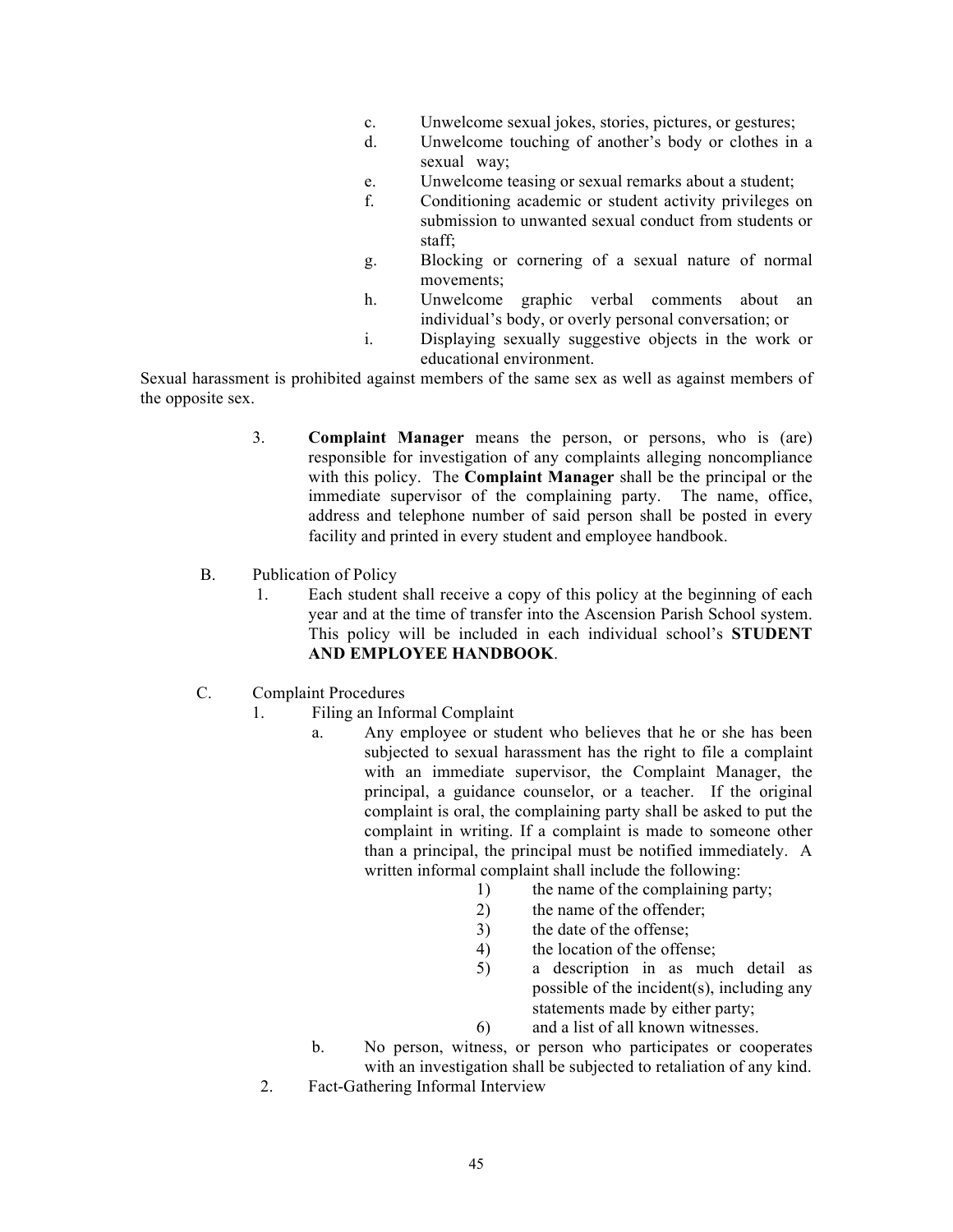c. Unwelcome sexual jokes, stories, pictures, or gestures;
d. Unwelcome touching of another's body or clothes in a sexual way;
e. Unwelcome teasing or sexual remarks about a student;
f. Conditioning academic or student activity privileges on submission to unwanted sexual conduct from students or staff;
g. Blocking or cornering of a sexual nature of normal movements;
h. Unwelcome graphic verbal comments about an individual's body, or overly personal conversation; or
i. Displaying sexually suggestive objects in the work or educational environment.

Sexual harassment is prohibited against members of the same sex as well as against members of the opposite sex.

3. **Complaint Manager** means the person, or persons, who is (are) responsible for investigation of any complaints alleging noncompliance with this policy. The **Complaint Manager** shall be the principal or the immediate supervisor of the complaining party. The name, office, address and telephone number of said person shall be posted in every facility and printed in every student and employee handbook.

B. Publication of Policy

1. Each student shall receive a copy of this policy at the beginning of each year and at the time of transfer into the Ascension Parish School system. This policy will be included in each individual school's **STUDENT AND EMPLOYEE HANDBOOK**.

C. Complaint Procedures

1. Filing an Informal Complaint
   a. Any employee or student who believes that he or she has been subjected to sexual harassment has the right to file a complaint with an immediate supervisor, the Complaint Manager, the principal, a guidance counselor, or a teacher. If the original complaint is oral, the complaining party shall be asked to put the complaint in writing. If a complaint is made to someone other than a principal, the principal must be notified immediately. A written informal complaint shall include the following:
      1) the name of the complaining party;
      2) the name of the offender;
      3) the date of the offense;
      4) the location of the offense;
      5) a description in as much detail as possible of the incident(s), including any statements made by either party;
      6) and a list of all known witnesses.
   b. No person, witness, or person who participates or cooperates with an investigation shall be subjected to retaliation of any kind.
2. Fact-Gathering Informal Interview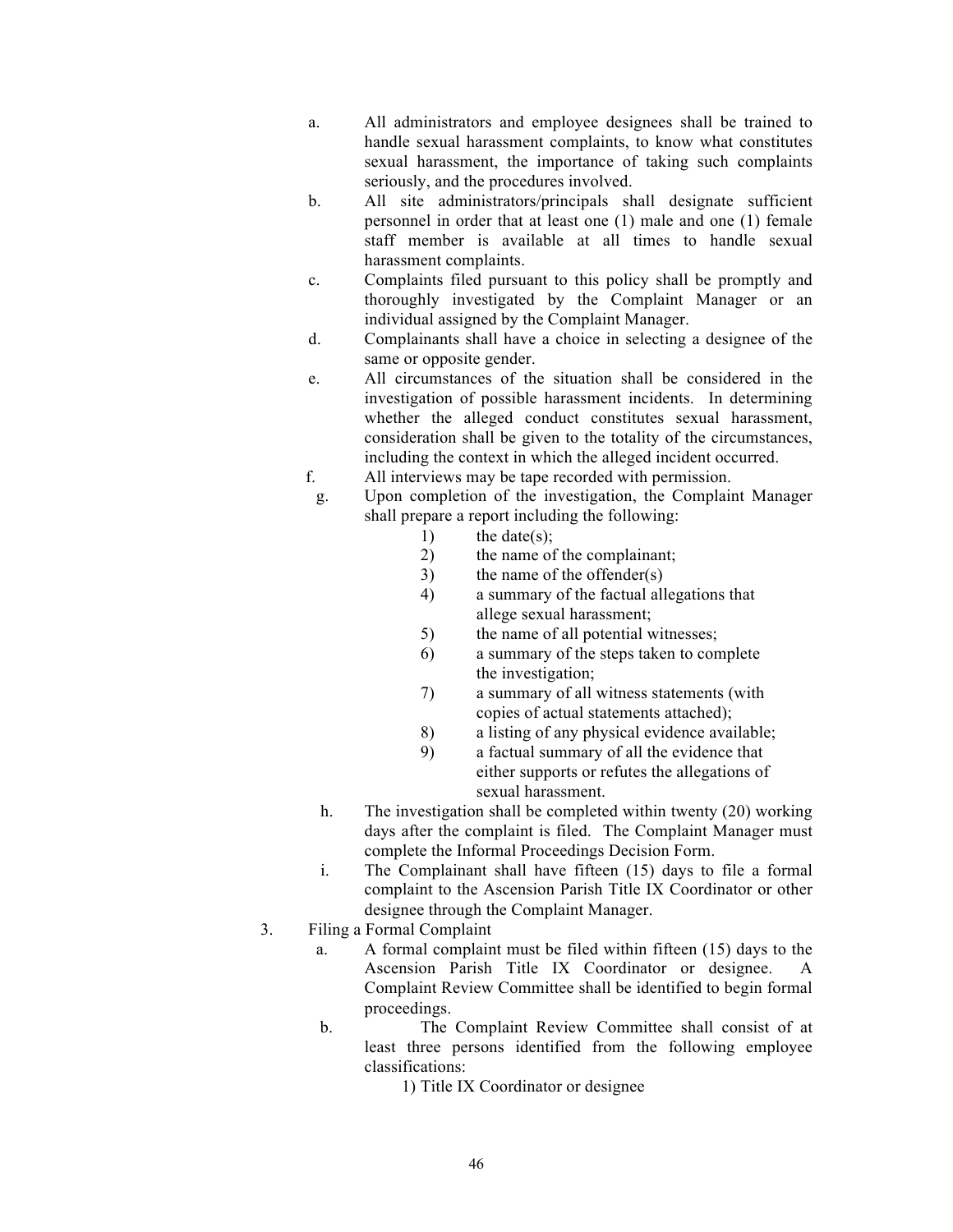a. All administrators and employee designees shall be trained to handle sexual harassment complaints, to know what constitutes sexual harassment, the importance of taking such complaints seriously, and the procedures involved.

b. All site administrators/principals shall designate sufficient personnel in order that at least one (1) male and one (1) female staff member is available at all times to handle sexual harassment complaints.

c. Complaints filed pursuant to this policy shall be promptly and thoroughly investigated by the Complaint Manager or an individual assigned by the Complaint Manager.

d. Complainants shall have a choice in selecting a designee of the same or opposite gender.

e. All circumstances of the situation shall be considered in the investigation of possible harassment incidents. In determining whether the alleged conduct constitutes sexual harassment, consideration shall be given to the totality of the circumstances, including the context in which the alleged incident occurred.

f. All interviews may be tape recorded with permission.

g. Upon completion of the investigation, the Complaint Manager shall prepare a report including the following:

    1) the date(s);
    2) the name of the complainant;
    3) the name of the offender(s)
    4) a summary of the factual allegations that allege sexual harassment;
    5) the name of all potential witnesses;
    6) a summary of the steps taken to complete the investigation;
    7) a summary of all witness statements (with copies of actual statements attached);
    8) a listing of any physical evidence available;
    9) a factual summary of all the evidence that either supports or refutes the allegations of sexual harassment.

h. The investigation shall be completed within twenty (20) working days after the complaint is filed. The Complaint Manager must complete the Informal Proceedings Decision Form.

i. The Complainant shall have fifteen (15) days to file a formal complaint to the Ascension Parish Title IX Coordinator or other designee through the Complaint Manager.

3. Filing a Formal Complaint

    a. A formal complaint must be filed within fifteen (15) days to the Ascension Parish Title IX Coordinator or designee. A Complaint Review Committee shall be identified to begin formal proceedings.

    b. The Complaint Review Committee shall consist of at least three persons identified from the following employee classifications:

        1) Title IX Coordinator or designee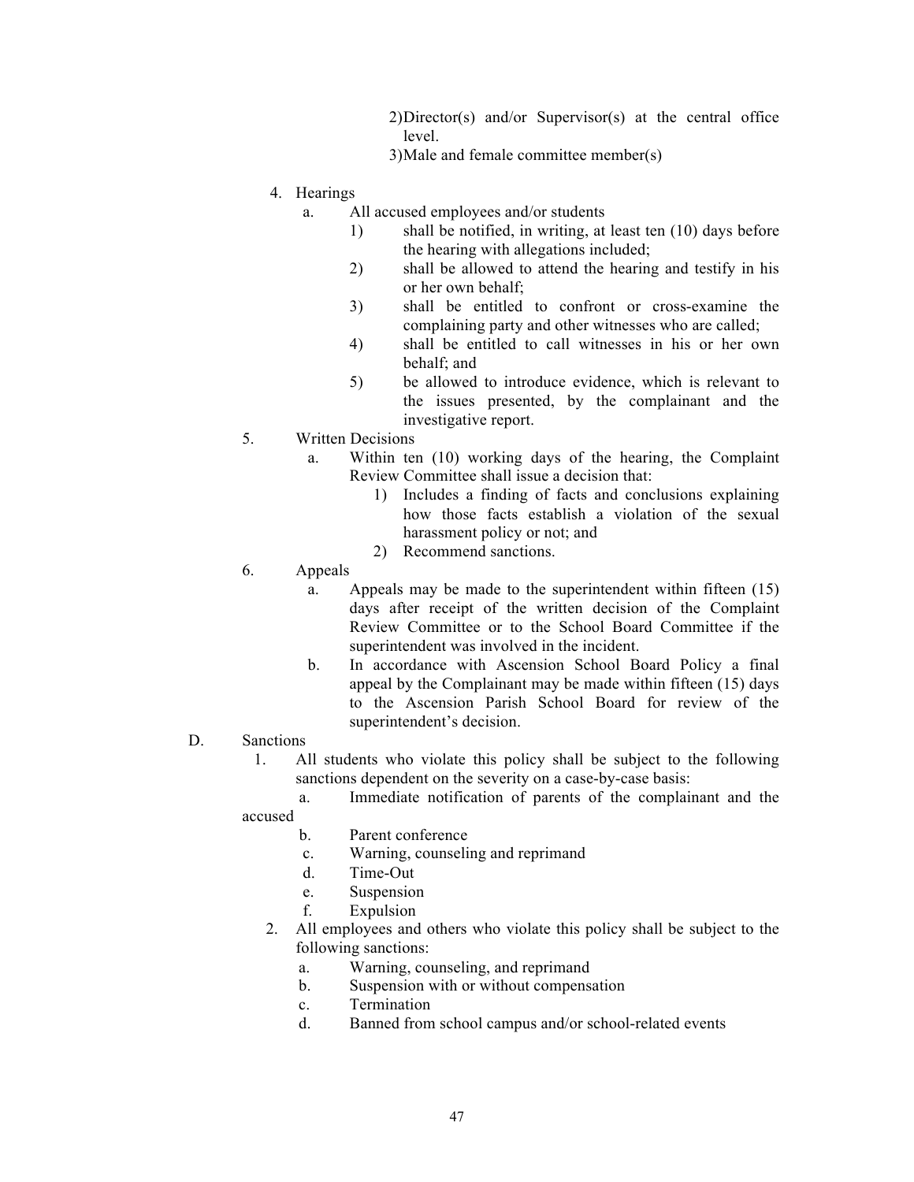2) Director(s) and/or Supervisor(s) at the central office level.
3) Male and female committee member(s)

4. Hearings
   a. All accused employees and/or students
      1) shall be notified, in writing, at least ten (10) days before the hearing with allegations included;
      2) shall be allowed to attend the hearing and testify in his or her own behalf;
      3) shall be entitled to confront or cross-examine the complaining party and other witnesses who are called;
      4) shall be entitled to call witnesses in his or her own behalf; and
      5) be allowed to introduce evidence, which is relevant to the issues presented, by the complainant and the investigative report.

5. Written Decisions
   a. Within ten (10) working days of the hearing, the Complaint Review Committee shall issue a decision that:
      1) Includes a finding of facts and conclusions explaining how those facts establish a violation of the sexual harassment policy or not; and
      2) Recommend sanctions.

6. Appeals
   a. Appeals may be made to the superintendent within fifteen (15) days after receipt of the written decision of the Complaint Review Committee or to the School Board Committee if the superintendent was involved in the incident.
   b. In accordance with Ascension School Board Policy a final appeal by the Complainant may be made within fifteen (15) days to the Ascension Parish School Board for review of the superintendent's decision.

D. Sanctions
   1. All students who violate this policy shall be subject to the following sanctions dependent on the severity on a case-by-case basis:
      a. Immediate notification of parents of the complainant and the accused
      b. Parent conference
      c. Warning, counseling and reprimand
      d. Time-Out
      e. Suspension
      f. Expulsion
   2. All employees and others who violate this policy shall be subject to the following sanctions:
      a. Warning, counseling, and reprimand
      b. Suspension with or without compensation
      c. Termination
      d. Banned from school campus and/or school-related events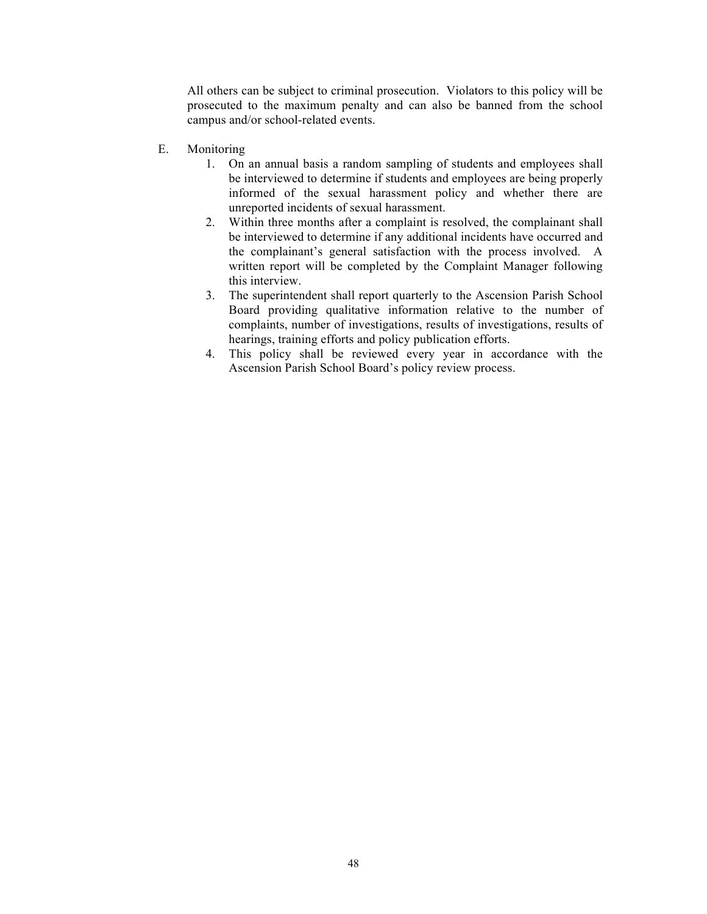All others can be subject to criminal prosecution. Violators to this policy will be prosecuted to the maximum penalty and can also be banned from the school campus and/or school-related events.

E. Monitoring

1. On an annual basis a random sampling of students and employees shall be interviewed to determine if students and employees are being properly informed of the sexual harassment policy and whether there are unreported incidents of sexual harassment.
2. Within three months after a complaint is resolved, the complainant shall be interviewed to determine if any additional incidents have occurred and the complainant's general satisfaction with the process involved. A written report will be completed by the Complaint Manager following this interview.
3. The superintendent shall report quarterly to the Ascension Parish School Board providing qualitative information relative to the number of complaints, number of investigations, results of investigations, results of hearings, training efforts and policy publication efforts.
4. This policy shall be reviewed every year in accordance with the Ascension Parish School Board's policy review process.